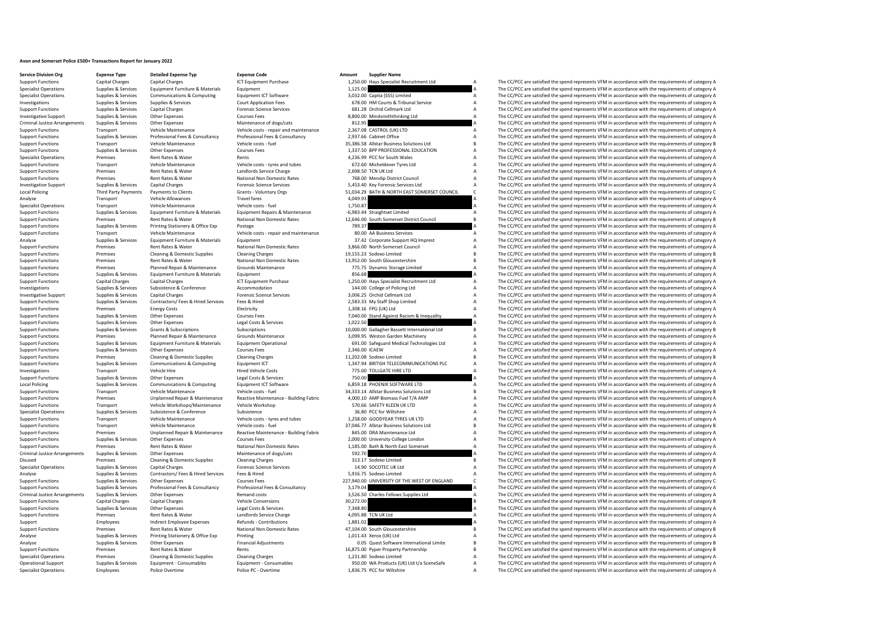# Avon and Somerset Police £500+ Transactions Report for January 2022

| Service Division Org | Expense Type | Detailed Expense Typ | Expense Code | Amount | Supplier Name | | |
|---|---|---|---|---|---|---|---|
| Support Functions | Capital Charges | Capital Charges | ICT Equipment Purchase | 1,250.00 | Hays Specialist Recruitment Ltd | A | The CC/PCC are satisfied the spend represents VFM in accordance with the requirements of category A |
| Specialist Operations | Supplies & Services | Equipment Furniture & Materials | Equipment | 1,125.00 | | A | The CC/PCC are satisfied the spend represents VFM in accordance with the requirements of category A |
| Specialist Operations | Supplies & Services | Communications & Computing | Equipment ICT Software | 3,032.00 | Capita (SSS) Limited | A | The CC/PCC are satisfied the spend represents VFM in accordance with the requirements of category A |
| Investigations | Supplies & Services | Supplies & Services | Court Application Fees | 678.00 | HM Courts & Tribunal Service | A | The CC/PCC are satisfied the spend represents VFM in accordance with the requirements of category A |
| Support Functions | Supplies & Services | Capital Charges | Forensic Science Services | 681.28 | Orchid Cellmark Ltd | A | The CC/PCC are satisfied the spend represents VFM in accordance with the requirements of category A |
| Investigative Support | Supplies & Services | Other Expenses | Courses Fees | 8,800.00 | Mindsmiththinking Ltd | A | The CC/PCC are satisfied the spend represents VFM in accordance with the requirements of category A |
| Criminal Justice Arrangements | Supplies & Services | Other Expenses | Maintenance of dogs/cats | 812.95 | | A | The CC/PCC are satisfied the spend represents VFM in accordance with the requirements of category A |
| Support Functions | Transport | Vehicle Maintenance | Vehicle costs - repair and maintenance | 2,367.08 | CASTROL (UK) LTD | A | The CC/PCC are satisfied the spend represents VFM in accordance with the requirements of category A |
| Support Functions | Supplies & Services | Professional Fees & Consultancy | Professional Fees & Consultancy | 2,937.66 | Cabinet Office | A | The CC/PCC are satisfied the spend represents VFM in accordance with the requirements of category A |
| Support Functions | Transport | Vehicle Maintenance | Vehicle costs - fuel | 35,386.58 | Allstar Business Solutions Ltd | B | The CC/PCC are satisfied the spend represents VFM in accordance with the requirements of category B |
| Support Functions | Supplies & Services | Other Expenses | Courses Fees | 1,337.50 | BPP PROFESSIONAL EDUCATION | A | The CC/PCC are satisfied the spend represents VFM in accordance with the requirements of category A |
| Specialist Operations | Premises | Rent Rates & Water | Rents | 4,236.99 | PCC for South Wales | A | The CC/PCC are satisfied the spend represents VFM in accordance with the requirements of category A |
| Support Functions | Transport | Vehicle Maintenance | Vehicle costs - tyres and tubes | 672.60 | Micheldever Tyres Ltd | A | The CC/PCC are satisfied the spend represents VFM in accordance with the requirements of category A |
| Support Functions | Premises | Rent Rates & Water | Landlords Service Charge | 2,698.50 | TCN UK Ltd | A | The CC/PCC are satisfied the spend represents VFM in accordance with the requirements of category A |
| Support Functions | Premises | Rent Rates & Water | National Non Domestic Rates | 768.00 | Mendip District Council | A | The CC/PCC are satisfied the spend represents VFM in accordance with the requirements of category A |
| Investigative Support | Supplies & Services | Capital Charges | Forensic Science Services | 5,453.40 | Key Forensic Services Ltd | A | The CC/PCC are satisfied the spend represents VFM in accordance with the requirements of category A |
| Local Policing | Third Party Payments | Payments to Clients | Grants - Voluntary Orgs | 51,034.29 | BATH & NORTH EAST SOMERSET COUNCIL | C | The CC/PCC are satisfied the spend represents VFM in accordance with the requirements of category C |
| Analyse | Transport | Vehicle Allowances | Travel fares | 4,049.93 | | A | The CC/PCC are satisfied the spend represents VFM in accordance with the requirements of category A |
| Specialist Operations | Transport | Vehicle Maintenance | Vehicle costs - fuel | 1,750.87 | | A | The CC/PCC are satisfied the spend represents VFM in accordance with the requirements of category A |
| Support Functions | Supplies & Services | Equipment Furniture & Materials | Equipment Repairs & Maintenance | -6,983.44 | Straightset Limited | A | The CC/PCC are satisfied the spend represents VFM in accordance with the requirements of category A |
| Support Functions | Premises | Rent Rates & Water | National Non Domestic Rates | 12,646.00 | South Somerset District Council | B | The CC/PCC are satisfied the spend represents VFM in accordance with the requirements of category B |
| Support Functions | Supplies & Services | Printing Stationery & Office Exp | Postage | 789.37 | | A | The CC/PCC are satisfied the spend represents VFM in accordance with the requirements of category A |
| Support Functions | Transport | Vehicle Maintenance | Vehicle costs - repair and maintenance | 80.00 | AA Business Services | A | The CC/PCC are satisfied the spend represents VFM in accordance with the requirements of category A |
| Analyse | Supplies & Services | Equipment Furniture & Materials | Equipment | 37.42 | Corporate Support HQ Imprest | A | The CC/PCC are satisfied the spend represents VFM in accordance with the requirements of category A |
| Support Functions | Premises | Rent Rates & Water | National Non Domestic Rates | 3,866.00 | North Somerset Council | A | The CC/PCC are satisfied the spend represents VFM in accordance with the requirements of category A |
| Support Functions | Premises | Cleaning & Domestic Supplies | Cleaning Charges | 19,155.23 | Sodexo Limited | B | The CC/PCC are satisfied the spend represents VFM in accordance with the requirements of category B |
| Support Functions | Premises | Rent Rates & Water | National Non Domestic Rates | 13,952.00 | South Gloucestershire | B | The CC/PCC are satisfied the spend represents VFM in accordance with the requirements of category B |
| Support Functions | Premises | Planned Repair & Maintenance | Grounds Maintenance | 775.75 | Dynamic Storage Limited | A | The CC/PCC are satisfied the spend represents VFM in accordance with the requirements of category A |
| Support Functions | Supplies & Services | Equipment Furniture & Materials | Equipment | 856.68 | | A | The CC/PCC are satisfied the spend represents VFM in accordance with the requirements of category A |
| Support Functions | Capital Charges | Capital Charges | ICT Equipment Purchase | 1,250.00 | Hays Specialist Recruitment Ltd | A | The CC/PCC are satisfied the spend represents VFM in accordance with the requirements of category A |
| Investigations | Supplies & Services | Subsistence & Conference | Accommodation | 144.00 | College of Policing Ltd | A | The CC/PCC are satisfied the spend represents VFM in accordance with the requirements of category A |
| Investigative Support | Supplies & Services | Capital Charges | Forensic Science Services | 3,006.25 | Orchid Cellmark Ltd | A | The CC/PCC are satisfied the spend represents VFM in accordance with the requirements of category A |
| Support Functions | Supplies & Services | Contractors/ Fees & Hired Services | Fees & Hired | 2,583.33 | My Staff Shop Limited | A | The CC/PCC are satisfied the spend represents VFM in accordance with the requirements of category A |
| Support Functions | Premises | Energy Costs | Electricity | 1,308.16 | FPG (UK) Ltd | A | The CC/PCC are satisfied the spend represents VFM in accordance with the requirements of category A |
| Support Functions | Supplies & Services | Other Expenses | Courses Fees | 7,040.00 | Stand Against Racism & Inequality | A | The CC/PCC are satisfied the spend represents VFM in accordance with the requirements of category A |
| Support Functions | Supplies & Services | Other Expenses | Legal Costs & Services | 1,022.50 | | A | The CC/PCC are satisfied the spend represents VFM in accordance with the requirements of category A |
| Support Functions | Supplies & Services | Grants & Subscriptions | Subscriptions | 10,000.00 | Gallagher Bassett International Ltd | B | The CC/PCC are satisfied the spend represents VFM in accordance with the requirements of category B |
| Support Functions | Premises | Planned Repair & Maintenance | Grounds Maintenance | 3,099.95 | Weston Garden Machinery | A | The CC/PCC are satisfied the spend represents VFM in accordance with the requirements of category A |
| Support Functions | Supplies & Services | Equipment Furniture & Materials | Equipment Operational | 691.00 | Safeguard Medical Technologies Ltd | A | The CC/PCC are satisfied the spend represents VFM in accordance with the requirements of category A |
| Support Functions | Supplies & Services | Other Expenses | Courses Fees | 2,346.00 | ICAEW | A | The CC/PCC are satisfied the spend represents VFM in accordance with the requirements of category A |
| Support Functions | Premises | Cleaning & Domestic Supplies | Cleaning Charges | 11,202.08 | Sodexo Limited | B | The CC/PCC are satisfied the spend represents VFM in accordance with the requirements of category B |
| Support Functions | Supplies & Services | Communications & Computing | Equipment ICT | 1,347.94 | BRITISH TELECOMMUNICATIONS PLC | A | The CC/PCC are satisfied the spend represents VFM in accordance with the requirements of category A |
| Investigations | Transport | Vehicle Hire | Hired Vehicle Costs | 775.00 | TOLLGATE HIRE LTD | A | The CC/PCC are satisfied the spend represents VFM in accordance with the requirements of category A |
| Support Functions | Supplies & Services | Other Expenses | Legal Costs & Services | 750.00 | | A | The CC/PCC are satisfied the spend represents VFM in accordance with the requirements of category A |
| Local Policing | Supplies & Services | Communications & Computing | Equipment ICT Software | 6,859.18 | PHOENIX SOFTWARE LTD | A | The CC/PCC are satisfied the spend represents VFM in accordance with the requirements of category A |
| Support Functions | Transport | Vehicle Maintenance | Vehicle costs - fuel | 34,333.14 | Allstar Business Solutions Ltd | B | The CC/PCC are satisfied the spend represents VFM in accordance with the requirements of category B |
| Support Functions | Premises | Unplanned Repair & Maintenance | Reactive Maintenance - Building Fabric | 4,000.10 | AMP Biomass Fuel T/A AMP | A | The CC/PCC are satisfied the spend represents VFM in accordance with the requirements of category A |
| Support Functions | Transport | Vehicle Workshops/Maintenance | Vehicle Workshop | 570.66 | SAFETY KLEEN UK LTD | A | The CC/PCC are satisfied the spend represents VFM in accordance with the requirements of category A |
| Specialist Operations | Supplies & Services | Subsistence & Conference | Subsistence | 36.80 | PCC for Wiltshire | A | The CC/PCC are satisfied the spend represents VFM in accordance with the requirements of category A |
| Support Functions | Transport | Vehicle Maintenance | Vehicle costs - tyres and tubes | 1,258.00 | GOODYEAR TYRES UK LTD | A | The CC/PCC are satisfied the spend represents VFM in accordance with the requirements of category A |
| Support Functions | Transport | Vehicle Maintenance | Vehicle costs - fuel | 37,046.77 | Allstar Business Solutions Ltd | B | The CC/PCC are satisfied the spend represents VFM in accordance with the requirements of category B |
| Support Functions | Premises | Unplanned Repair & Maintenance | Reactive Maintenance - Building Fabric | 845.00 | DRA Maintenance Ltd | A | The CC/PCC are satisfied the spend represents VFM in accordance with the requirements of category A |
| Support Functions | Supplies & Services | Other Expenses | Courses Fees | 2,000.00 | University College London | A | The CC/PCC are satisfied the spend represents VFM in accordance with the requirements of category A |
| Support Functions | Premises | Rent Rates & Water | National Non Domestic Rates | 1,185.00 | Bath & North East Somerset | A | The CC/PCC are satisfied the spend represents VFM in accordance with the requirements of category A |
| Criminal Justice Arrangements | Supplies & Services | Other Expenses | Maintenance of dogs/cats | 592.70 | | A | The CC/PCC are satisfied the spend represents VFM in accordance with the requirements of category A |
| Disused | Premises | Cleaning & Domestic Supplies | Cleaning Charges | 313.17 | Sodexo Limited | B | The CC/PCC are satisfied the spend represents VFM in accordance with the requirements of category B |
| Specialist Operations | Supplies & Services | Capital Charges | Forensic Science Services | 14.90 | SOCOTEC UK Ltd | A | The CC/PCC are satisfied the spend represents VFM in accordance with the requirements of category A |
| Analyse | Supplies & Services | Contractors/ Fees & Hired Services | Fees & Hired | 5,916.75 | Sodexo Limited | A | The CC/PCC are satisfied the spend represents VFM in accordance with the requirements of category A |
| Support Functions | Supplies & Services | Other Expenses | Courses Fees | 227,940.00 | UNIVERSITY OF THE WEST OF ENGLAND | C | The CC/PCC are satisfied the spend represents VFM in accordance with the requirements of category C |
| Support Functions | Supplies & Services | Professional Fees & Consultancy | Professional Fees & Consultancy | 3,179.04 | | A | The CC/PCC are satisfied the spend represents VFM in accordance with the requirements of category A |
| Criminal Justice Arrangements | Supplies & Services | Other Expenses | Remand costs | 3,526.50 | Charles Fellows Supplies Ltd | A | The CC/PCC are satisfied the spend represents VFM in accordance with the requirements of category A |
| Support Functions | Capital Charges | Capital Charges | Vehicle Conversions | 30,272.00 | | B | The CC/PCC are satisfied the spend represents VFM in accordance with the requirements of category B |
| Support Functions | Supplies & Services | Other Expenses | Legal Costs & Services | 7,348.80 | | A | The CC/PCC are satisfied the spend represents VFM in accordance with the requirements of category A |
| Support Functions | Premises | Rent Rates & Water | Landlords Service Charge | 4,095.88 | TCN UK Ltd | A | The CC/PCC are satisfied the spend represents VFM in accordance with the requirements of category A |
| Support | Employees | Indirect Employee Expenses | Refunds - Contributions | 1,881.02 | | A | The CC/PCC are satisfied the spend represents VFM in accordance with the requirements of category A |
| Support Functions | Premises | Rent Rates & Water | National Non Domestic Rates | 47,104.00 | South Gloucestershire | B | The CC/PCC are satisfied the spend represents VFM in accordance with the requirements of category B |
| Analyse | Supplies & Services | Printing Stationery & Office Exp | Printing | 1,011.43 | Xerox (UK) Ltd | A | The CC/PCC are satisfied the spend represents VFM in accordance with the requirements of category A |
| Analyse | Supplies & Services | Other Expenses | Financial Adjustments | 0.05 | Quest Software International Limite | B | The CC/PCC are satisfied the spend represents VFM in accordance with the requirements of category B |
| Support Functions | Premises | Rent Rates & Water | Rents | 16,875.00 | Pyper Property Partnership | B | The CC/PCC are satisfied the spend represents VFM in accordance with the requirements of category B |
| Specialist Operations | Premises | Cleaning & Domestic Supplies | Cleaning Charges | 1,231.80 | Sodexo Limited | A | The CC/PCC are satisfied the spend represents VFM in accordance with the requirements of category A |
| Operational Support | Supplies & Services | Equipment - Consumables | Equipment - Consumables | 950.00 | WA Products (UK) Ltd t/a SceneSafe | A | The CC/PCC are satisfied the spend represents VFM in accordance with the requirements of category A |
| Specialist Operations | Employees | Police Overtime | Police PC - Overtime | 1,836.75 | PCC for Wiltshire | A | The CC/PCC are satisfied the spend represents VFM in accordance with the requirements of category A |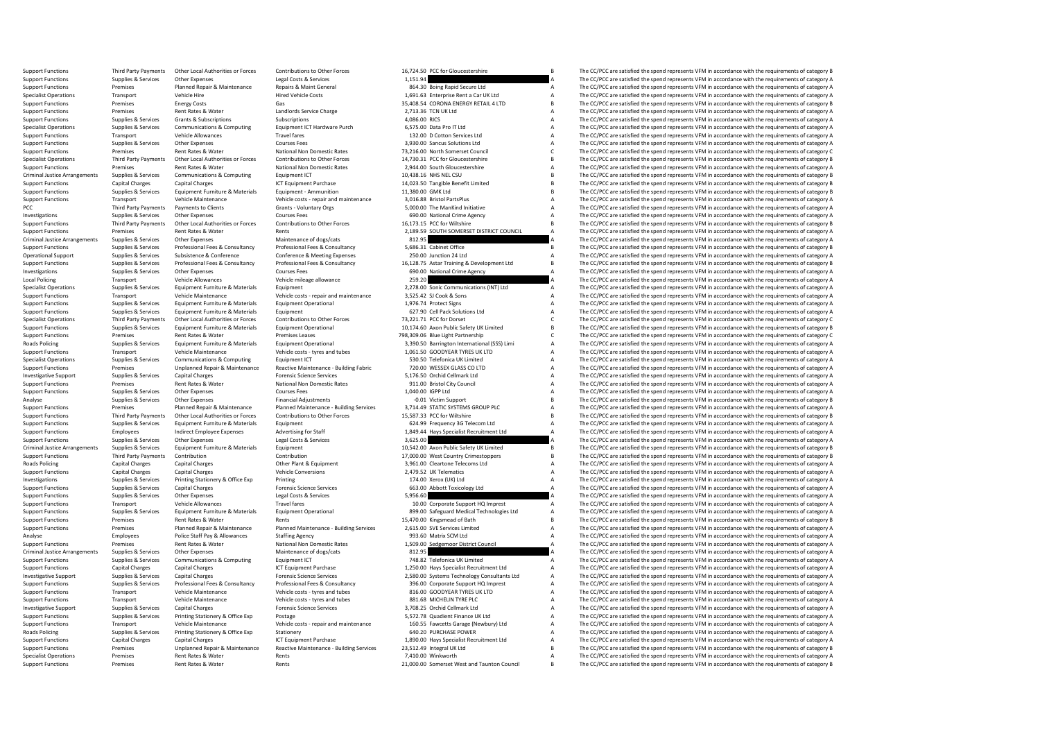| | | | | | | | |
|---|---|---|---|---|---|---|---|
| Support Functions | Third Party Payments | Other Local Authorities or Forces | Contributions to Other Forces | 16,724.50 | PCC for Gloucestershire | B | The CC/PCC are satisfied the spend represents VFM in accordance with the requirements of category B |
| Support Functions | Supplies & Services | Other Expenses | Legal Costs & Services | 1,151.94 | | A | The CC/PCC are satisfied the spend represents VFM in accordance with the requirements of category A |
| Support Functions | Premises | Planned Repair & Maintenance | Repairs & Maint General | 864.30 | Boing Rapid Secure Ltd | A | The CC/PCC are satisfied the spend represents VFM in accordance with the requirements of category A |
| Specialist Operations | Transport | Vehicle Hire | Hired Vehicle Costs | 1,691.63 | Enterprise Rent a Car UK Ltd | A | The CC/PCC are satisfied the spend represents VFM in accordance with the requirements of category A |
| Support Functions | Premises | Energy Costs | Gas | 35,408.54 | CORONA ENERGY RETAIL 4 LTD | B | The CC/PCC are satisfied the spend represents VFM in accordance with the requirements of category B |
| Support Functions | Premises | Rent Rates & Water | Landlords Service Charge | 2,713.36 | TCN UK Ltd | A | The CC/PCC are satisfied the spend represents VFM in accordance with the requirements of category A |
| Support Functions | Supplies & Services | Grants & Subscriptions | Subscriptions | 4,086.00 | RICS | A | The CC/PCC are satisfied the spend represents VFM in accordance with the requirements of category A |
| Specialist Operations | Supplies & Services | Communications & Computing | Equipment ICT Hardware Purch | 6,575.00 | Data Pro IT Ltd | A | The CC/PCC are satisfied the spend represents VFM in accordance with the requirements of category A |
| Support Functions | Transport | Vehicle Allowances | Travel fares | 132.00 | D Cotton Services Ltd | A | The CC/PCC are satisfied the spend represents VFM in accordance with the requirements of category A |
| Support Functions | Supplies & Services | Other Expenses | Courses Fees | 3,930.00 | Sancus Solutions Ltd | A | The CC/PCC are satisfied the spend represents VFM in accordance with the requirements of category A |
| Support Functions | Premises | Rent Rates & Water | National Non Domestic Rates | 73,216.00 | North Somerset Council | C | The CC/PCC are satisfied the spend represents VFM in accordance with the requirements of category C |
| Specialist Operations | Third Party Payments | Other Local Authorities or Forces | Contributions to Other Forces | 14,730.31 | PCC for Gloucestershire | B | The CC/PCC are satisfied the spend represents VFM in accordance with the requirements of category B |
| Support Functions | Premises | Rent Rates & Water | National Non Domestic Rates | 2,944.00 | South Gloucestershire | A | The CC/PCC are satisfied the spend represents VFM in accordance with the requirements of category A |
| Criminal Justice Arrangements | Supplies & Services | Communications & Computing | Equipment ICT | 10,438.16 | NHS NEL CSU | B | The CC/PCC are satisfied the spend represents VFM in accordance with the requirements of category B |
| Support Functions | Capital Charges | Capital Charges | ICT Equipment Purchase | 14,023.50 | Tangible Benefit Limited | B | The CC/PCC are satisfied the spend represents VFM in accordance with the requirements of category B |
| Support Functions | Supplies & Services | Equipment Furniture & Materials | Equipment - Ammunition | 11,380.00 | GMK Ltd | B | The CC/PCC are satisfied the spend represents VFM in accordance with the requirements of category B |
| Support Functions | Transport | Vehicle Maintenance | Vehicle costs - repair and maintenance | 3,016.88 | Bristol PartsPlus | A | The CC/PCC are satisfied the spend represents VFM in accordance with the requirements of category A |
| PCC | Third Party Payments | Payments to Clients | Grants - Voluntary Orgs | 5,000.00 | The ManKind Initiative | A | The CC/PCC are satisfied the spend represents VFM in accordance with the requirements of category A |
| Investigations | Supplies & Services | Other Expenses | Courses Fees | 690.00 | National Crime Agency | A | The CC/PCC are satisfied the spend represents VFM in accordance with the requirements of category A |
| Support Functions | Third Party Payments | Other Local Authorities or Forces | Contributions to Other Forces | 16,173.15 | PCC for Wiltshire | B | The CC/PCC are satisfied the spend represents VFM in accordance with the requirements of category B |
| Support Functions | Premises | Rent Rates & Water | Rents | 2,189.59 | SOUTH SOMERSET DISTRICT COUNCIL | A | The CC/PCC are satisfied the spend represents VFM in accordance with the requirements of category A |
| Criminal Justice Arrangements | Supplies & Services | Other Expenses | Maintenance of dogs/cats | 812.95 | | A | The CC/PCC are satisfied the spend represents VFM in accordance with the requirements of category A |
| Support Functions | Supplies & Services | Professional Fees & Consultancy | Professional Fees & Consultancy | 5,686.31 | Cabinet Office | B | The CC/PCC are satisfied the spend represents VFM in accordance with the requirements of category B |
| Operational Support | Supplies & Services | Subsistence & Conference | Conference & Meeting Expenses | 250.00 | Junction 24 Ltd | A | The CC/PCC are satisfied the spend represents VFM in accordance with the requirements of category A |
| Support Functions | Supplies & Services | Professional Fees & Consultancy | Professional Fees & Consultancy | 16,128.75 | Astar Training & Development Ltd | B | The CC/PCC are satisfied the spend represents VFM in accordance with the requirements of category B |
| Investigations | Supplies & Services | Other Expenses | Courses Fees | 690.00 | National Crime Agency | A | The CC/PCC are satisfied the spend represents VFM in accordance with the requirements of category A |
| Local Policing | Transport | Vehicle Allowances | Vehicle mileage allowance | 259.20 | | A | The CC/PCC are satisfied the spend represents VFM in accordance with the requirements of category A |
| Specialist Operations | Supplies & Services | Equipment Furniture & Materials | Equipment | 2,278.00 | Sonic Communications (INT) Ltd | A | The CC/PCC are satisfied the spend represents VFM in accordance with the requirements of category A |
| Support Functions | Transport | Vehicle Maintenance | Vehicle costs - repair and maintenance | 3,525.42 | SJ Cook & Sons | A | The CC/PCC are satisfied the spend represents VFM in accordance with the requirements of category A |
| Support Functions | Supplies & Services | Equipment Furniture & Materials | Equipment Operational | 1,976.74 | Protect Signs | A | The CC/PCC are satisfied the spend represents VFM in accordance with the requirements of category A |
| Support Functions | Supplies & Services | Equipment Furniture & Materials | Equipment | 627.90 | Cell Pack Solutions Ltd | A | The CC/PCC are satisfied the spend represents VFM in accordance with the requirements of category A |
| Specialist Operations | Third Party Payments | Other Local Authorities or Forces | Contributions to Other Forces | 73,221.71 | PCC for Dorset | C | The CC/PCC are satisfied the spend represents VFM in accordance with the requirements of category C |
| Support Functions | Supplies & Services | Equipment Furniture & Materials | Equipment Operational | 10,174.60 | Axon Public Safety UK Limited | B | The CC/PCC are satisfied the spend represents VFM in accordance with the requirements of category B |
| Support Functions | Premises | Rent Rates & Water | Premises Leases | 798,309.06 | Blue Light Partnership | C | The CC/PCC are satisfied the spend represents VFM in accordance with the requirements of category C |
| Roads Policing | Supplies & Services | Equipment Furniture & Materials | Equipment Operational | 3,390.50 | Barrington International (SSS) Limi | A | The CC/PCC are satisfied the spend represents VFM in accordance with the requirements of category A |
| Support Functions | Transport | Vehicle Maintenance | Vehicle costs - tyres and tubes | 1,061.50 | GOODYEAR TYRES UK LTD | A | The CC/PCC are satisfied the spend represents VFM in accordance with the requirements of category A |
| Specialist Operations | Supplies & Services | Communications & Computing | Equipment ICT | 530.50 | Telefonica UK Limited | A | The CC/PCC are satisfied the spend represents VFM in accordance with the requirements of category A |
| Support Functions | Premises | Unplanned Repair & Maintenance | Reactive Maintenance - Building Fabric | 720.00 | WESSEX GLASS CO LTD | A | The CC/PCC are satisfied the spend represents VFM in accordance with the requirements of category A |
| Investigative Support | Supplies & Services | Capital Charges | Forensic Science Services | 5,176.50 | Orchid Cellmark Ltd | A | The CC/PCC are satisfied the spend represents VFM in accordance with the requirements of category A |
| Support Functions | Premises | Rent Rates & Water | National Non Domestic Rates | 911.00 | Bristol City Council | A | The CC/PCC are satisfied the spend represents VFM in accordance with the requirements of category A |
| Support Functions | Supplies & Services | Other Expenses | Courses Fees | 1,040.00 | IGPP Ltd | A | The CC/PCC are satisfied the spend represents VFM in accordance with the requirements of category A |
| Analyse | Supplies & Services | Other Expenses | Financial Adjustments | -0.01 | Victim Support | B | The CC/PCC are satisfied the spend represents VFM in accordance with the requirements of category B |
| Support Functions | Premises | Planned Repair & Maintenance | Planned Maintenance - Building Services | 3,714.49 | STATIC SYSTEMS GROUP PLC | A | The CC/PCC are satisfied the spend represents VFM in accordance with the requirements of category A |
| Support Functions | Third Party Payments | Other Local Authorities or Forces | Contributions to Other Forces | 15,587.33 | PCC for Wiltshire | B | The CC/PCC are satisfied the spend represents VFM in accordance with the requirements of category B |
| Support Functions | Supplies & Services | Equipment Furniture & Materials | Equipment | 624.99 | Frequency 3G Telecom Ltd | A | The CC/PCC are satisfied the spend represents VFM in accordance with the requirements of category A |
| Support Functions | Employees | Indirect Employee Expenses | Advertising for Staff | 1,849.44 | Hays Specialist Recruitment Ltd | A | The CC/PCC are satisfied the spend represents VFM in accordance with the requirements of category A |
| Support Functions | Supplies & Services | Other Expenses | Legal Costs & Services | 3,625.00 | | A | The CC/PCC are satisfied the spend represents VFM in accordance with the requirements of category A |
| Criminal Justice Arrangements | Supplies & Services | Equipment Furniture & Materials | Equipment | 10,542.00 | Axon Public Safety UK Limited | B | The CC/PCC are satisfied the spend represents VFM in accordance with the requirements of category B |
| Support Functions | Third Party Payments | Contribution | Contribution | 17,000.00 | West Country Crimestoppers | B | The CC/PCC are satisfied the spend represents VFM in accordance with the requirements of category B |
| Roads Policing | Capital Charges | Capital Charges | Other Plant & Equipment | 3,961.00 | Cleartone Telecoms Ltd | A | The CC/PCC are satisfied the spend represents VFM in accordance with the requirements of category A |
| Support Functions | Capital Charges | Capital Charges | Vehicle Conversions | 2,479.52 | UK Telematics | A | The CC/PCC are satisfied the spend represents VFM in accordance with the requirements of category A |
| Investigations | Supplies & Services | Printing Stationery & Office Exp | Printing | 174.00 | Xerox (UK) Ltd | A | The CC/PCC are satisfied the spend represents VFM in accordance with the requirements of category A |
| Support Functions | Supplies & Services | Capital Charges | Forensic Science Services | 663.00 | Abbott Toxicology Ltd | A | The CC/PCC are satisfied the spend represents VFM in accordance with the requirements of category A |
| Support Functions | Supplies & Services | Other Expenses | Legal Costs & Services | 5,956.60 | | A | The CC/PCC are satisfied the spend represents VFM in accordance with the requirements of category A |
| Support Functions | Transport | Vehicle Allowances | Travel fares | 10.00 | Corporate Support HQ Imprest | A | The CC/PCC are satisfied the spend represents VFM in accordance with the requirements of category A |
| Support Functions | Supplies & Services | Equipment Furniture & Materials | Equipment Operational | 899.00 | Safeguard Medical Technologies Ltd | A | The CC/PCC are satisfied the spend represents VFM in accordance with the requirements of category A |
| Support Functions | Premises | Rent Rates & Water | Rents | 15,470.00 | Kingsmead of Bath | B | The CC/PCC are satisfied the spend represents VFM in accordance with the requirements of category B |
| Support Functions | Premises | Planned Repair & Maintenance | Planned Maintenance - Building Services | 2,615.00 | SVE Services Limited | A | The CC/PCC are satisfied the spend represents VFM in accordance with the requirements of category A |
| Analyse | Employees | Police Staff Pay & Allowances | Staffing Agency | 993.60 | Matrix SCM Ltd | A | The CC/PCC are satisfied the spend represents VFM in accordance with the requirements of category A |
| Support Functions | Premises | Rent Rates & Water | National Non Domestic Rates | 1,509.00 | Sedgemoor District Council | A | The CC/PCC are satisfied the spend represents VFM in accordance with the requirements of category A |
| Criminal Justice Arrangements | Supplies & Services | Other Expenses | Maintenance of dogs/cats | 812.95 | | A | The CC/PCC are satisfied the spend represents VFM in accordance with the requirements of category A |
| Support Functions | Supplies & Services | Communications & Computing | Equipment ICT | 748.82 | Telefonica UK Limited | A | The CC/PCC are satisfied the spend represents VFM in accordance with the requirements of category A |
| Support Functions | Capital Charges | Capital Charges | ICT Equipment Purchase | 1,250.00 | Hays Specialist Recruitment Ltd | A | The CC/PCC are satisfied the spend represents VFM in accordance with the requirements of category A |
| Investigative Support | Supplies & Services | Capital Charges | Forensic Science Services | 2,580.00 | Systems Technology Consultants Ltd | A | The CC/PCC are satisfied the spend represents VFM in accordance with the requirements of category A |
| Support Functions | Supplies & Services | Professional Fees & Consultancy | Professional Fees & Consultancy | 396.00 | Corporate Support HQ Imprest | A | The CC/PCC are satisfied the spend represents VFM in accordance with the requirements of category A |
| Support Functions | Transport | Vehicle Maintenance | Vehicle costs - tyres and tubes | 816.00 | GOODYEAR TYRES UK LTD | A | The CC/PCC are satisfied the spend represents VFM in accordance with the requirements of category A |
| Support Functions | Transport | Vehicle Maintenance | Vehicle costs - tyres and tubes | 881.68 | MICHELIN TYRE PLC | A | The CC/PCC are satisfied the spend represents VFM in accordance with the requirements of category A |
| Investigative Support | Supplies & Services | Capital Charges | Forensic Science Services | 3,708.25 | Orchid Cellmark Ltd | A | The CC/PCC are satisfied the spend represents VFM in accordance with the requirements of category A |
| Support Functions | Supplies & Services | Printing Stationery & Office Exp | Postage | 5,572.78 | Quadient Finance UK Ltd | A | The CC/PCC are satisfied the spend represents VFM in accordance with the requirements of category A |
| Support Functions | Transport | Vehicle Maintenance | Vehicle costs - repair and maintenance | 160.55 | Fawcetts Garage (Newbury) Ltd | A | The CC/PCC are satisfied the spend represents VFM in accordance with the requirements of category A |
| Roads Policing | Supplies & Services | Printing Stationery & Office Exp | Stationery | 640.20 | PURCHASE POWER | A | The CC/PCC are satisfied the spend represents VFM in accordance with the requirements of category A |
| Support Functions | Capital Charges | Capital Charges | ICT Equipment Purchase | 1,890.00 | Hays Specialist Recruitment Ltd | A | The CC/PCC are satisfied the spend represents VFM in accordance with the requirements of category A |
| Support Functions | Premises | Unplanned Repair & Maintenance | Reactive Maintenance - Building Services | 23,512.49 | Integral UK Ltd | B | The CC/PCC are satisfied the spend represents VFM in accordance with the requirements of category B |
| Specialist Operations | Premises | Rent Rates & Water | Rents | 7,410.00 | Winkworth | A | The CC/PCC are satisfied the spend represents VFM in accordance with the requirements of category A |
| Support Functions | Premises | Rent Rates & Water | Rents | 21,000.00 | Somerset West and Taunton Council | B | The CC/PCC are satisfied the spend represents VFM in accordance with the requirements of category B |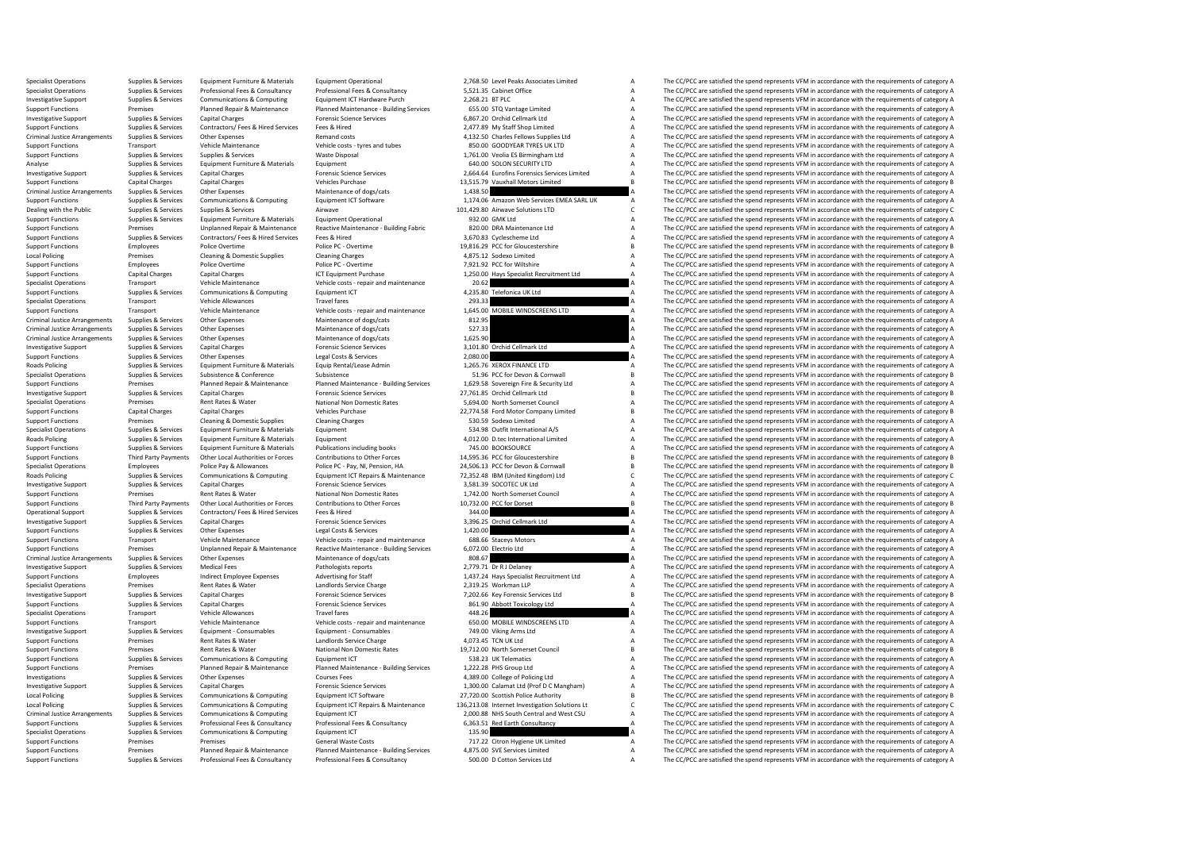| | | | | | | | |
|---|---|---|---|---|---|---|---|
| Specialist Operations | Supplies & Services | Equipment Furniture & Materials | Equipment Operational | 2,768.50 | Level Peaks Associates Limited | A | The CC/PCC are satisfied the spend represents VFM in accordance with the requirements of category A |
| Specialist Operations | Supplies & Services | Professional Fees & Consultancy | Professional Fees & Consultancy | 5,521.35 | Cabinet Office | A | The CC/PCC are satisfied the spend represents VFM in accordance with the requirements of category A |
| Investigative Support | Supplies & Services | Communications & Computing | Equipment ICT Hardware Purch | 2,268.21 | BT PLC | A | The CC/PCC are satisfied the spend represents VFM in accordance with the requirements of category A |
| Support Functions | Premises | Planned Repair & Maintenance | Planned Maintenance - Building Services | 655.00 | STQ Vantage Limited | A | The CC/PCC are satisfied the spend represents VFM in accordance with the requirements of category A |
| Investigative Support | Supplies & Services | Capital Charges | Forensic Science Services | 6,867.20 | Orchid Cellmark Ltd | A | The CC/PCC are satisfied the spend represents VFM in accordance with the requirements of category A |
| Support Functions | Supplies & Services | Contractors/ Fees & Hired Services | Fees & Hired | 2,477.89 | My Staff Shop Limited | A | The CC/PCC are satisfied the spend represents VFM in accordance with the requirements of category A |
| Criminal Justice Arrangements | Supplies & Services | Other Expenses | Remand costs | 4,132.50 | Charles Fellows Supplies Ltd | A | The CC/PCC are satisfied the spend represents VFM in accordance with the requirements of category A |
| Support Functions | Transport | Vehicle Maintenance | Vehicle costs - tyres and tubes | 850.00 | GOODYEAR TYRES UK LTD | A | The CC/PCC are satisfied the spend represents VFM in accordance with the requirements of category A |
| Support Functions | Supplies & Services | Supplies & Services | Waste Disposal | 1,761.00 | Veolia ES Birmingham Ltd | A | The CC/PCC are satisfied the spend represents VFM in accordance with the requirements of category A |
| Analyse | Supplies & Services | Equipment Furniture & Materials | Equipment | 640.00 | SOLON SECURITY LTD | A | The CC/PCC are satisfied the spend represents VFM in accordance with the requirements of category A |
| Investigative Support | Supplies & Services | Capital Charges | Forensic Science Services | 2,664.62 | Eurofins Forensics Services Limited | A | The CC/PCC are satisfied the spend represents VFM in accordance with the requirements of category A |
| Support Functions | Capital Charges | Capital Charges | Vehicles Purchase | 13,515.79 | Vauxhall Motors Limited | B | The CC/PCC are satisfied the spend represents VFM in accordance with the requirements of category B |
| Criminal Justice Arrangements | Supplies & Services | Other Expenses | Maintenance of dogs/cats | 1,438.50 | | A | The CC/PCC are satisfied the spend represents VFM in accordance with the requirements of category A |
| Support Functions | Supplies & Services | Communications & Computing | Equipment ICT Software | 1,174.06 | Amazon Web Services EMEA SARL UK | A | The CC/PCC are satisfied the spend represents VFM in accordance with the requirements of category A |
| Dealing with the Public | Supplies & Services | Supplies & Services | Airwave | 101,429.80 | Airwave Solutions LTD | C | The CC/PCC are satisfied the spend represents VFM in accordance with the requirements of category C |
| Support Functions | Supplies & Services | Equipment Furniture & Materials | Equipment Operational | 932.00 | GMK Ltd | A | The CC/PCC are satisfied the spend represents VFM in accordance with the requirements of category A |
| Support Functions | Premises | Unplanned Repair & Maintenance | Reactive Maintenance - Building Fabric | 820.00 | DRA Maintenance Ltd | A | The CC/PCC are satisfied the spend represents VFM in accordance with the requirements of category A |
| Support Functions | Supplies & Services | Contractors/ Fees & Hired Services | Fees & Hired | 3,670.83 | Cyclescheme Ltd | A | The CC/PCC are satisfied the spend represents VFM in accordance with the requirements of category A |
| Support Functions | Employees | Police Overtime | Police PC - Overtime | 19,816.29 | PCC for Gloucestershire | B | The CC/PCC are satisfied the spend represents VFM in accordance with the requirements of category B |
| Local Policing | Premises | Cleaning & Domestic Supplies | Cleaning Charges | 4,875.12 | Sodexo Limited | A | The CC/PCC are satisfied the spend represents VFM in accordance with the requirements of category A |
| Support Functions | Employees | Police Overtime | Police PC - Overtime | 7,921.92 | PCC for Wiltshire | A | The CC/PCC are satisfied the spend represents VFM in accordance with the requirements of category A |
| Support Functions | Capital Charges | Capital Charges | ICT Equipment Purchase | 1,250.00 | Hays Specialist Recruitment Ltd | A | The CC/PCC are satisfied the spend represents VFM in accordance with the requirements of category A |
| Specialist Operations | Transport | Vehicle Maintenance | Vehicle costs - repair and maintenance | 20.62 | | A | The CC/PCC are satisfied the spend represents VFM in accordance with the requirements of category A |
| Support Functions | Supplies & Services | Communications & Computing | Equipment ICT | 4,235.80 | Telefonica UK Ltd | A | The CC/PCC are satisfied the spend represents VFM in accordance with the requirements of category A |
| Specialist Operations | Transport | Vehicle Allowances | Travel fares | 293.33 | | A | The CC/PCC are satisfied the spend represents VFM in accordance with the requirements of category A |
| Support Functions | Transport | Vehicle Maintenance | Vehicle costs - repair and maintenance | 1,645.00 | MOBILE WINDSCREENS LTD | A | The CC/PCC are satisfied the spend represents VFM in accordance with the requirements of category A |
| Criminal Justice Arrangements | Supplies & Services | Other Expenses | Maintenance of dogs/cats | 812.95 | | A | The CC/PCC are satisfied the spend represents VFM in accordance with the requirements of category A |
| Criminal Justice Arrangements | Supplies & Services | Other Expenses | Maintenance of dogs/cats | 527.33 | | A | The CC/PCC are satisfied the spend represents VFM in accordance with the requirements of category A |
| Criminal Justice Arrangements | Supplies & Services | Other Expenses | Maintenance of dogs/cats | 1,625.90 | | A | The CC/PCC are satisfied the spend represents VFM in accordance with the requirements of category A |
| Investigative Support | Supplies & Services | Capital Charges | Forensic Science Services | 3,101.80 | Orchid Cellmark Ltd | A | The CC/PCC are satisfied the spend represents VFM in accordance with the requirements of category A |
| Support Functions | Supplies & Services | Other Expenses | Legal Costs & Services | 2,080.00 | | A | The CC/PCC are satisfied the spend represents VFM in accordance with the requirements of category A |
| Roads Policing | Supplies & Services | Equipment Furniture & Materials | Equip Rental/Lease Admin | 1,265.76 | XEROX FINANCE LTD | A | The CC/PCC are satisfied the spend represents VFM in accordance with the requirements of category A |
| Specialist Operations | Supplies & Services | Subsistence & Conference | Subsistence | 51.96 | PCC for Devon & Cornwall | B | The CC/PCC are satisfied the spend represents VFM in accordance with the requirements of category B |
| Support Functions | Premises | Planned Repair & Maintenance | Planned Maintenance - Building Services | 1,629.58 | Sovereign Fire & Security Ltd | A | The CC/PCC are satisfied the spend represents VFM in accordance with the requirements of category A |
| Investigative Support | Supplies & Services | Capital Charges | Forensic Science Services | 27,761.85 | Orchid Cellmark Ltd | B | The CC/PCC are satisfied the spend represents VFM in accordance with the requirements of category B |
| Specialist Operations | Premises | Rent Rates & Water | National Non Domestic Rates | 5,694.00 | North Somerset Council | A | The CC/PCC are satisfied the spend represents VFM in accordance with the requirements of category A |
| Support Functions | Capital Charges | Capital Charges | Vehicles Purchase | 22,774.58 | Ford Motor Company Limited | B | The CC/PCC are satisfied the spend represents VFM in accordance with the requirements of category B |
| Support Functions | Premises | Cleaning & Domestic Supplies | Cleaning Charges | 530.59 | Sodexo Limited | A | The CC/PCC are satisfied the spend represents VFM in accordance with the requirements of category A |
| Specialist Operations | Supplies & Services | Equipment Furniture & Materials | Equipment | 534.98 | Outfit International A/S | A | The CC/PCC are satisfied the spend represents VFM in accordance with the requirements of category A |
| Roads Policing | Supplies & Services | Equipment Furniture & Materials | Equipment | 4,012.00 | D.tec International Limited | A | The CC/PCC are satisfied the spend represents VFM in accordance with the requirements of category A |
| Support Functions | Supplies & Services | Equipment Furniture & Materials | Publications including books | 745.00 | BOOKSOURCE | A | The CC/PCC are satisfied the spend represents VFM in accordance with the requirements of category A |
| Support Functions | Third Party Payments | Other Local Authorities or Forces | Contributions to Other Forces | 14,595.36 | PCC for Gloucestershire | B | The CC/PCC are satisfied the spend represents VFM in accordance with the requirements of category B |
| Specialist Operations | Employees | Police Pay & Allowances | Police PC - Pay, NI, Pension, HA | 24,506.13 | PCC for Devon & Cornwall | B | The CC/PCC are satisfied the spend represents VFM in accordance with the requirements of category B |
| Roads Policing | Supplies & Services | Communications & Computing | Equipment ICT Repairs & Maintenance | 72,352.48 | IBM (United Kingdom) Ltd | C | The CC/PCC are satisfied the spend represents VFM in accordance with the requirements of category C |
| Investigative Support | Supplies & Services | Capital Charges | Forensic Science Services | 3,581.39 | SOCOTEC UK Ltd | A | The CC/PCC are satisfied the spend represents VFM in accordance with the requirements of category A |
| Support Functions | Premises | Rent Rates & Water | National Non Domestic Rates | 1,742.00 | North Somerset Council | A | The CC/PCC are satisfied the spend represents VFM in accordance with the requirements of category A |
| Support Functions | Third Party Payments | Other Local Authorities or Forces | Contributions to Other Forces | 10,732.00 | PCC for Dorset | B | The CC/PCC are satisfied the spend represents VFM in accordance with the requirements of category B |
| Operational Support | Supplies & Services | Contractors/ Fees & Hired Services | Fees & Hired | 344.00 | | A | The CC/PCC are satisfied the spend represents VFM in accordance with the requirements of category A |
| Investigative Support | Supplies & Services | Capital Charges | Forensic Science Services | 3,396.25 | Orchid Cellmark Ltd | A | The CC/PCC are satisfied the spend represents VFM in accordance with the requirements of category A |
| Support Functions | Supplies & Services | Other Expenses | Legal Costs & Services | 1,420.00 | | A | The CC/PCC are satisfied the spend represents VFM in accordance with the requirements of category A |
| Support Functions | Transport | Vehicle Maintenance | Vehicle costs - repair and maintenance | 688.66 | Staceys Motors | A | The CC/PCC are satisfied the spend represents VFM in accordance with the requirements of category A |
| Support Functions | Premises | Unplanned Repair & Maintenance | Reactive Maintenance - Building Services | 6,072.00 | Electrio Ltd | A | The CC/PCC are satisfied the spend represents VFM in accordance with the requirements of category A |
| Criminal Justice Arrangements | Supplies & Services | Other Expenses | Maintenance of dogs/cats | 808.67 | | A | The CC/PCC are satisfied the spend represents VFM in accordance with the requirements of category A |
| Investigative Support | Supplies & Services | Medical Fees | Pathologists reports | 2,779.71 | Dr R J Delaney | A | The CC/PCC are satisfied the spend represents VFM in accordance with the requirements of category A |
| Support Functions | Employees | Indirect Employee Expenses | Advertising for Staff | 1,437.24 | Hays Specialist Recruitment Ltd | A | The CC/PCC are satisfied the spend represents VFM in accordance with the requirements of category A |
| Specialist Operations | Premises | Rent Rates & Water | Landlords Service Charge | 2,319.25 | Workman LLP | A | The CC/PCC are satisfied the spend represents VFM in accordance with the requirements of category A |
| Investigative Support | Supplies & Services | Capital Charges | Forensic Science Services | 7,202.66 | Key Forensic Services Ltd | B | The CC/PCC are satisfied the spend represents VFM in accordance with the requirements of category B |
| Support Functions | Supplies & Services | Capital Charges | Forensic Science Services | 861.90 | Abbott Toxicology Ltd | A | The CC/PCC are satisfied the spend represents VFM in accordance with the requirements of category A |
| Specialist Operations | Transport | Vehicle Allowances | Travel fares | 448.26 | | A | The CC/PCC are satisfied the spend represents VFM in accordance with the requirements of category A |
| Support Functions | Transport | Vehicle Maintenance | Vehicle costs - repair and maintenance | 650.00 | MOBILE WINDSCREENS LTD | A | The CC/PCC are satisfied the spend represents VFM in accordance with the requirements of category A |
| Investigative Support | Supplies & Services | Equipment - Consumables | Equipment - Consumables | 749.00 | Viking Arms Ltd | A | The CC/PCC are satisfied the spend represents VFM in accordance with the requirements of category A |
| Support Functions | Premises | Rent Rates & Water | Landlords Service Charge | 4,073.45 | TCN UK Ltd | A | The CC/PCC are satisfied the spend represents VFM in accordance with the requirements of category A |
| Support Functions | Premises | Rent Rates & Water | National Non Domestic Rates | 19,712.00 | North Somerset Council | B | The CC/PCC are satisfied the spend represents VFM in accordance with the requirements of category B |
| Support Functions | Supplies & Services | Communications & Computing | Equipment ICT | 538.23 | UK Telematics | A | The CC/PCC are satisfied the spend represents VFM in accordance with the requirements of category A |
| Support Functions | Premises | Planned Repair & Maintenance | Planned Maintenance - Building Services | 1,222.28 | PHS Group Ltd | A | The CC/PCC are satisfied the spend represents VFM in accordance with the requirements of category A |
| Investigations | Supplies & Services | Other Expenses | Courses Fees | 4,389.00 | College of Policing Ltd | A | The CC/PCC are satisfied the spend represents VFM in accordance with the requirements of category A |
| Investigative Support | Supplies & Services | Capital Charges | Forensic Science Services | 1,300.00 | Calamat Ltd (Prof D C Mangham) | A | The CC/PCC are satisfied the spend represents VFM in accordance with the requirements of category A |
| Local Policing | Supplies & Services | Communications & Computing | Equipment ICT Software | 27,720.00 | Scottish Police Authority | B | The CC/PCC are satisfied the spend represents VFM in accordance with the requirements of category B |
| Local Policing | Supplies & Services | Communications & Computing | Equipment ICT Repairs & Maintenance | 136,213.08 | Internet Investigation Solutions Lt | C | The CC/PCC are satisfied the spend represents VFM in accordance with the requirements of category C |
| Criminal Justice Arrangements | Supplies & Services | Communications & Computing | Equipment ICT | 2,000.88 | NHS South Central and West CSU | A | The CC/PCC are satisfied the spend represents VFM in accordance with the requirements of category A |
| Support Functions | Supplies & Services | Professional Fees & Consultancy | Professional Fees & Consultancy | 6,363.51 | Red Earth Consultancy | A | The CC/PCC are satisfied the spend represents VFM in accordance with the requirements of category A |
| Specialist Operations | Supplies & Services | Communications & Computing | Equipment ICT | 135.90 | | A | The CC/PCC are satisfied the spend represents VFM in accordance with the requirements of category A |
| Support Functions | Premises | Premises | General Waste Costs | 717.22 | Citron Hygiene UK Limited | A | The CC/PCC are satisfied the spend represents VFM in accordance with the requirements of category A |
| Support Functions | Premises | Planned Repair & Maintenance | Planned Maintenance - Building Services | 4,875.00 | SVE Services Limited | A | The CC/PCC are satisfied the spend represents VFM in accordance with the requirements of category A |
| Support Functions | Supplies & Services | Professional Fees & Consultancy | Professional Fees & Consultancy | 500.00 | D Cotton Services Ltd | A | The CC/PCC are satisfied the spend represents VFM in accordance with the requirements of category A |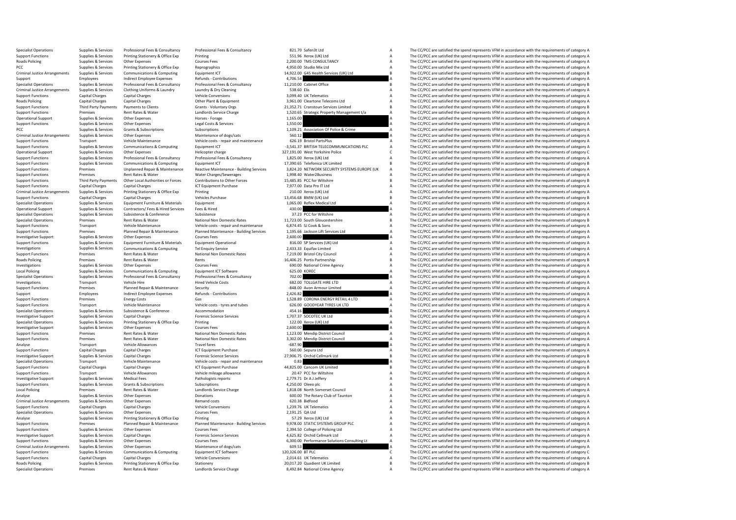| | | | | | | | |
|---|---|---|---|---|---|---|---|
| Specialist Operations | Supplies & Services | Professional Fees & Consultancy | Professional Fees & Consultancy | 821.70 | Safen3t Ltd | A | The CC/PCC are satisfied the spend represents VFM in accordance with the requirements of category A |
| Support Functions | Supplies & Services | Printing Stationery & Office Exp | Printing | 551.96 | Xerox (UK) Ltd | A | The CC/PCC are satisfied the spend represents VFM in accordance with the requirements of category A |
| Roads Policing | Supplies & Services | Other Expenses | Courses Fees | 2,200.00 | TMS CONSULTANCY | A | The CC/PCC are satisfied the spend represents VFM in accordance with the requirements of category A |
| PCC | Supplies & Services | Printing Stationery & Office Exp | Reprographics | 4,950.00 | Studio Mix Ltd | A | The CC/PCC are satisfied the spend represents VFM in accordance with the requirements of category A |
| Criminal Justice Arrangements | Supplies & Services | Communications & Computing | Equipment ICT | 14,922.00 | G4S Health Services (UK) Ltd | B | The CC/PCC are satisfied the spend represents VFM in accordance with the requirements of category B |
| Support | Employees | Indirect Employee Expenses | Refunds - Contributions | 4,706.54 | | A | The CC/PCC are satisfied the spend represents VFM in accordance with the requirements of category A |
| Specialist Operations | Supplies & Services | Professional Fees & Consultancy | Professional Fees & Consultancy | 11,210.00 | Cabinet Office | B | The CC/PCC are satisfied the spend represents VFM in accordance with the requirements of category B |
| Criminal Justice Arrangements | Supplies & Services | Clothing Uniforms & Laundry | Laundry & Dry Cleaning | 538.60 | Elis | A | The CC/PCC are satisfied the spend represents VFM in accordance with the requirements of category A |
| Support Functions | Capital Charges | Capital Charges | Vehicle Conversions | 3,099.40 | UK Telematics | A | The CC/PCC are satisfied the spend represents VFM in accordance with the requirements of category A |
| Roads Policing | Capital Charges | Capital Charges | Other Plant & Equipment | 3,961.00 | Cleartone Telecoms Ltd | A | The CC/PCC are satisfied the spend represents VFM in accordance with the requirements of category A |
| Support Functions | Third Party Payments | Payments to Clients | Grants - Voluntary Orgs | 21,352.71 | Cranstoun Services Limited | B | The CC/PCC are satisfied the spend represents VFM in accordance with the requirements of category B |
| Support Functions | Premises | Rent Rates & Water | Landlords Service Charge | 1,520.65 | Strategic Property Management t/a | A | The CC/PCC are satisfied the spend represents VFM in accordance with the requirements of category A |
| Operational Support | Supplies & Services | Other Expenses | Horses - Forage | 1,165.00 | | A | The CC/PCC are satisfied the spend represents VFM in accordance with the requirements of category A |
| Support Functions | Supplies & Services | Other Expenses | Legal Costs & Services | 1,550.00 | | A | The CC/PCC are satisfied the spend represents VFM in accordance with the requirements of category A |
| PCC | Supplies & Services | Grants & Subscriptions | Subscriptions | 1,109.21 | Association Of Police & Crime | A | The CC/PCC are satisfied the spend represents VFM in accordance with the requirements of category A |
| Criminal Justice Arrangements | Supplies & Services | Other Expenses | Maintenance of dogs/cats | 560.12 | | A | The CC/PCC are satisfied the spend represents VFM in accordance with the requirements of category A |
| Support Functions | Transport | Vehicle Maintenance | Vehicle costs - repair and maintenance | 626.19 | Bristol PartsPlus | A | The CC/PCC are satisfied the spend represents VFM in accordance with the requirements of category A |
| Support Functions | Supplies & Services | Communications & Computing | Equipment ICT | -3,541.37 | BRITISH TELECOMMUNICATIONS PLC | A | The CC/PCC are satisfied the spend represents VFM in accordance with the requirements of category A |
| Operational Support | Supplies & Services | Other Expenses | Helicopter charge | 327,191.00 | West Yorkshire Police | C | The CC/PCC are satisfied the spend represents VFM in accordance with the requirements of category C |
| Support Functions | Supplies & Services | Professional Fees & Consultancy | Professional Fees & Consultancy | 1,825.00 | Xerox (UK) Ltd | A | The CC/PCC are satisfied the spend represents VFM in accordance with the requirements of category A |
| Support Functions | Supplies & Services | Communications & Computing | Equipment ICT | 17,390.65 | Telefonica UK Limited | B | The CC/PCC are satisfied the spend represents VFM in accordance with the requirements of category B |
| Support Functions | Premises | Unplanned Repair & Maintenance | Reactive Maintenance - Building Services | 3,824.20 | NETWORK SECURITY SYSTEMS EUROPE (UK | A | The CC/PCC are satisfied the spend represents VFM in accordance with the requirements of category A |
| Support Functions | Premises | Rent Rates & Water | Water Charges/Sewerages | 1,998.40 | Water2Business | A | The CC/PCC are satisfied the spend represents VFM in accordance with the requirements of category A |
| Support Functions | Third Party Payments | Other Local Authorities or Forces | Contributions to Other Forces | 15,485.85 | PCC for Wiltshire | B | The CC/PCC are satisfied the spend represents VFM in accordance with the requirements of category B |
| Support Functions | Capital Charges | Capital Charges | ICT Equipment Purchase | 7,977.00 | Data Pro IT Ltd | A | The CC/PCC are satisfied the spend represents VFM in accordance with the requirements of category A |
| Criminal Justice Arrangements | Supplies & Services | Printing Stationery & Office Exp | Printing | 210.00 | Xerox (UK) Ltd | A | The CC/PCC are satisfied the spend represents VFM in accordance with the requirements of category A |
| Support Functions | Capital Charges | Capital Charges | Vehicles Purchase | 13,456.68 | BMW (UK) Ltd | B | The CC/PCC are satisfied the spend represents VFM in accordance with the requirements of category B |
| Specialist Operations | Supplies & Services | Equipment Furniture & Materials | Equipment | 1,065.00 | Reflex Medical Ltd | A | The CC/PCC are satisfied the spend represents VFM in accordance with the requirements of category A |
| Operational Support | Supplies & Services | Contractors/ Fees & Hired Services | Fees & Hired | 430.00 | | A | The CC/PCC are satisfied the spend represents VFM in accordance with the requirements of category A |
| Specialist Operations | Supplies & Services | Subsistence & Conference | Subsistence | 37.23 | PCC for Wiltshire | A | The CC/PCC are satisfied the spend represents VFM in accordance with the requirements of category A |
| Specialist Operations | Premises | Rent Rates & Water | National Non Domestic Rates | 11,723.00 | South Gloucestershire | B | The CC/PCC are satisfied the spend represents VFM in accordance with the requirements of category B |
| Support Functions | Transport | Vehicle Maintenance | Vehicle costs - repair and maintenance | 6,874.45 | SJ Cook & Sons | A | The CC/PCC are satisfied the spend represents VFM in accordance with the requirements of category A |
| Support Functions | Premises | Planned Repair & Maintenance | Planned Maintenance - Building Services | 1,195.66 | Jackson Lift Services Ltd | A | The CC/PCC are satisfied the spend represents VFM in accordance with the requirements of category A |
| Investigative Support | Supplies & Services | Other Expenses | Courses Fees | 2,600.00 | | A | The CC/PCC are satisfied the spend represents VFM in accordance with the requirements of category A |
| Support Functions | Supplies & Services | Equipment Furniture & Materials | Equipment Operational | 816.00 | SP Services (UK) Ltd | A | The CC/PCC are satisfied the spend represents VFM in accordance with the requirements of category A |
| Investigations | Supplies & Services | Communications & Computing | Tel Enquiry Service | 2,433.33 | Equifax Limited | A | The CC/PCC are satisfied the spend represents VFM in accordance with the requirements of category A |
| Support Functions | Premises | Rent Rates & Water | National Non Domestic Rates | 7,219.00 | Bristol City Council | A | The CC/PCC are satisfied the spend represents VFM in accordance with the requirements of category A |
| Roads Policing | Premises | Rent Rates & Water | Rents | 16,406.25 | Portis Partnership | B | The CC/PCC are satisfied the spend represents VFM in accordance with the requirements of category B |
| Investigations | Supplies & Services | Other Expenses | Courses Fees | 690.00 | National Crime Agency | A | The CC/PCC are satisfied the spend represents VFM in accordance with the requirements of category A |
| Local Policing | Supplies & Services | Communications & Computing | Equipment ICT Software | 625.00 | KOREC | A | The CC/PCC are satisfied the spend represents VFM in accordance with the requirements of category A |
| Specialist Operations | Supplies & Services | Professional Fees & Consultancy | Professional Fees & Consultancy | 702.00 | | A | The CC/PCC are satisfied the spend represents VFM in accordance with the requirements of category A |
| Investigations | Transport | Vehicle Hire | Hired Vehicle Costs | 682.00 | TOLLGATE HIRE LTD | A | The CC/PCC are satisfied the spend represents VFM in accordance with the requirements of category A |
| Support Functions | Premises | Planned Repair & Maintenance | Security | -848.00 | Avon Armour Limited | A | The CC/PCC are satisfied the spend represents VFM in accordance with the requirements of category A |
| Support | Employees | Indirect Employee Expenses | Refunds - Contributions | 2,426.82 | | A | The CC/PCC are satisfied the spend represents VFM in accordance with the requirements of category A |
| Support Functions | Premises | Energy Costs | Gas | 1,528.89 | CORONA ENERGY RETAIL 4 LTD | A | The CC/PCC are satisfied the spend represents VFM in accordance with the requirements of category A |
| Support Functions | Transport | Vehicle Maintenance | Vehicle costs - tyres and tubes | 626.00 | GOODYEAR TYRES UK LTD | A | The CC/PCC are satisfied the spend represents VFM in accordance with the requirements of category A |
| Specialist Operations | Supplies & Services | Subsistence & Conference | Accommodation | 454.16 | | A | The CC/PCC are satisfied the spend represents VFM in accordance with the requirements of category A |
| Investigative Support | Supplies & Services | Capital Charges | Forensic Science Services | 1,707.37 | SOCOTEC UK Ltd | A | The CC/PCC are satisfied the spend represents VFM in accordance with the requirements of category A |
| Specialist Operations | Supplies & Services | Printing Stationery & Office Exp | Printing | 122.00 | Xerox (UK) Ltd | A | The CC/PCC are satisfied the spend represents VFM in accordance with the requirements of category A |
| Investigative Support | Supplies & Services | Other Expenses | Courses Fees | 2,600.00 | | A | The CC/PCC are satisfied the spend represents VFM in accordance with the requirements of category A |
| Support Functions | Premises | Rent Rates & Water | National Non Domestic Rates | 1,123.00 | Mendip District Council | A | The CC/PCC are satisfied the spend represents VFM in accordance with the requirements of category A |
| Support Functions | Premises | Rent Rates & Water | National Non Domestic Rates | 3,302.00 | Mendip District Council | A | The CC/PCC are satisfied the spend represents VFM in accordance with the requirements of category A |
| Analyse | Transport | Vehicle Allowances | Travel fares | -687.90 | | A | The CC/PCC are satisfied the spend represents VFM in accordance with the requirements of category A |
| Support Functions | Capital Charges | Capital Charges | ICT Equipment Purchase | 560.00 | Sepura Ltd | A | The CC/PCC are satisfied the spend represents VFM in accordance with the requirements of category A |
| Investigative Support | Supplies & Services | Capital Charges | Forensic Science Services | 27,906.75 | Orchid Cellmark Ltd | B | The CC/PCC are satisfied the spend represents VFM in accordance with the requirements of category B |
| Specialist Operations | Transport | Vehicle Maintenance | Vehicle costs - repair and maintenance | 0.83 | | A | The CC/PCC are satisfied the spend represents VFM in accordance with the requirements of category A |
| Support Functions | Capital Charges | Capital Charges | ICT Equipment Purchase | 44,825.00 | Cancom UK Limited | B | The CC/PCC are satisfied the spend represents VFM in accordance with the requirements of category B |
| Support Functions | Transport | Vehicle Allowances | Vehicle mileage allowance | 20.47 | PCC for Wiltshire | A | The CC/PCC are satisfied the spend represents VFM in accordance with the requirements of category A |
| Investigative Support | Supplies & Services | Medical Fees | Pathologists reports | 2,779.71 | Dr A J Jeffery | A | The CC/PCC are satisfied the spend represents VFM in accordance with the requirements of category A |
| Support Functions | Supplies & Services | Grants & Subscriptions | Subscriptions | 4,250.00 | Oleeo plc | A | The CC/PCC are satisfied the spend represents VFM in accordance with the requirements of category A |
| Local Policing | Premises | Rent Rates & Water | Landlords Service Charge | 1,818.08 | North Somerset Council | A | The CC/PCC are satisfied the spend represents VFM in accordance with the requirements of category A |
| Analyse | Supplies & Services | Other Expenses | Donations | 600.00 | The Rotary Club of Taunton | A | The CC/PCC are satisfied the spend represents VFM in accordance with the requirements of category A |
| Criminal Justice Arrangements | Supplies & Services | Other Expenses | Remand costs | 620.38 | Bidfood | A | The CC/PCC are satisfied the spend represents VFM in accordance with the requirements of category A |
| Support Functions | Capital Charges | Capital Charges | Vehicle Conversions | 1,239.76 | UK Telematics | A | The CC/PCC are satisfied the spend represents VFM in accordance with the requirements of category A |
| Specialist Operations | Supplies & Services | Other Expenses | Courses Fees | 2,191.25 | QA Ltd | A | The CC/PCC are satisfied the spend represents VFM in accordance with the requirements of category A |
| Analyse | Supplies & Services | Printing Stationery & Office Exp | Printing | 57.29 | Xerox (UK) Ltd | A | The CC/PCC are satisfied the spend represents VFM in accordance with the requirements of category A |
| Support Functions | Premises | Planned Repair & Maintenance | Planned Maintenance - Building Services | 9,978.00 | STATIC SYSTEMS GROUP PLC | A | The CC/PCC are satisfied the spend represents VFM in accordance with the requirements of category A |
| Support Functions | Supplies & Services | Other Expenses | Courses Fees | 2,394.50 | College of Policing Ltd | A | The CC/PCC are satisfied the spend represents VFM in accordance with the requirements of category A |
| Investigative Support | Supplies & Services | Capital Charges | Forensic Science Services | 4,625.82 | Orchid Cellmark Ltd | A | The CC/PCC are satisfied the spend represents VFM in accordance with the requirements of category A |
| Support Functions | Supplies & Services | Other Expenses | Courses Fees | 6,300.00 | Performance Solutions Consulting Lt | A | The CC/PCC are satisfied the spend represents VFM in accordance with the requirements of category A |
| Criminal Justice Arrangements | Supplies & Services | Other Expenses | Maintenance of dogs/cats | 609.53 | | A | The CC/PCC are satisfied the spend represents VFM in accordance with the requirements of category A |
| Support Functions | Supplies & Services | Communications & Computing | Equipment ICT Software | 120,326.00 | BT PLC | C | The CC/PCC are satisfied the spend represents VFM in accordance with the requirements of category C |
| Support Functions | Capital Charges | Capital Charges | Vehicle Conversions | 2,014.61 | UK Telematics | A | The CC/PCC are satisfied the spend represents VFM in accordance with the requirements of category A |
| Roads Policing | Supplies & Services | Printing Stationery & Office Exp | Stationery | 20,017.20 | Quadient UK Limited | B | The CC/PCC are satisfied the spend represents VFM in accordance with the requirements of category B |
| Specialist Operations | Premises | Rent Rates & Water | Landlords Service Charge | 8,492.84 | National Crime Agency | A | The CC/PCC are satisfied the spend represents VFM in accordance with the requirements of category A |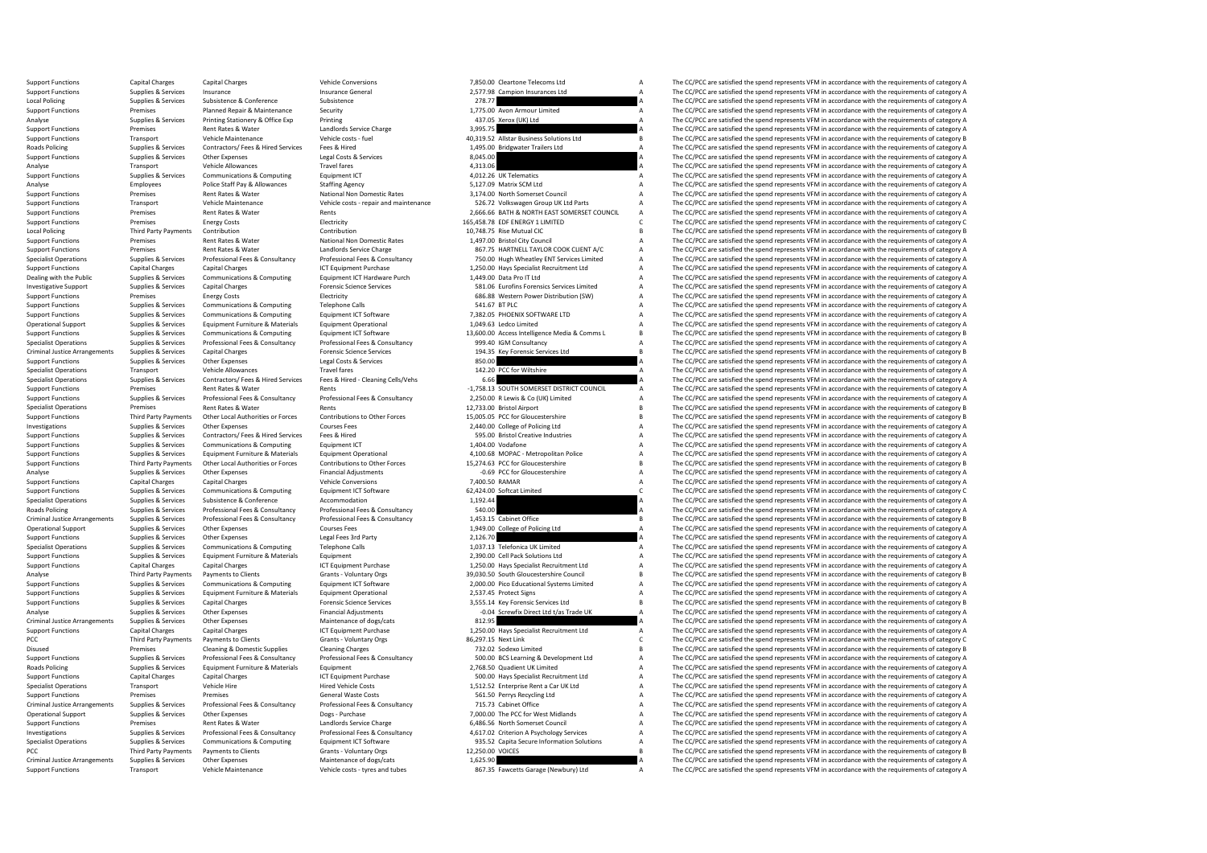| | | | | | | | |
|---|---|---|---|---|---|---|---|
| Support Functions | Capital Charges | Capital Charges | Vehicle Conversions | 7,850.00 | Cleartone Telecoms Ltd | A | The CC/PCC are satisfied the spend represents VFM in accordance with the requirements of category A |
| Support Functions | Supplies & Services | Insurance | Insurance General | 2,577.98 | Campion Insurances Ltd | A | The CC/PCC are satisfied the spend represents VFM in accordance with the requirements of category A |
| Local Policing | Supplies & Services | Subsistence & Conference | Subsistence | 278.77 | | A | The CC/PCC are satisfied the spend represents VFM in accordance with the requirements of category A |
| Support Functions | Premises | Planned Repair & Maintenance | Security | 1,775.00 | Avon Armour Limited | A | The CC/PCC are satisfied the spend represents VFM in accordance with the requirements of category A |
| Analyse | Supplies & Services | Printing Stationery & Office Exp | Printing | 437.05 | Xerox (UK) Ltd | A | The CC/PCC are satisfied the spend represents VFM in accordance with the requirements of category A |
| Support Functions | Premises | Rent Rates & Water | Landlords Service Charge | 3,995.75 | | A | The CC/PCC are satisfied the spend represents VFM in accordance with the requirements of category A |
| Support Functions | Transport | Vehicle Maintenance | Vehicle costs - fuel | 40,319.52 | Allstar Business Solutions Ltd | B | The CC/PCC are satisfied the spend represents VFM in accordance with the requirements of category B |
| Roads Policing | Supplies & Services | Contractors/ Fees & Hired Services | Fees & Hired | 1,495.00 | Bridgwater Trailers Ltd | A | The CC/PCC are satisfied the spend represents VFM in accordance with the requirements of category A |
| Support Functions | Supplies & Services | Other Expenses | Legal Costs & Services | 8,045.00 | | A | The CC/PCC are satisfied the spend represents VFM in accordance with the requirements of category A |
| Analyse | Transport | Vehicle Allowances | Travel fares | 4,313.06 | | A | The CC/PCC are satisfied the spend represents VFM in accordance with the requirements of category A |
| Support Functions | Supplies & Services | Communications & Computing | Equipment ICT | 4,012.26 | UK Telematics | A | The CC/PCC are satisfied the spend represents VFM in accordance with the requirements of category A |
| Analyse | Employees | Police Staff Pay & Allowances | Staffing Agency | 5,127.09 | Matrix SCM Ltd | A | The CC/PCC are satisfied the spend represents VFM in accordance with the requirements of category A |
| Support Functions | Premises | Rent Rates & Water | National Non Domestic Rates | 3,174.00 | North Somerset Council | A | The CC/PCC are satisfied the spend represents VFM in accordance with the requirements of category A |
| Support Functions | Transport | Vehicle Maintenance | Vehicle costs - repair and maintenance | 526.72 | Volkswagen Group UK Ltd Parts | A | The CC/PCC are satisfied the spend represents VFM in accordance with the requirements of category A |
| Support Functions | Premises | Rent Rates & Water | Rents | 2,666.66 | BATH & NORTH EAST SOMERSET COUNCIL | A | The CC/PCC are satisfied the spend represents VFM in accordance with the requirements of category A |
| Support Functions | Premises | Energy Costs | Electricity | 165,458.78 | EDF ENERGY 1 LIMITED | C | The CC/PCC are satisfied the spend represents VFM in accordance with the requirements of category C |
| Local Policing | Third Party Payments | Contribution | Contribution | 10,748.75 | Rise Mutual CIC | B | The CC/PCC are satisfied the spend represents VFM in accordance with the requirements of category B |
| Support Functions | Premises | Rent Rates & Water | National Non Domestic Rates | 1,497.00 | Bristol City Council | A | The CC/PCC are satisfied the spend represents VFM in accordance with the requirements of category A |
| Support Functions | Premises | Rent Rates & Water | Landlords Service Charge | 867.75 | HARTNELL TAYLOR COOK CLIENT A/C | A | The CC/PCC are satisfied the spend represents VFM in accordance with the requirements of category A |
| Specialist Operations | Supplies & Services | Professional Fees & Consultancy | Professional Fees & Consultancy | 750.00 | Hugh Wheatley ENT Services Limited | A | The CC/PCC are satisfied the spend represents VFM in accordance with the requirements of category A |
| Support Functions | Capital Charges | Capital Charges | ICT Equipment Purchase | 1,250.00 | Hays Specialist Recruitment Ltd | A | The CC/PCC are satisfied the spend represents VFM in accordance with the requirements of category A |
| Dealing with the Public | Supplies & Services | Communications & Computing | Equipment ICT Hardware Purch | 1,449.00 | Data Pro IT Ltd | A | The CC/PCC are satisfied the spend represents VFM in accordance with the requirements of category A |
| Investigative Support | Supplies & Services | Capital Charges | Forensic Science Services | 581.06 | Eurofins Forensics Services Limited | A | The CC/PCC are satisfied the spend represents VFM in accordance with the requirements of category A |
| Support Functions | Premises | Energy Costs | Electricity | 686.88 | Western Power Distribution (SW) | A | The CC/PCC are satisfied the spend represents VFM in accordance with the requirements of category A |
| Support Functions | Supplies & Services | Communications & Computing | Telephone Calls | 541.67 | BT PLC | A | The CC/PCC are satisfied the spend represents VFM in accordance with the requirements of category A |
| Support Functions | Supplies & Services | Communications & Computing | Equipment ICT Software | 7,382.05 | PHOENIX SOFTWARE LTD | A | The CC/PCC are satisfied the spend represents VFM in accordance with the requirements of category A |
| Operational Support | Supplies & Services | Equipment Furniture & Materials | Equipment Operational | 1,049.63 | Ledco Limited | A | The CC/PCC are satisfied the spend represents VFM in accordance with the requirements of category A |
| Support Functions | Supplies & Services | Communications & Computing | Equipment ICT Software | 13,600.00 | Access Intelligence Media & Comms L | B | The CC/PCC are satisfied the spend represents VFM in accordance with the requirements of category B |
| Specialist Operations | Supplies & Services | Professional Fees & Consultancy | Professional Fees & Consultancy | 999.40 | IGM Consultancy | A | The CC/PCC are satisfied the spend represents VFM in accordance with the requirements of category A |
| Criminal Justice Arrangements | Supplies & Services | Capital Charges | Forensic Science Services | 194.35 | Key Forensic Services Ltd | B | The CC/PCC are satisfied the spend represents VFM in accordance with the requirements of category B |
| Support Functions | Supplies & Services | Other Expenses | Legal Costs & Services | 850.00 | | A | The CC/PCC are satisfied the spend represents VFM in accordance with the requirements of category A |
| Specialist Operations | Transport | Vehicle Allowances | Travel fares | 142.20 | PCC for Wiltshire | A | The CC/PCC are satisfied the spend represents VFM in accordance with the requirements of category A |
| Specialist Operations | Supplies & Services | Contractors/ Fees & Hired Services | Fees & Hired - Cleaning Cells/Vehs | 6.66 | | A | The CC/PCC are satisfied the spend represents VFM in accordance with the requirements of category A |
| Support Functions | Premises | Rent Rates & Water | Rents | -1,758.13 | SOUTH SOMERSET DISTRICT COUNCIL | A | The CC/PCC are satisfied the spend represents VFM in accordance with the requirements of category A |
| Support Functions | Supplies & Services | Professional Fees & Consultancy | Professional Fees & Consultancy | 2,250.00 | R Lewis & Co (UK) Limited | A | The CC/PCC are satisfied the spend represents VFM in accordance with the requirements of category A |
| Specialist Operations | Premises | Rent Rates & Water | Rents | 12,733.00 | Bristol Airport | B | The CC/PCC are satisfied the spend represents VFM in accordance with the requirements of category B |
| Support Functions | Third Party Payments | Other Local Authorities or Forces | Contributions to Other Forces | 15,005.05 | PCC for Gloucestershire | B | The CC/PCC are satisfied the spend represents VFM in accordance with the requirements of category B |
| Investigations | Supplies & Services | Other Expenses | Courses Fees | 2,440.00 | College of Policing Ltd | A | The CC/PCC are satisfied the spend represents VFM in accordance with the requirements of category A |
| Support Functions | Supplies & Services | Contractors/ Fees & Hired Services | Fees & Hired | 595.00 | Bristol Creative Industries | A | The CC/PCC are satisfied the spend represents VFM in accordance with the requirements of category A |
| Support Functions | Supplies & Services | Communications & Computing | Equipment ICT | 1,404.00 | Vodafone | A | The CC/PCC are satisfied the spend represents VFM in accordance with the requirements of category A |
| Support Functions | Supplies & Services | Equipment Furniture & Materials | Equipment Operational | 4,100.68 | MOPAC - Metropolitan Police | A | The CC/PCC are satisfied the spend represents VFM in accordance with the requirements of category A |
| Support Functions | Third Party Payments | Other Local Authorities or Forces | Contributions to Other Forces | 15,274.63 | PCC for Gloucestershire | B | The CC/PCC are satisfied the spend represents VFM in accordance with the requirements of category B |
| Analyse | Supplies & Services | Other Expenses | Financial Adjustments | -0.69 | PCC for Gloucestershire | A | The CC/PCC are satisfied the spend represents VFM in accordance with the requirements of category A |
| Support Functions | Capital Charges | Capital Charges | Vehicle Conversions | 7,400.50 | RAMAR | A | The CC/PCC are satisfied the spend represents VFM in accordance with the requirements of category A |
| Support Functions | Supplies & Services | Communications & Computing | Equipment ICT Software | 62,424.00 | Softcat Limited | C | The CC/PCC are satisfied the spend represents VFM in accordance with the requirements of category C |
| Specialist Operations | Supplies & Services | Subsistence & Conference | Accommodation | 1,192.44 | | A | The CC/PCC are satisfied the spend represents VFM in accordance with the requirements of category A |
| Roads Policing | Supplies & Services | Professional Fees & Consultancy | Professional Fees & Consultancy | 540.00 | | A | The CC/PCC are satisfied the spend represents VFM in accordance with the requirements of category A |
| Criminal Justice Arrangements | Supplies & Services | Professional Fees & Consultancy | Professional Fees & Consultancy | 1,453.15 | Cabinet Office | B | The CC/PCC are satisfied the spend represents VFM in accordance with the requirements of category B |
| Operational Support | Supplies & Services | Other Expenses | Courses Fees | 1,949.00 | College of Policing Ltd | A | The CC/PCC are satisfied the spend represents VFM in accordance with the requirements of category A |
| Support Functions | Supplies & Services | Other Expenses | Legal Fees 3rd Party | 2,126.70 | | A | The CC/PCC are satisfied the spend represents VFM in accordance with the requirements of category A |
| Specialist Operations | Supplies & Services | Communications & Computing | Telephone Calls | 1,037.13 | Telefonica UK Limited | A | The CC/PCC are satisfied the spend represents VFM in accordance with the requirements of category A |
| Support Functions | Supplies & Services | Equipment Furniture & Materials | Equipment | 2,390.00 | Cell Pack Solutions Ltd | A | The CC/PCC are satisfied the spend represents VFM in accordance with the requirements of category A |
| Support Functions | Capital Charges | Capital Charges | ICT Equipment Purchase | 1,250.00 | Hays Specialist Recruitment Ltd | A | The CC/PCC are satisfied the spend represents VFM in accordance with the requirements of category A |
| Analyse | Third Party Payments | Payments to Clients | Grants - Voluntary Orgs | 39,030.50 | South Gloucestershire Council | B | The CC/PCC are satisfied the spend represents VFM in accordance with the requirements of category B |
| Support Functions | Supplies & Services | Communications & Computing | Equipment ICT Software | 2,000.00 | Pico Educational Systems Limited | A | The CC/PCC are satisfied the spend represents VFM in accordance with the requirements of category A |
| Support Functions | Supplies & Services | Equipment Furniture & Materials | Equipment Operational | 2,537.45 | Protect Signs | A | The CC/PCC are satisfied the spend represents VFM in accordance with the requirements of category A |
| Support Functions | Supplies & Services | Capital Charges | Forensic Science Services | 3,555.14 | Key Forensic Services Ltd | B | The CC/PCC are satisfied the spend represents VFM in accordance with the requirements of category B |
| Analyse | Supplies & Services | Other Expenses | Financial Adjustments | -0.04 | Screwfix Direct Ltd t/as Trade UK | A | The CC/PCC are satisfied the spend represents VFM in accordance with the requirements of category A |
| Criminal Justice Arrangements | Supplies & Services | Other Expenses | Maintenance of dogs/cats | 812.95 | | A | The CC/PCC are satisfied the spend represents VFM in accordance with the requirements of category A |
| Support Functions | Capital Charges | Capital Charges | ICT Equipment Purchase | 1,250.00 | Hays Specialist Recruitment Ltd | A | The CC/PCC are satisfied the spend represents VFM in accordance with the requirements of category A |
| PCC | Third Party Payments | Payments to Clients | Grants - Voluntary Orgs | 86,297.15 | Next Link | C | The CC/PCC are satisfied the spend represents VFM in accordance with the requirements of category C |
| Disused | Premises | Cleaning & Domestic Supplies | Cleaning Charges | 732.02 | Sodexo Limited | B | The CC/PCC are satisfied the spend represents VFM in accordance with the requirements of category B |
| Support Functions | Supplies & Services | Professional Fees & Consultancy | Professional Fees & Consultancy | 500.00 | BCS Learning & Development Ltd | A | The CC/PCC are satisfied the spend represents VFM in accordance with the requirements of category A |
| Roads Policing | Supplies & Services | Equipment Furniture & Materials | Equipment | 2,768.50 | Quadient UK Limited | A | The CC/PCC are satisfied the spend represents VFM in accordance with the requirements of category A |
| Support Functions | Capital Charges | Capital Charges | ICT Equipment Purchase | 500.00 | Hays Specialist Recruitment Ltd | A | The CC/PCC are satisfied the spend represents VFM in accordance with the requirements of category A |
| Specialist Operations | Transport | Vehicle Hire | Hired Vehicle Costs | 1,512.52 | Enterprise Rent a Car UK Ltd | A | The CC/PCC are satisfied the spend represents VFM in accordance with the requirements of category A |
| Support Functions | Premises | Premises | General Waste Costs | 561.50 | Perrys Recycling Ltd | A | The CC/PCC are satisfied the spend represents VFM in accordance with the requirements of category A |
| Criminal Justice Arrangements | Supplies & Services | Professional Fees & Consultancy | Professional Fees & Consultancy | 715.73 | Cabinet Office | A | The CC/PCC are satisfied the spend represents VFM in accordance with the requirements of category A |
| Operational Support | Supplies & Services | Other Expenses | Dogs - Purchase | 7,000.00 | The PCC for West Midlands | A | The CC/PCC are satisfied the spend represents VFM in accordance with the requirements of category A |
| Support Functions | Premises | Rent Rates & Water | Landlords Service Charge | 6,486.56 | North Somerset Council | A | The CC/PCC are satisfied the spend represents VFM in accordance with the requirements of category A |
| Investigations | Supplies & Services | Professional Fees & Consultancy | Professional Fees & Consultancy | 4,617.02 | Criterion A Psychology Services | A | The CC/PCC are satisfied the spend represents VFM in accordance with the requirements of category A |
| Specialist Operations | Supplies & Services | Communications & Computing | Equipment ICT Software | 935.52 | Capita Secure Information Solutions | A | The CC/PCC are satisfied the spend represents VFM in accordance with the requirements of category A |
| PCC | Third Party Payments | Payments to Clients | Grants - Voluntary Orgs | 12,250.00 | VOICES | B | The CC/PCC are satisfied the spend represents VFM in accordance with the requirements of category B |
| Criminal Justice Arrangements | Supplies & Services | Other Expenses | Maintenance of dogs/cats | 1,625.90 | | A | The CC/PCC are satisfied the spend represents VFM in accordance with the requirements of category A |
| Support Functions | Transport | Vehicle Maintenance | Vehicle costs - tyres and tubes | 867.35 | Fawcetts Garage (Newbury) Ltd | A | The CC/PCC are satisfied the spend represents VFM in accordance with the requirements of category A |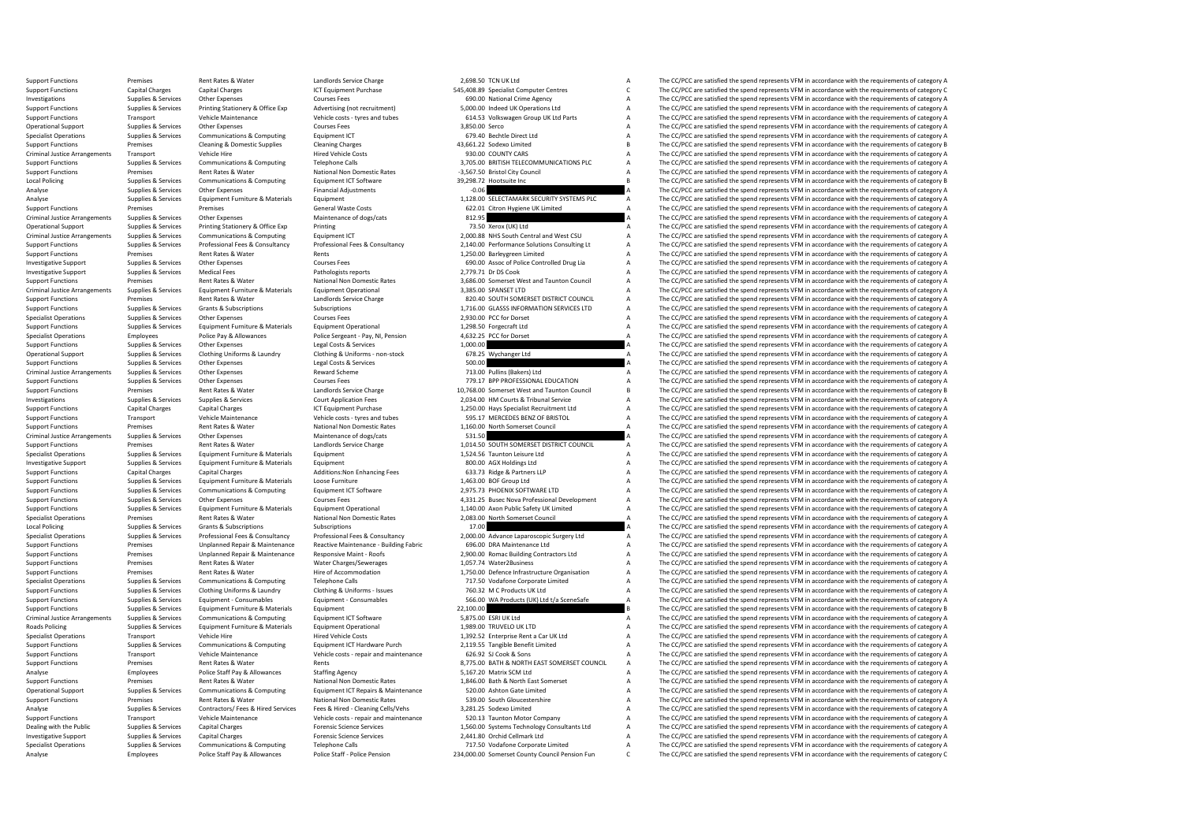| | | | | | | | |
|---|---|---|---|---|---|---|---|
| Support Functions | Premises | Rent Rates & Water | Landlords Service Charge | 2,698.50 | TCN UK Ltd | A | The CC/PCC are satisfied the spend represents VFM in accordance with the requirements of category A |
| Support Functions | Capital Charges | Capital Charges | ICT Equipment Purchase | 545,408.89 | Specialist Computer Centres | C | The CC/PCC are satisfied the spend represents VFM in accordance with the requirements of category C |
| Investigations | Supplies & Services | Other Expenses | Courses Fees | 690.00 | National Crime Agency | A | The CC/PCC are satisfied the spend represents VFM in accordance with the requirements of category A |
| Support Functions | Supplies & Services | Printing Stationery & Office Exp | Advertising (not recruitment) | 5,000.00 | Indeed UK Operations Ltd | A | The CC/PCC are satisfied the spend represents VFM in accordance with the requirements of category A |
| Support Functions | Transport | Vehicle Maintenance | Vehicle costs - tyres and tubes | 614.53 | Volkswagen Group UK Ltd Parts | A | The CC/PCC are satisfied the spend represents VFM in accordance with the requirements of category A |
| Operational Support | Supplies & Services | Other Expenses | Courses Fees | 3,850.00 | Serco | A | The CC/PCC are satisfied the spend represents VFM in accordance with the requirements of category A |
| Specialist Operations | Supplies & Services | Communications & Computing | Equipment ICT | 679.40 | Bechtle Direct Ltd | A | The CC/PCC are satisfied the spend represents VFM in accordance with the requirements of category A |
| Support Functions | Premises | Cleaning & Domestic Supplies | Cleaning Charges | 43,661.22 | Sodexo Limited | B | The CC/PCC are satisfied the spend represents VFM in accordance with the requirements of category B |
| Criminal Justice Arrangements | Transport | Vehicle Hire | Hired Vehicle Costs | 930.00 | COUNTY CARS | A | The CC/PCC are satisfied the spend represents VFM in accordance with the requirements of category A |
| Support Functions | Supplies & Services | Communications & Computing | Telephone Calls | 3,705.00 | BRITISH TELECOMMUNICATIONS PLC | A | The CC/PCC are satisfied the spend represents VFM in accordance with the requirements of category A |
| Support Functions | Premises | Rent Rates & Water | National Non Domestic Rates | -3,567.50 | Bristol City Council | A | The CC/PCC are satisfied the spend represents VFM in accordance with the requirements of category A |
| Local Policing | Supplies & Services | Communications & Computing | Equipment ICT Software | 39,298.72 | Hootsuite Inc | B | The CC/PCC are satisfied the spend represents VFM in accordance with the requirements of category B |
| Analyse | Supplies & Services | Other Expenses | Financial Adjustments | -0.06 | | A | The CC/PCC are satisfied the spend represents VFM in accordance with the requirements of category A |
| Analyse | Supplies & Services | Equipment Furniture & Materials | Equipment | 1,128.00 | SELECTAMARK SECURITY SYSTEMS PLC | A | The CC/PCC are satisfied the spend represents VFM in accordance with the requirements of category A |
| Support Functions | Premises | Premises | General Waste Costs | 622.01 | Citron Hygiene UK Limited | A | The CC/PCC are satisfied the spend represents VFM in accordance with the requirements of category A |
| Criminal Justice Arrangements | Supplies & Services | Other Expenses | Maintenance of dogs/cats | 812.95 | | A | The CC/PCC are satisfied the spend represents VFM in accordance with the requirements of category A |
| Operational Support | Supplies & Services | Printing Stationery & Office Exp | Printing | 73.50 | Xerox (UK) Ltd | A | The CC/PCC are satisfied the spend represents VFM in accordance with the requirements of category A |
| Criminal Justice Arrangements | Supplies & Services | Communications & Computing | Equipment ICT | 2,000.88 | NHS South Central and West CSU | A | The CC/PCC are satisfied the spend represents VFM in accordance with the requirements of category A |
| Support Functions | Supplies & Services | Professional Fees & Consultancy | Professional Fees & Consultancy | 2,140.00 | Performance Solutions Consulting Lt | A | The CC/PCC are satisfied the spend represents VFM in accordance with the requirements of category A |
| Support Functions | Premises | Rent Rates & Water | Rents | 1,250.00 | Barleygreen Limited | A | The CC/PCC are satisfied the spend represents VFM in accordance with the requirements of category A |
| Investigative Support | Supplies & Services | Other Expenses | Courses Fees | 690.00 | Assoc of Police Controlled Drug Lia | A | The CC/PCC are satisfied the spend represents VFM in accordance with the requirements of category A |
| Investigative Support | Supplies & Services | Medical Fees | Pathologists reports | 2,779.71 | Dr DS Cook | A | The CC/PCC are satisfied the spend represents VFM in accordance with the requirements of category A |
| Support Functions | Premises | Rent Rates & Water | National Non Domestic Rates | 3,686.00 | Somerset West and Taunton Council | A | The CC/PCC are satisfied the spend represents VFM in accordance with the requirements of category A |
| Criminal Justice Arrangements | Supplies & Services | Equipment Furniture & Materials | Equipment Operational | 3,385.00 | SPANSET LTD | A | The CC/PCC are satisfied the spend represents VFM in accordance with the requirements of category A |
| Support Functions | Premises | Rent Rates & Water | Landlords Service Charge | 820.40 | SOUTH SOMERSET DISTRICT COUNCIL | A | The CC/PCC are satisfied the spend represents VFM in accordance with the requirements of category A |
| Support Functions | Supplies & Services | Grants & Subscriptions | Subscriptions | 1,716.00 | GLASS INFORMATION SERVICES LTD | A | The CC/PCC are satisfied the spend represents VFM in accordance with the requirements of category A |
| Specialist Operations | Supplies & Services | Other Expenses | Courses Fees | 2,930.00 | PCC for Dorset | A | The CC/PCC are satisfied the spend represents VFM in accordance with the requirements of category A |
| Support Functions | Supplies & Services | Equipment Furniture & Materials | Equipment Operational | 1,298.50 | Forgecraft Ltd | A | The CC/PCC are satisfied the spend represents VFM in accordance with the requirements of category A |
| Specialist Operations | Employees | Police Pay & Allowances | Police Sergeant - Pay, NI, Pension | 4,632.25 | PCC for Dorset | A | The CC/PCC are satisfied the spend represents VFM in accordance with the requirements of category A |
| Support Functions | Supplies & Services | Other Expenses | Legal Costs & Services | 1,000.00 | | A | The CC/PCC are satisfied the spend represents VFM in accordance with the requirements of category A |
| Operational Support | Supplies & Services | Clothing Uniforms & Laundry | Clothing & Uniforms - non-stock | 678.25 | Wychanger Ltd | A | The CC/PCC are satisfied the spend represents VFM in accordance with the requirements of category A |
| Support Functions | Supplies & Services | Other Expenses | Legal Costs & Services | 500.00 | | A | The CC/PCC are satisfied the spend represents VFM in accordance with the requirements of category A |
| Criminal Justice Arrangements | Supplies & Services | Other Expenses | Reward Scheme | 713.00 | Pullins (Bakers) Ltd | A | The CC/PCC are satisfied the spend represents VFM in accordance with the requirements of category A |
| Support Functions | Supplies & Services | Other Expenses | Courses Fees | 779.17 | BPP PROFESSIONAL EDUCATION | A | The CC/PCC are satisfied the spend represents VFM in accordance with the requirements of category A |
| Support Functions | Premises | Rent Rates & Water | Landlords Service Charge | 10,768.00 | Somerset West and Taunton Council | B | The CC/PCC are satisfied the spend represents VFM in accordance with the requirements of category B |
| Investigations | Supplies & Services | Supplies & Services | Court Application Fees | 2,034.00 | HM Courts & Tribunal Service | A | The CC/PCC are satisfied the spend represents VFM in accordance with the requirements of category A |
| Support Functions | Capital Charges | Capital Charges | ICT Equipment Purchase | 1,250.00 | Hays Specialist Recruitment Ltd | A | The CC/PCC are satisfied the spend represents VFM in accordance with the requirements of category A |
| Support Functions | Transport | Vehicle Maintenance | Vehicle costs - tyres and tubes | 595.17 | MERCEDES BENZ OF BRISTOL | A | The CC/PCC are satisfied the spend represents VFM in accordance with the requirements of category A |
| Support Functions | Premises | Rent Rates & Water | National Non Domestic Rates | 1,160.00 | North Somerset Council | A | The CC/PCC are satisfied the spend represents VFM in accordance with the requirements of category A |
| Criminal Justice Arrangements | Supplies & Services | Other Expenses | Maintenance of dogs/cats | 531.50 | | A | The CC/PCC are satisfied the spend represents VFM in accordance with the requirements of category A |
| Support Functions | Premises | Rent Rates & Water | Landlords Service Charge | 1,014.50 | SOUTH SOMERSET DISTRICT COUNCIL | A | The CC/PCC are satisfied the spend represents VFM in accordance with the requirements of category A |
| Specialist Operations | Supplies & Services | Equipment Furniture & Materials | Equipment | 1,524.56 | Taunton Leisure Ltd | A | The CC/PCC are satisfied the spend represents VFM in accordance with the requirements of category A |
| Investigative Support | Supplies & Services | Equipment Furniture & Materials | Equipment | 800.00 | AGX Holdings Ltd | A | The CC/PCC are satisfied the spend represents VFM in accordance with the requirements of category A |
| Support Functions | Capital Charges | Capital Charges | Additions:Non Enhancing Fees | 633.73 | Ridge & Partners LLP | A | The CC/PCC are satisfied the spend represents VFM in accordance with the requirements of category A |
| Support Functions | Supplies & Services | Equipment Furniture & Materials | Loose Furniture | 1,463.00 | BOF Group Ltd | A | The CC/PCC are satisfied the spend represents VFM in accordance with the requirements of category A |
| Support Functions | Supplies & Services | Communications & Computing | Equipment ICT Software | 2,975.73 | PHOENIX SOFTWARE LTD | A | The CC/PCC are satisfied the spend represents VFM in accordance with the requirements of category A |
| Support Functions | Supplies & Services | Other Expenses | Courses Fees | 4,331.25 | Busec Nova Professional Development | A | The CC/PCC are satisfied the spend represents VFM in accordance with the requirements of category A |
| Support Functions | Supplies & Services | Equipment Furniture & Materials | Equipment Operational | 1,140.00 | Axon Public Safety UK Limited | A | The CC/PCC are satisfied the spend represents VFM in accordance with the requirements of category A |
| Specialist Operations | Premises | Rent Rates & Water | National Non Domestic Rates | 2,083.00 | North Somerset Council | A | The CC/PCC are satisfied the spend represents VFM in accordance with the requirements of category A |
| Local Policing | Supplies & Services | Grants & Subscriptions | Subscriptions | 17.00 | | A | The CC/PCC are satisfied the spend represents VFM in accordance with the requirements of category A |
| Specialist Operations | Supplies & Services | Professional Fees & Consultancy | Professional Fees & Consultancy | 2,000.00 | Advance Laparoscopic Surgery Ltd | A | The CC/PCC are satisfied the spend represents VFM in accordance with the requirements of category A |
| Support Functions | Premises | Unplanned Repair & Maintenance | Reactive Maintenance - Building Fabric | 696.00 | DRA Maintenance Ltd | A | The CC/PCC are satisfied the spend represents VFM in accordance with the requirements of category A |
| Support Functions | Premises | Unplanned Repair & Maintenance | Responsive Maint - Roofs | 2,900.00 | Romac Building Contractors Ltd | A | The CC/PCC are satisfied the spend represents VFM in accordance with the requirements of category A |
| Support Functions | Premises | Rent Rates & Water | Water Charges/Sewerages | 1,057.74 | Water2Business | A | The CC/PCC are satisfied the spend represents VFM in accordance with the requirements of category A |
| Support Functions | Premises | Rent Rates & Water | Hire of Accommodation | 1,750.00 | Defence Infrastructure Organisation | A | The CC/PCC are satisfied the spend represents VFM in accordance with the requirements of category A |
| Specialist Operations | Supplies & Services | Communications & Computing | Telephone Calls | 717.50 | Vodafone Corporate Limited | A | The CC/PCC are satisfied the spend represents VFM in accordance with the requirements of category A |
| Support Functions | Supplies & Services | Clothing Uniforms & Laundry | Clothing & Uniforms - Issues | 760.32 | M C Products UK Ltd | A | The CC/PCC are satisfied the spend represents VFM in accordance with the requirements of category A |
| Support Functions | Supplies & Services | Equipment - Consumables | Equipment - Consumables | 566.00 | WA Products (UK) Ltd t/a SceneSafe | A | The CC/PCC are satisfied the spend represents VFM in accordance with the requirements of category A |
| Support Functions | Supplies & Services | Equipment Furniture & Materials | Equipment | 22,100.00 | | B | The CC/PCC are satisfied the spend represents VFM in accordance with the requirements of category B |
| Criminal Justice Arrangements | Supplies & Services | Communications & Computing | Equipment ICT Software | 5,875.00 | ESRI UK Ltd | A | The CC/PCC are satisfied the spend represents VFM in accordance with the requirements of category A |
| Roads Policing | Supplies & Services | Equipment Furniture & Materials | Equipment Operational | 1,989.00 | TRUVELO UK LTD | A | The CC/PCC are satisfied the spend represents VFM in accordance with the requirements of category A |
| Specialist Operations | Transport | Vehicle Hire | Hired Vehicle Costs | 1,392.52 | Enterprise Rent a Car UK Ltd | A | The CC/PCC are satisfied the spend represents VFM in accordance with the requirements of category A |
| Support Functions | Supplies & Services | Communications & Computing | Equipment ICT Hardware Purch | 2,119.55 | Tangible Benefit Limited | A | The CC/PCC are satisfied the spend represents VFM in accordance with the requirements of category A |
| Support Functions | Transport | Vehicle Maintenance | Vehicle costs - repair and maintenance | 626.92 | SJ Cook & Sons | A | The CC/PCC are satisfied the spend represents VFM in accordance with the requirements of category A |
| Support Functions | Premises | Rent Rates & Water | Rents | 8,775.00 | BATH & NORTH EAST SOMERSET COUNCIL | A | The CC/PCC are satisfied the spend represents VFM in accordance with the requirements of category A |
| Analyse | Employees | Police Staff Pay & Allowances | Staffing Agency | 5,167.20 | Matrix SCM Ltd | A | The CC/PCC are satisfied the spend represents VFM in accordance with the requirements of category A |
| Support Functions | Premises | Rent Rates & Water | National Non Domestic Rates | 1,846.00 | Bath & North East Somerset | A | The CC/PCC are satisfied the spend represents VFM in accordance with the requirements of category A |
| Operational Support | Supplies & Services | Communications & Computing | Equipment ICT Repairs & Maintenance | 520.00 | Ashton Gate Limited | A | The CC/PCC are satisfied the spend represents VFM in accordance with the requirements of category A |
| Support Functions | Premises | Rent Rates & Water | National Non Domestic Rates | 539.00 | South Gloucestershire | A | The CC/PCC are satisfied the spend represents VFM in accordance with the requirements of category A |
| Analyse | Supplies & Services | Contractors/ Fees & Hired Services | Fees & Hired - Cleaning Cells/Vehs | 3,281.25 | Sodexo Limited | A | The CC/PCC are satisfied the spend represents VFM in accordance with the requirements of category A |
| Support Functions | Transport | Vehicle Maintenance | Vehicle costs - repair and maintenance | 520.13 | Taunton Motor Company | A | The CC/PCC are satisfied the spend represents VFM in accordance with the requirements of category A |
| Dealing with the Public | Supplies & Services | Capital Charges | Forensic Science Services | 1,560.00 | Systems Technology Consultants Ltd | A | The CC/PCC are satisfied the spend represents VFM in accordance with the requirements of category A |
| Investigative Support | Supplies & Services | Capital Charges | Forensic Science Services | 2,441.80 | Orchid Cellmark Ltd | A | The CC/PCC are satisfied the spend represents VFM in accordance with the requirements of category A |
| Specialist Operations | Supplies & Services | Communications & Computing | Telephone Calls | 717.50 | Vodafone Corporate Limited | A | The CC/PCC are satisfied the spend represents VFM in accordance with the requirements of category A |
| Analyse | Employees | Police Staff Pay & Allowances | Police Staff - Police Pension | 234,000.00 | Somerset County Council Pension Fun | C | The CC/PCC are satisfied the spend represents VFM in accordance with the requirements of category C |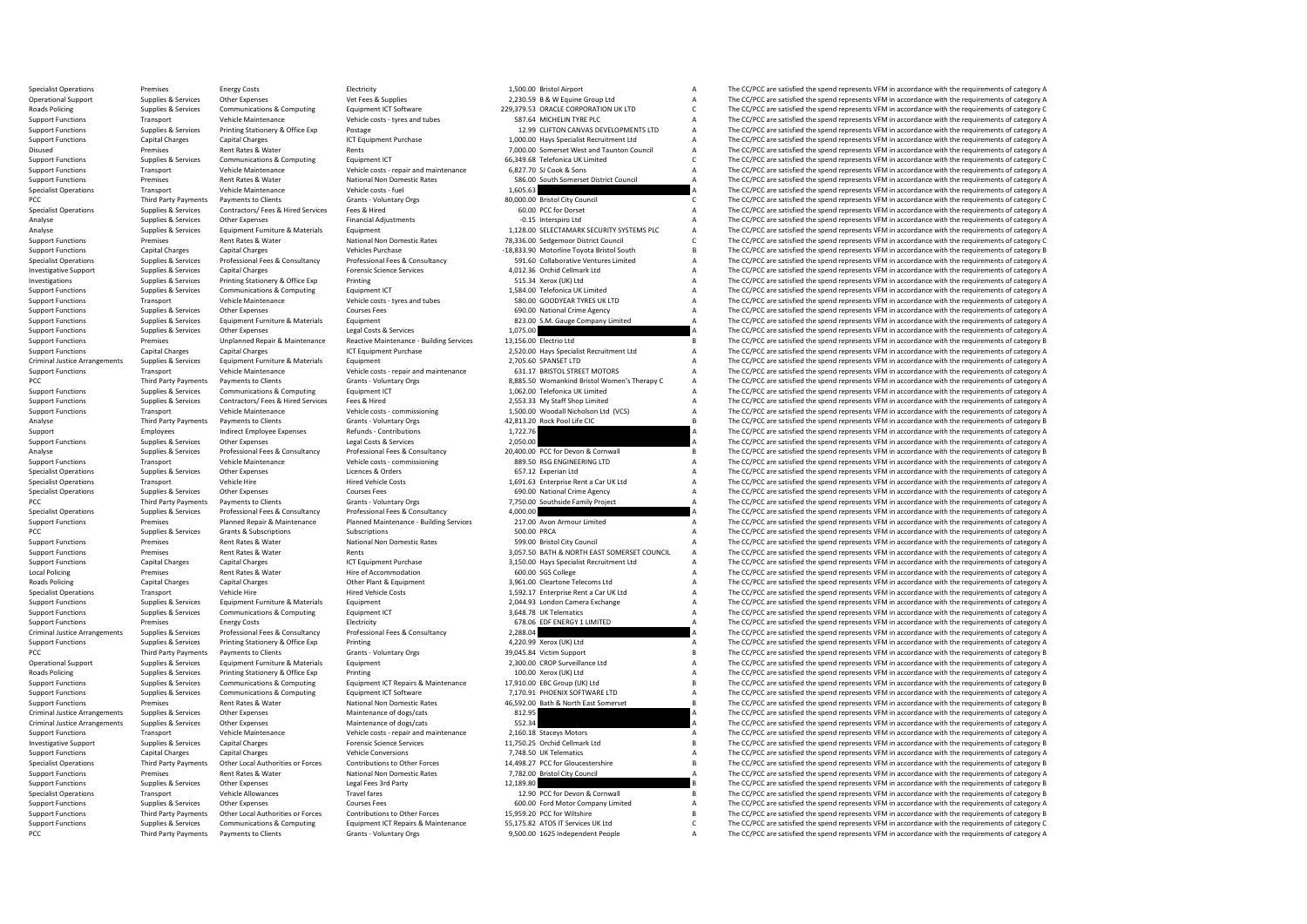| | | | | | | | |
|---|---|---|---|---|---|---|---|
| Specialist Operations | Premises | Energy Costs | Electricity | 1,500.00 | Bristol Airport | A | The CC/PCC are satisfied the spend represents VFM in accordance with the requirements of category A |
| Operational Support | Supplies & Services | Other Expenses | Vet Fees & Supplies | 2,230.59 | B & W Equine Group Ltd | A | The CC/PCC are satisfied the spend represents VFM in accordance with the requirements of category A |
| Roads Policing | Supplies & Services | Communications & Computing | Equipment ICT Software | 229,379.53 | ORACLE CORPORATION UK LTD | C | The CC/PCC are satisfied the spend represents VFM in accordance with the requirements of category C |
| Support Functions | Transport | Vehicle Maintenance | Vehicle costs - tyres and tubes | 587.64 | MICHELIN TYRE PLC | A | The CC/PCC are satisfied the spend represents VFM in accordance with the requirements of category A |
| Support Functions | Supplies & Services | Printing Stationery & Office Exp | Postage | 12.99 | CLIFTON CANVAS DEVELOPMENTS LTD | A | The CC/PCC are satisfied the spend represents VFM in accordance with the requirements of category A |
| Support Functions | Capital Charges | Capital Charges | ICT Equipment Purchase | 1,000.00 | Hays Specialist Recruitment Ltd | A | The CC/PCC are satisfied the spend represents VFM in accordance with the requirements of category A |
| Disused | Premises | Rent Rates & Water | Rents | 7,000.00 | Somerset West and Taunton Council | A | The CC/PCC are satisfied the spend represents VFM in accordance with the requirements of category A |
| Support Functions | Supplies & Services | Communications & Computing | Equipment ICT | 66,349.68 | Telefonica UK Limited | C | The CC/PCC are satisfied the spend represents VFM in accordance with the requirements of category C |
| Support Functions | Transport | Vehicle Maintenance | Vehicle costs - repair and maintenance | 6,827.70 | SJ Cook & Sons | A | The CC/PCC are satisfied the spend represents VFM in accordance with the requirements of category A |
| Support Functions | Premises | Rent Rates & Water | National Non Domestic Rates | 586.00 | South Somerset District Council | A | The CC/PCC are satisfied the spend represents VFM in accordance with the requirements of category A |
| Specialist Operations | Transport | Vehicle Maintenance | Vehicle costs - fuel | 1,605.63 | | A | The CC/PCC are satisfied the spend represents VFM in accordance with the requirements of category A |
| PCC | Third Party Payments | Payments to Clients | Grants - Voluntary Orgs | 80,000.00 | Bristol City Council | C | The CC/PCC are satisfied the spend represents VFM in accordance with the requirements of category C |
| Specialist Operations | Supplies & Services | Contractors/ Fees & Hired Services | Fees & Hired | 60.00 | PCC for Dorset | A | The CC/PCC are satisfied the spend represents VFM in accordance with the requirements of category A |
| Analyse | Supplies & Services | Other Expenses | Financial Adjustments | -0.15 | Interspiro Ltd | A | The CC/PCC are satisfied the spend represents VFM in accordance with the requirements of category A |
| Analyse | Supplies & Services | Equipment Furniture & Materials | Equipment | 1,128.00 | SELECTAMARK SECURITY SYSTEMS PLC | A | The CC/PCC are satisfied the spend represents VFM in accordance with the requirements of category A |
| Support Functions | Premises | Rent Rates & Water | National Non Domestic Rates | 78,336.00 | Sedgemoor District Council | C | The CC/PCC are satisfied the spend represents VFM in accordance with the requirements of category C |
| Support Functions | Capital Charges | Capital Charges | Vehicles Purchase | -18,833.90 | Motorline Toyota Bristol South | B | The CC/PCC are satisfied the spend represents VFM in accordance with the requirements of category B |
| Specialist Operations | Supplies & Services | Professional Fees & Consultancy | Professional Fees & Consultancy | 591.60 | Collaborative Ventures Limited | A | The CC/PCC are satisfied the spend represents VFM in accordance with the requirements of category A |
| Investigative Support | Supplies & Services | Capital Charges | Forensic Science Services | 4,012.36 | Orchid Cellmark Ltd | A | The CC/PCC are satisfied the spend represents VFM in accordance with the requirements of category A |
| Investigations | Supplies & Services | Printing Stationery & Office Exp | Printing | 515.34 | Xerox (UK) Ltd | A | The CC/PCC are satisfied the spend represents VFM in accordance with the requirements of category A |
| Support Functions | Supplies & Services | Communications & Computing | Equipment ICT | 1,584.00 | Telefonica UK Limited | A | The CC/PCC are satisfied the spend represents VFM in accordance with the requirements of category A |
| Support Functions | Transport | Vehicle Maintenance | Vehicle costs - tyres and tubes | 580.00 | GOODYEAR TYRES UK LTD | A | The CC/PCC are satisfied the spend represents VFM in accordance with the requirements of category A |
| Support Functions | Supplies & Services | Other Expenses | Courses Fees | 690.00 | National Crime Agency | A | The CC/PCC are satisfied the spend represents VFM in accordance with the requirements of category A |
| Support Functions | Supplies & Services | Equipment Furniture & Materials | Equipment | 823.00 | S.M. Gauge Company Limited | A | The CC/PCC are satisfied the spend represents VFM in accordance with the requirements of category A |
| Support Functions | Supplies & Services | Other Expenses | Legal Costs & Services | 1,075.00 | | A | The CC/PCC are satisfied the spend represents VFM in accordance with the requirements of category A |
| Support Functions | Premises | Unplanned Repair & Maintenance | Reactive Maintenance - Building Services | 13,156.00 | Electrio Ltd | B | The CC/PCC are satisfied the spend represents VFM in accordance with the requirements of category B |
| Support Functions | Capital Charges | Capital Charges | ICT Equipment Purchase | 2,520.00 | Hays Specialist Recruitment Ltd | A | The CC/PCC are satisfied the spend represents VFM in accordance with the requirements of category A |
| Criminal Justice Arrangements | Supplies & Services | Equipment Furniture & Materials | Equipment | 2,705.60 | SPANSET LTD | A | The CC/PCC are satisfied the spend represents VFM in accordance with the requirements of category A |
| Support Functions | Transport | Vehicle Maintenance | Vehicle costs - repair and maintenance | 631.17 | BRISTOL STREET MOTORS | A | The CC/PCC are satisfied the spend represents VFM in accordance with the requirements of category A |
| PCC | Third Party Payments | Payments to Clients | Grants - Voluntary Orgs | 8,885.50 | Womankind Bristol Women's Therapy C | A | The CC/PCC are satisfied the spend represents VFM in accordance with the requirements of category A |
| Support Functions | Supplies & Services | Communications & Computing | Equipment ICT | 1,062.00 | Telefonica UK Limited | A | The CC/PCC are satisfied the spend represents VFM in accordance with the requirements of category A |
| Support Functions | Supplies & Services | Contractors/ Fees & Hired Services | Fees & Hired | 2,553.33 | My Staff Shop Limited | A | The CC/PCC are satisfied the spend represents VFM in accordance with the requirements of category A |
| Support Functions | Transport | Vehicle Maintenance | Vehicle costs - commissioning | 1,500.00 | Woodall Nicholson Ltd (VCS) | A | The CC/PCC are satisfied the spend represents VFM in accordance with the requirements of category A |
| Analyse | Third Party Payments | Payments to Clients | Grants - Voluntary Orgs | 42,813.20 | Rock Pool Life CIC | B | The CC/PCC are satisfied the spend represents VFM in accordance with the requirements of category B |
| Support | Employees | Indirect Employee Expenses | Refunds - Contributions | 1,722.76 | | A | The CC/PCC are satisfied the spend represents VFM in accordance with the requirements of category A |
| Support Functions | Supplies & Services | Other Expenses | Legal Costs & Services | 2,050.00 | | A | The CC/PCC are satisfied the spend represents VFM in accordance with the requirements of category A |
| Analyse | Supplies & Services | Professional Fees & Consultancy | Professional Fees & Consultancy | 20,400.00 | PCC for Devon & Cornwall | B | The CC/PCC are satisfied the spend represents VFM in accordance with the requirements of category B |
| Support Functions | Transport | Vehicle Maintenance | Vehicle costs - commissioning | 889.50 | RSG ENGINEERING LTD | A | The CC/PCC are satisfied the spend represents VFM in accordance with the requirements of category A |
| Specialist Operations | Supplies & Services | Other Expenses | Licences & Orders | 657.12 | Experian Ltd | A | The CC/PCC are satisfied the spend represents VFM in accordance with the requirements of category A |
| Specialist Operations | Transport | Vehicle Hire | Hired Vehicle Costs | 1,691.63 | Enterprise Rent a Car UK Ltd | A | The CC/PCC are satisfied the spend represents VFM in accordance with the requirements of category A |
| Specialist Operations | Supplies & Services | Other Expenses | Courses Fees | 690.00 | National Crime Agency | A | The CC/PCC are satisfied the spend represents VFM in accordance with the requirements of category A |
| PCC | Third Party Payments | Payments to Clients | Grants - Voluntary Orgs | 7,750.00 | Southside Family Project | A | The CC/PCC are satisfied the spend represents VFM in accordance with the requirements of category A |
| Specialist Operations | Supplies & Services | Professional Fees & Consultancy | Professional Fees & Consultancy | 4,000.00 | | A | The CC/PCC are satisfied the spend represents VFM in accordance with the requirements of category A |
| Support Functions | Premises | Planned Repair & Maintenance | Planned Maintenance - Building Services | 217.00 | Avon Armour Limited | A | The CC/PCC are satisfied the spend represents VFM in accordance with the requirements of category A |
| PCC | Supplies & Services | Grants & Subscriptions | Subscriptions | 500.00 | PRCA | A | The CC/PCC are satisfied the spend represents VFM in accordance with the requirements of category A |
| Support Functions | Premises | Rent Rates & Water | National Non Domestic Rates | 599.00 | Bristol City Council | A | The CC/PCC are satisfied the spend represents VFM in accordance with the requirements of category A |
| Support Functions | Premises | Rent Rates & Water | Rents | 3,057.50 | BATH & NORTH EAST SOMERSET COUNCIL | A | The CC/PCC are satisfied the spend represents VFM in accordance with the requirements of category A |
| Support Functions | Capital Charges | Capital Charges | ICT Equipment Purchase | 3,150.00 | Hays Specialist Recruitment Ltd | A | The CC/PCC are satisfied the spend represents VFM in accordance with the requirements of category A |
| Local Policing | Premises | Rent Rates & Water | Hire of Accommodation | 600.00 | SGS College | A | The CC/PCC are satisfied the spend represents VFM in accordance with the requirements of category A |
| Roads Policing | Capital Charges | Capital Charges | Other Plant & Equipment | 3,961.00 | Cleartone Telecoms Ltd | A | The CC/PCC are satisfied the spend represents VFM in accordance with the requirements of category A |
| Specialist Operations | Transport | Vehicle Hire | Hired Vehicle Costs | 1,592.17 | Enterprise Rent a Car UK Ltd | A | The CC/PCC are satisfied the spend represents VFM in accordance with the requirements of category A |
| Support Functions | Supplies & Services | Equipment Furniture & Materials | Equipment | 2,044.93 | London Camera Exchange | A | The CC/PCC are satisfied the spend represents VFM in accordance with the requirements of category A |
| Support Functions | Supplies & Services | Communications & Computing | Equipment ICT | 3,648.78 | UK Telematics | A | The CC/PCC are satisfied the spend represents VFM in accordance with the requirements of category A |
| Support Functions | Premises | Energy Costs | Electricity | 678.06 | EDF ENERGY 1 LIMITED | A | The CC/PCC are satisfied the spend represents VFM in accordance with the requirements of category A |
| Criminal Justice Arrangements | Supplies & Services | Professional Fees & Consultancy | Professional Fees & Consultancy | 2,288.04 | | A | The CC/PCC are satisfied the spend represents VFM in accordance with the requirements of category A |
| Support Functions | Supplies & Services | Printing Stationery & Office Exp | Printing | 4,220.99 | Xerox (UK) Ltd | A | The CC/PCC are satisfied the spend represents VFM in accordance with the requirements of category A |
| PCC | Third Party Payments | Payments to Clients | Grants - Voluntary Orgs | 39,045.84 | Victim Support | B | The CC/PCC are satisfied the spend represents VFM in accordance with the requirements of category B |
| Operational Support | Supplies & Services | Equipment Furniture & Materials | Equipment | 2,300.00 | CROP Surveillance Ltd | A | The CC/PCC are satisfied the spend represents VFM in accordance with the requirements of category A |
| Roads Policing | Supplies & Services | Printing Stationery & Office Exp | Printing | 100.00 | Xerox (UK) Ltd | A | The CC/PCC are satisfied the spend represents VFM in accordance with the requirements of category A |
| Support Functions | Supplies & Services | Communications & Computing | Equipment ICT Repairs & Maintenance | 17,910.00 | EBC Group (UK) Ltd | B | The CC/PCC are satisfied the spend represents VFM in accordance with the requirements of category B |
| Support Functions | Supplies & Services | Communications & Computing | Equipment ICT Software | 7,170.91 | PHOENIX SOFTWARE LTD | A | The CC/PCC are satisfied the spend represents VFM in accordance with the requirements of category A |
| Support Functions | Premises | Rent Rates & Water | National Non Domestic Rates | 46,592.00 | Bath & North East Somerset | B | The CC/PCC are satisfied the spend represents VFM in accordance with the requirements of category B |
| Criminal Justice Arrangements | Supplies & Services | Other Expenses | Maintenance of dogs/cats | 812.95 | | A | The CC/PCC are satisfied the spend represents VFM in accordance with the requirements of category A |
| Criminal Justice Arrangements | Supplies & Services | Other Expenses | Maintenance of dogs/cats | 552.34 | | A | The CC/PCC are satisfied the spend represents VFM in accordance with the requirements of category A |
| Support Functions | Transport | Vehicle Maintenance | Vehicle costs - repair and maintenance | 2,160.18 | Staceys Motors | A | The CC/PCC are satisfied the spend represents VFM in accordance with the requirements of category A |
| Investigative Support | Supplies & Services | Capital Charges | Forensic Science Services | 11,750.25 | Orchid Cellmark Ltd | B | The CC/PCC are satisfied the spend represents VFM in accordance with the requirements of category B |
| Support Functions | Capital Charges | Capital Charges | Vehicle Conversions | 7,748.50 | UK Telematics | A | The CC/PCC are satisfied the spend represents VFM in accordance with the requirements of category A |
| Specialist Operations | Third Party Payments | Other Local Authorities or Forces | Contributions to Other Forces | 14,498.27 | PCC for Gloucestershire | B | The CC/PCC are satisfied the spend represents VFM in accordance with the requirements of category B |
| Support Functions | Premises | Rent Rates & Water | National Non Domestic Rates | 7,782.00 | Bristol City Council | A | The CC/PCC are satisfied the spend represents VFM in accordance with the requirements of category A |
| Support Functions | Supplies & Services | Other Expenses | Legal Fees 3rd Party | 12,189.80 | | B | The CC/PCC are satisfied the spend represents VFM in accordance with the requirements of category B |
| Specialist Operations | Transport | Vehicle Allowances | Travel fares | 12.90 | PCC for Devon & Cornwall | B | The CC/PCC are satisfied the spend represents VFM in accordance with the requirements of category B |
| Support Functions | Supplies & Services | Other Expenses | Courses Fees | 600.00 | Ford Motor Company Limited | A | The CC/PCC are satisfied the spend represents VFM in accordance with the requirements of category A |
| Support Functions | Third Party Payments | Other Local Authorities or Forces | Contributions to Other Forces | 15,959.20 | PCC for Wiltshire | B | The CC/PCC are satisfied the spend represents VFM in accordance with the requirements of category B |
| Support Functions | Supplies & Services | Communications & Computing | Equipment ICT Repairs & Maintenance | 55,175.82 | ATOS IT Services UK Ltd | C | The CC/PCC are satisfied the spend represents VFM in accordance with the requirements of category C |
| PCC | Third Party Payments | Payments to Clients | Grants - Voluntary Orgs | 9,500.00 | 1625 Independent People | A | The CC/PCC are satisfied the spend represents VFM in accordance with the requirements of category A |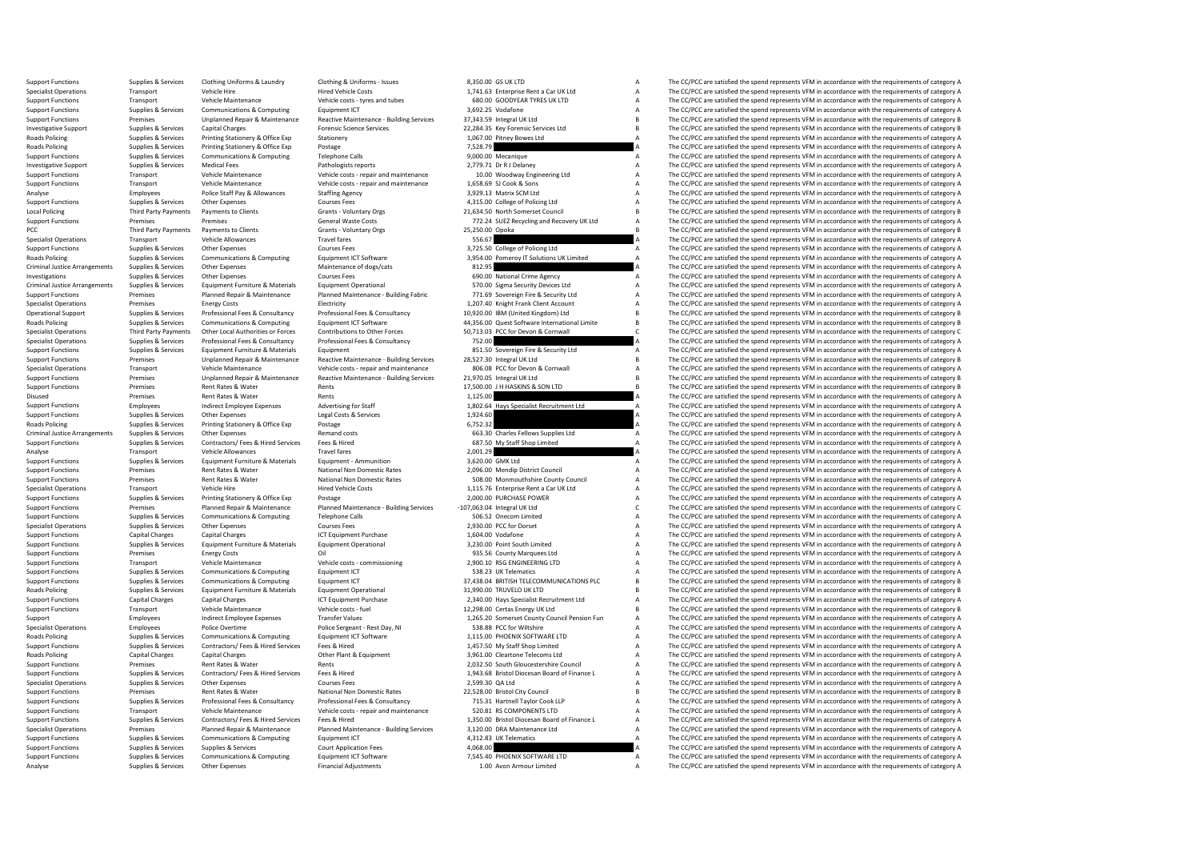| | | | | | | | |
|---|---|---|---|---|---|---|---|
| Support Functions | Supplies & Services | Clothing Uniforms & Laundry | Clothing & Uniforms - Issues | 8,350.00 | GS UK LTD | A | The CC/PCC are satisfied the spend represents VFM in accordance with the requirements of category A |
| Specialist Operations | Transport | Vehicle Hire | Hired Vehicle Costs | 1,741.63 | Enterprise Rent a Car UK Ltd | A | The CC/PCC are satisfied the spend represents VFM in accordance with the requirements of category A |
| Support Functions | Transport | Vehicle Maintenance | Vehicle costs - tyres and tubes | 680.00 | GOODYEAR TYRES UK LTD | A | The CC/PCC are satisfied the spend represents VFM in accordance with the requirements of category A |
| Support Functions | Supplies & Services | Communications & Computing | Equipment ICT | 3,692.25 | Vodafone | A | The CC/PCC are satisfied the spend represents VFM in accordance with the requirements of category A |
| Support Functions | Premises | Unplanned Repair & Maintenance | Reactive Maintenance - Building Services | 37,343.59 | Integral UK Ltd | B | The CC/PCC are satisfied the spend represents VFM in accordance with the requirements of category B |
| Investigative Support | Supplies & Services | Capital Charges | Forensic Science Services | 22,284.35 | Key Forensic Services Ltd | B | The CC/PCC are satisfied the spend represents VFM in accordance with the requirements of category B |
| Roads Policing | Supplies & Services | Printing Stationery & Office Exp | Stationery | 1,067.00 | Pitney Bowes Ltd | A | The CC/PCC are satisfied the spend represents VFM in accordance with the requirements of category A |
| Roads Policing | Supplies & Services | Printing Stationery & Office Exp | Postage | 7,528.79 | | A | The CC/PCC are satisfied the spend represents VFM in accordance with the requirements of category A |
| Support Functions | Supplies & Services | Communications & Computing | Telephone Calls | 9,000.00 | Mecanique | A | The CC/PCC are satisfied the spend represents VFM in accordance with the requirements of category A |
| Investigative Support | Supplies & Services | Medical Fees | Pathologists reports | 2,779.71 | Dr R J Delaney | A | The CC/PCC are satisfied the spend represents VFM in accordance with the requirements of category A |
| Support Functions | Transport | Vehicle Maintenance | Vehicle costs - repair and maintenance | 10.00 | Woodway Engineering Ltd | A | The CC/PCC are satisfied the spend represents VFM in accordance with the requirements of category A |
| Support Functions | Transport | Vehicle Maintenance | Vehicle costs - repair and maintenance | 1,658.69 | SJ Cook & Sons | A | The CC/PCC are satisfied the spend represents VFM in accordance with the requirements of category A |
| Analyse | Employees | Police Staff Pay & Allowances | Staffing Agency | 3,929.13 | Matrix SCM Ltd | A | The CC/PCC are satisfied the spend represents VFM in accordance with the requirements of category A |
| Support Functions | Supplies & Services | Other Expenses | Courses Fees | 4,315.00 | College of Policing Ltd | A | The CC/PCC are satisfied the spend represents VFM in accordance with the requirements of category A |
| Local Policing | Third Party Payments | Payments to Clients | Grants - Voluntary Orgs | 21,634.50 | North Somerset Council | B | The CC/PCC are satisfied the spend represents VFM in accordance with the requirements of category B |
| Support Functions | Premises | Premises | General Waste Costs | 772.24 | SUEZ Recycling and Recovery UK Ltd | A | The CC/PCC are satisfied the spend represents VFM in accordance with the requirements of category A |
| PCC | Third Party Payments | Payments to Clients | Grants - Voluntary Orgs | 25,250.00 | Opoka | B | The CC/PCC are satisfied the spend represents VFM in accordance with the requirements of category B |
| Specialist Operations | Transport | Vehicle Allowances | Travel fares | 556.67 | | A | The CC/PCC are satisfied the spend represents VFM in accordance with the requirements of category A |
| Support Functions | Supplies & Services | Other Expenses | Courses Fees | 3,725.50 | College of Policing Ltd | A | The CC/PCC are satisfied the spend represents VFM in accordance with the requirements of category A |
| Roads Policing | Supplies & Services | Communications & Computing | Equipment ICT Software | 3,954.00 | Pomeroy IT Solutions UK Limited | A | The CC/PCC are satisfied the spend represents VFM in accordance with the requirements of category A |
| Criminal Justice Arrangements | Supplies & Services | Other Expenses | Maintenance of dogs/cats | 812.95 | | A | The CC/PCC are satisfied the spend represents VFM in accordance with the requirements of category A |
| Investigations | Supplies & Services | Other Expenses | Courses Fees | 690.00 | National Crime Agency | A | The CC/PCC are satisfied the spend represents VFM in accordance with the requirements of category A |
| Criminal Justice Arrangements | Supplies & Services | Equipment Furniture & Materials | Equipment Operational | 570.00 | Sigma Security Devices Ltd | A | The CC/PCC are satisfied the spend represents VFM in accordance with the requirements of category A |
| Support Functions | Premises | Planned Repair & Maintenance | Planned Maintenance - Building Fabric | 771.69 | Sovereign Fire & Security Ltd | A | The CC/PCC are satisfied the spend represents VFM in accordance with the requirements of category A |
| Specialist Operations | Premises | Energy Costs | Electricity | 1,207.40 | Knight Frank Client Account | A | The CC/PCC are satisfied the spend represents VFM in accordance with the requirements of category A |
| Operational Support | Supplies & Services | Professional Fees & Consultancy | Professional Fees & Consultancy | 10,920.00 | IBM (United Kingdom) Ltd | B | The CC/PCC are satisfied the spend represents VFM in accordance with the requirements of category B |
| Roads Policing | Supplies & Services | Communications & Computing | Equipment ICT Software | 44,356.00 | Quest Software International Limite | B | The CC/PCC are satisfied the spend represents VFM in accordance with the requirements of category B |
| Specialist Operations | Third Party Payments | Other Local Authorities or Forces | Contributions to Other Forces | 50,713.03 | PCC for Devon & Cornwall | C | The CC/PCC are satisfied the spend represents VFM in accordance with the requirements of category C |
| Specialist Operations | Supplies & Services | Professional Fees & Consultancy | Professional Fees & Consultancy | 752.00 | | A | The CC/PCC are satisfied the spend represents VFM in accordance with the requirements of category A |
| Support Functions | Supplies & Services | Equipment Furniture & Materials | Equipment | 851.50 | Sovereign Fire & Security Ltd | A | The CC/PCC are satisfied the spend represents VFM in accordance with the requirements of category A |
| Support Functions | Premises | Unplanned Repair & Maintenance | Reactive Maintenance - Building Services | 28,527.30 | Integral UK Ltd | B | The CC/PCC are satisfied the spend represents VFM in accordance with the requirements of category B |
| Specialist Operations | Transport | Vehicle Maintenance | Vehicle costs - repair and maintenance | 806.08 | PCC for Devon & Cornwall | A | The CC/PCC are satisfied the spend represents VFM in accordance with the requirements of category A |
| Support Functions | Premises | Unplanned Repair & Maintenance | Reactive Maintenance - Building Services | 21,970.05 | Integral UK Ltd | B | The CC/PCC are satisfied the spend represents VFM in accordance with the requirements of category B |
| Support Functions | Premises | Rent Rates & Water | Rents | 17,500.00 | J H HASKINS & SON LTD | B | The CC/PCC are satisfied the spend represents VFM in accordance with the requirements of category B |
| Disused | Premises | Rent Rates & Water | Rents | 1,125.00 | | A | The CC/PCC are satisfied the spend represents VFM in accordance with the requirements of category A |
| Support Functions | Employees | Indirect Employee Expenses | Advertising for Staff | 1,802.64 | Hays Specialist Recruitment Ltd | A | The CC/PCC are satisfied the spend represents VFM in accordance with the requirements of category A |
| Support Functions | Supplies & Services | Other Expenses | Legal Costs & Services | 1,924.60 | | A | The CC/PCC are satisfied the spend represents VFM in accordance with the requirements of category A |
| Roads Policing | Supplies & Services | Printing Stationery & Office Exp | Postage | 6,752.32 | | A | The CC/PCC are satisfied the spend represents VFM in accordance with the requirements of category A |
| Criminal Justice Arrangements | Supplies & Services | Other Expenses | Remand costs | 663.30 | Charles Fellows Supplies Ltd | A | The CC/PCC are satisfied the spend represents VFM in accordance with the requirements of category A |
| Support Functions | Supplies & Services | Contractors/ Fees & Hired Services | Fees & Hired | 687.50 | My Staff Shop Limited | A | The CC/PCC are satisfied the spend represents VFM in accordance with the requirements of category A |
| Analyse | Transport | Vehicle Allowances | Travel fares | 2,001.29 | | A | The CC/PCC are satisfied the spend represents VFM in accordance with the requirements of category A |
| Support Functions | Supplies & Services | Equipment Furniture & Materials | Equipment - Ammunition | 3,620.00 | GMK Ltd | A | The CC/PCC are satisfied the spend represents VFM in accordance with the requirements of category A |
| Support Functions | Premises | Rent Rates & Water | National Non Domestic Rates | 2,096.00 | Mendip District Council | A | The CC/PCC are satisfied the spend represents VFM in accordance with the requirements of category A |
| Support Functions | Premises | Rent Rates & Water | National Non Domestic Rates | 508.00 | Monmouthshire County Council | A | The CC/PCC are satisfied the spend represents VFM in accordance with the requirements of category A |
| Specialist Operations | Transport | Vehicle Hire | Hired Vehicle Costs | 1,115.76 | Enterprise Rent a Car UK Ltd | A | The CC/PCC are satisfied the spend represents VFM in accordance with the requirements of category A |
| Support Functions | Supplies & Services | Printing Stationery & Office Exp | Postage | 2,000.00 | PURCHASE POWER | A | The CC/PCC are satisfied the spend represents VFM in accordance with the requirements of category A |
| Support Functions | Premises | Planned Repair & Maintenance | Planned Maintenance - Building Services | -107,063.04 | Integral UK Ltd | C | The CC/PCC are satisfied the spend represents VFM in accordance with the requirements of category C |
| Support Functions | Supplies & Services | Communications & Computing | Telephone Calls | 506.52 | Onecom Limited | A | The CC/PCC are satisfied the spend represents VFM in accordance with the requirements of category A |
| Specialist Operations | Supplies & Services | Other Expenses | Courses Fees | 2,930.00 | PCC for Dorset | A | The CC/PCC are satisfied the spend represents VFM in accordance with the requirements of category A |
| Support Functions | Capital Charges | Capital Charges | ICT Equipment Purchase | 1,604.00 | Vodafone | A | The CC/PCC are satisfied the spend represents VFM in accordance with the requirements of category A |
| Support Functions | Supplies & Services | Equipment Furniture & Materials | Equipment Operational | 3,230.00 | Point South Limited | A | The CC/PCC are satisfied the spend represents VFM in accordance with the requirements of category A |
| Support Functions | Premises | Energy Costs | Oil | 935.56 | County Marquees Ltd | A | The CC/PCC are satisfied the spend represents VFM in accordance with the requirements of category A |
| Support Functions | Transport | Vehicle Maintenance | Vehicle costs - commissioning | 2,900.10 | RSG ENGINEERING LTD | A | The CC/PCC are satisfied the spend represents VFM in accordance with the requirements of category A |
| Support Functions | Supplies & Services | Communications & Computing | Equipment ICT | 538.23 | UK Telematics | A | The CC/PCC are satisfied the spend represents VFM in accordance with the requirements of category A |
| Support Functions | Supplies & Services | Communications & Computing | Equipment ICT | 37,438.04 | BRITISH TELECOMMUNICATIONS PLC | B | The CC/PCC are satisfied the spend represents VFM in accordance with the requirements of category B |
| Roads Policing | Supplies & Services | Equipment Furniture & Materials | Equipment Operational | 31,990.00 | TRUVELO UK LTD | B | The CC/PCC are satisfied the spend represents VFM in accordance with the requirements of category B |
| Support Functions | Capital Charges | Capital Charges | ICT Equipment Purchase | 2,340.00 | Hays Specialist Recruitment Ltd | A | The CC/PCC are satisfied the spend represents VFM in accordance with the requirements of category A |
| Support Functions | Transport | Vehicle Maintenance | Vehicle costs - fuel | 12,298.00 | Certas Energy UK Ltd | B | The CC/PCC are satisfied the spend represents VFM in accordance with the requirements of category B |
| Support | Employees | Indirect Employee Expenses | Transfer Values | 1,265.20 | Somerset County Council Pension Fun | A | The CC/PCC are satisfied the spend represents VFM in accordance with the requirements of category A |
| Specialist Operations | Employees | Police Overtime | Police Sergeant - Rest Day, NI | 538.88 | PCC for Wiltshire | A | The CC/PCC are satisfied the spend represents VFM in accordance with the requirements of category A |
| Roads Policing | Supplies & Services | Communications & Computing | Equipment ICT Software | 1,115.00 | PHOENIX SOFTWARE LTD | A | The CC/PCC are satisfied the spend represents VFM in accordance with the requirements of category A |
| Support Functions | Supplies & Services | Contractors/ Fees & Hired Services | Fees & Hired | 1,457.50 | My Staff Shop Limited | A | The CC/PCC are satisfied the spend represents VFM in accordance with the requirements of category A |
| Roads Policing | Capital Charges | Capital Charges | Other Plant & Equipment | 3,961.00 | Cleartone Telecoms Ltd | A | The CC/PCC are satisfied the spend represents VFM in accordance with the requirements of category A |
| Support Functions | Premises | Rent Rates & Water | Rents | 2,032.50 | South Gloucestershire Council | A | The CC/PCC are satisfied the spend represents VFM in accordance with the requirements of category A |
| Support Functions | Supplies & Services | Contractors/ Fees & Hired Services | Fees & Hired | 1,943.68 | Bristol Diocesan Board of Finance L | A | The CC/PCC are satisfied the spend represents VFM in accordance with the requirements of category A |
| Specialist Operations | Supplies & Services | Other Expenses | Courses Fees | 2,599.30 | QA Ltd | A | The CC/PCC are satisfied the spend represents VFM in accordance with the requirements of category A |
| Support Functions | Premises | Rent Rates & Water | National Non Domestic Rates | 22,528.00 | Bristol City Council | B | The CC/PCC are satisfied the spend represents VFM in accordance with the requirements of category B |
| Support Functions | Supplies & Services | Professional Fees & Consultancy | Professional Fees & Consultancy | 715.31 | Hartnell Taylor Cook LLP | A | The CC/PCC are satisfied the spend represents VFM in accordance with the requirements of category A |
| Support Functions | Transport | Vehicle Maintenance | Vehicle costs - repair and maintenance | 520.81 | RS COMPONENTS LTD | A | The CC/PCC are satisfied the spend represents VFM in accordance with the requirements of category A |
| Support Functions | Supplies & Services | Contractors/ Fees & Hired Services | Fees & Hired | 1,350.00 | Bristol Diocesan Board of Finance L | A | The CC/PCC are satisfied the spend represents VFM in accordance with the requirements of category A |
| Specialist Operations | Premises | Planned Repair & Maintenance | Planned Maintenance - Building Services | 3,120.00 | DRA Maintenance Ltd | A | The CC/PCC are satisfied the spend represents VFM in accordance with the requirements of category A |
| Support Functions | Supplies & Services | Communications & Computing | Equipment ICT | 4,312.83 | UK Telematics | A | The CC/PCC are satisfied the spend represents VFM in accordance with the requirements of category A |
| Support Functions | Supplies & Services | Supplies & Services | Court Application Fees | 4,068.00 | | A | The CC/PCC are satisfied the spend represents VFM in accordance with the requirements of category A |
| Support Functions | Supplies & Services | Communications & Computing | Equipment ICT Software | 7,545.40 | PHOENIX SOFTWARE LTD | A | The CC/PCC are satisfied the spend represents VFM in accordance with the requirements of category A |
| Analyse | Supplies & Services | Other Expenses | Financial Adjustments | 1.00 | Avon Armour Limited | A | The CC/PCC are satisfied the spend represents VFM in accordance with the requirements of category A |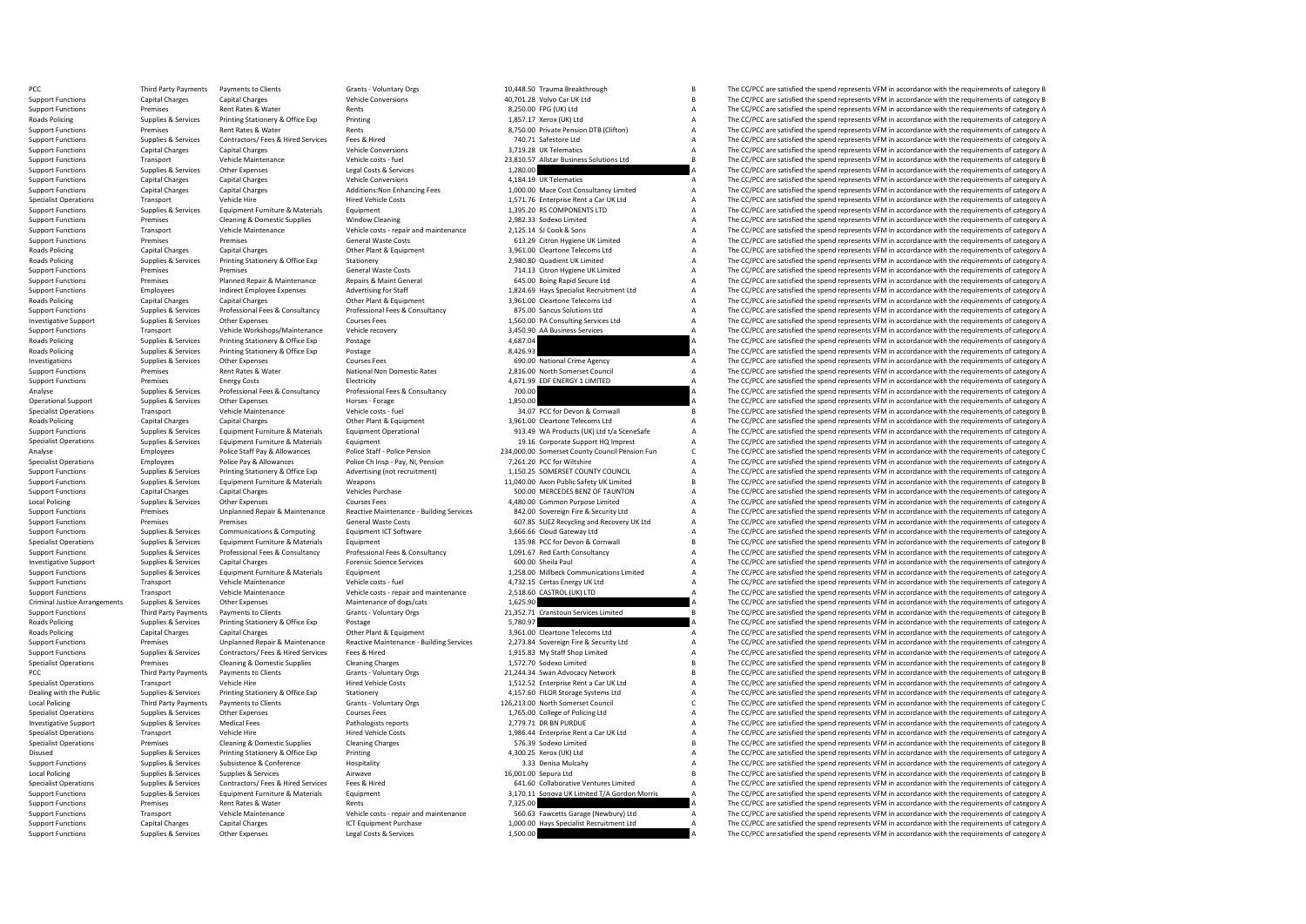| | | | | | | | |
|---|---|---|---|---|---|---|---|
| PCC | Third Party Payments | Payments to Clients | Grants - Voluntary Orgs | 10,448.50 | Trauma Breakthrough | B | The CC/PCC are satisfied the spend represents VFM in accordance with the requirements of category B |
| Support Functions | Capital Charges | Capital Charges | Vehicle Conversions | 40,701.28 | Volvo Car UK Ltd | B | The CC/PCC are satisfied the spend represents VFM in accordance with the requirements of category B |
| Support Functions | Premises | Rent Rates & Water | Rents | 8,250.00 | FPG (UK) Ltd | A | The CC/PCC are satisfied the spend represents VFM in accordance with the requirements of category A |
| Roads Policing | Supplies & Services | Printing Stationery & Office Exp | Printing | 1,857.17 | Xerox (UK) Ltd | A | The CC/PCC are satisfied the spend represents VFM in accordance with the requirements of category A |
| Support Functions | Premises | Rent Rates & Water | Rents | 8,750.00 | Private Pension DTB (Clifton) | A | The CC/PCC are satisfied the spend represents VFM in accordance with the requirements of category A |
| Support Functions | Supplies & Services | Contractors/ Fees & Hired Services | Fees & Hired | 740.71 | Safestore Ltd | A | The CC/PCC are satisfied the spend represents VFM in accordance with the requirements of category A |
| Support Functions | Capital Charges | Capital Charges | Vehicle Conversions | 3,719.28 | UK Telematics | A | The CC/PCC are satisfied the spend represents VFM in accordance with the requirements of category A |
| Support Functions | Transport | Vehicle Maintenance | Vehicle costs - fuel | 23,810.57 | Allstar Business Solutions Ltd | B | The CC/PCC are satisfied the spend represents VFM in accordance with the requirements of category B |
| Support Functions | Supplies & Services | Other Expenses | Legal Costs & Services | 1,280.00 | | A | The CC/PCC are satisfied the spend represents VFM in accordance with the requirements of category A |
| Support Functions | Capital Charges | Capital Charges | Vehicle Conversions | 4,184.19 | UK Telematics | A | The CC/PCC are satisfied the spend represents VFM in accordance with the requirements of category A |
| Support Functions | Capital Charges | Capital Charges | Additions:Non Enhancing Fees | 1,000.00 | Mace Cost Consultancy Limited | A | The CC/PCC are satisfied the spend represents VFM in accordance with the requirements of category A |
| Specialist Operations | Transport | Vehicle Hire | Hired Vehicle Costs | 1,571.76 | Enterprise Rent a Car UK Ltd | A | The CC/PCC are satisfied the spend represents VFM in accordance with the requirements of category A |
| Support Functions | Supplies & Services | Equipment Furniture & Materials | Equipment | 1,395.20 | RS COMPONENTS LTD | A | The CC/PCC are satisfied the spend represents VFM in accordance with the requirements of category A |
| Support Functions | Premises | Cleaning & Domestic Supplies | Window Cleaning | 2,982.33 | Sodexo Limited | A | The CC/PCC are satisfied the spend represents VFM in accordance with the requirements of category A |
| Support Functions | Transport | Vehicle Maintenance | Vehicle costs - repair and maintenance | 2,125.14 | SJ Cook & Sons | A | The CC/PCC are satisfied the spend represents VFM in accordance with the requirements of category A |
| Support Functions | Premises | Premises | General Waste Costs | 613.29 | Citron Hygiene UK Limited | A | The CC/PCC are satisfied the spend represents VFM in accordance with the requirements of category A |
| Roads Policing | Capital Charges | Capital Charges | Other Plant & Equipment | 3,961.00 | Cleartone Telecoms Ltd | A | The CC/PCC are satisfied the spend represents VFM in accordance with the requirements of category A |
| Roads Policing | Supplies & Services | Printing Stationery & Office Exp | Stationery | 2,980.80 | Quadient UK Limited | A | The CC/PCC are satisfied the spend represents VFM in accordance with the requirements of category A |
| Support Functions | Premises | Premises | General Waste Costs | 714.13 | Citron Hygiene UK Limited | A | The CC/PCC are satisfied the spend represents VFM in accordance with the requirements of category A |
| Support Functions | Premises | Planned Repair & Maintenance | Repairs & Maint General | 645.00 | Boing Rapid Secure Ltd | A | The CC/PCC are satisfied the spend represents VFM in accordance with the requirements of category A |
| Support Functions | Employees | Indirect Employee Expenses | Advertising for Staff | 1,824.69 | Hays Specialist Recruitment Ltd | A | The CC/PCC are satisfied the spend represents VFM in accordance with the requirements of category A |
| Roads Policing | Capital Charges | Capital Charges | Other Plant & Equipment | 3,961.00 | Cleartone Telecoms Ltd | A | The CC/PCC are satisfied the spend represents VFM in accordance with the requirements of category A |
| Support Functions | Supplies & Services | Professional Fees & Consultancy | Professional Fees & Consultancy | 875.00 | Sancus Solutions Ltd | A | The CC/PCC are satisfied the spend represents VFM in accordance with the requirements of category A |
| Investigative Support | Supplies & Services | Other Expenses | Courses Fees | 1,560.00 | PA Consulting Services Ltd | A | The CC/PCC are satisfied the spend represents VFM in accordance with the requirements of category A |
| Support Functions | Transport | Vehicle Workshops/Maintenance | Vehicle recovery | 3,450.90 | AA Business Services | A | The CC/PCC are satisfied the spend represents VFM in accordance with the requirements of category A |
| Roads Policing | Supplies & Services | Printing Stationery & Office Exp | Postage | 4,687.04 | | A | The CC/PCC are satisfied the spend represents VFM in accordance with the requirements of category A |
| Roads Policing | Supplies & Services | Printing Stationery & Office Exp | Postage | 8,426.93 | | A | The CC/PCC are satisfied the spend represents VFM in accordance with the requirements of category A |
| Investigations | Supplies & Services | Other Expenses | Courses Fees | 690.00 | National Crime Agency | A | The CC/PCC are satisfied the spend represents VFM in accordance with the requirements of category A |
| Support Functions | Premises | Rent Rates & Water | National Non Domestic Rates | 2,816.00 | North Somerset Council | A | The CC/PCC are satisfied the spend represents VFM in accordance with the requirements of category A |
| Support Functions | Premises | Energy Costs | Electricity | 4,671.99 | EDF ENERGY 1 LIMITED | A | The CC/PCC are satisfied the spend represents VFM in accordance with the requirements of category A |
| Analyse | Supplies & Services | Professional Fees & Consultancy | Professional Fees & Consultancy | 700.00 | | A | The CC/PCC are satisfied the spend represents VFM in accordance with the requirements of category A |
| Operational Support | Supplies & Services | Other Expenses | Horses - Forage | 1,850.00 | | A | The CC/PCC are satisfied the spend represents VFM in accordance with the requirements of category A |
| Specialist Operations | Transport | Vehicle Maintenance | Vehicle costs - fuel | 34.07 | PCC for Devon & Cornwall | B | The CC/PCC are satisfied the spend represents VFM in accordance with the requirements of category B |
| Roads Policing | Capital Charges | Capital Charges | Other Plant & Equipment | 3,961.00 | Cleartone Telecoms Ltd | A | The CC/PCC are satisfied the spend represents VFM in accordance with the requirements of category A |
| Support Functions | Supplies & Services | Equipment Furniture & Materials | Equipment Operational | 913.49 | WA Products (UK) Ltd t/a SceneSafe | A | The CC/PCC are satisfied the spend represents VFM in accordance with the requirements of category A |
| Specialist Operations | Supplies & Services | Equipment Furniture & Materials | Equipment | 19.16 | Corporate Support HQ Imprest | A | The CC/PCC are satisfied the spend represents VFM in accordance with the requirements of category A |
| Analyse | Employees | Police Staff Pay & Allowances | Police Staff - Police Pension | 234,000.00 | Somerset County Council Pension Fun | C | The CC/PCC are satisfied the spend represents VFM in accordance with the requirements of category C |
| Specialist Operations | Employees | Police Pay & Allowances | Police Ch Insp - Pay, NI, Pension | 7,261.20 | PCC for Wiltshire | A | The CC/PCC are satisfied the spend represents VFM in accordance with the requirements of category A |
| Support Functions | Supplies & Services | Printing Stationery & Office Exp | Advertising (not recruitment) | 1,150.25 | SOMERSET COUNTY COUNCIL | A | The CC/PCC are satisfied the spend represents VFM in accordance with the requirements of category A |
| Support Functions | Supplies & Services | Equipment Furniture & Materials | Weapons | 11,040.00 | Axon Public Safety UK Limited | B | The CC/PCC are satisfied the spend represents VFM in accordance with the requirements of category B |
| Support Functions | Capital Charges | Capital Charges | Vehicles Purchase | 500.00 | MERCEDES BENZ OF TAUNTON | A | The CC/PCC are satisfied the spend represents VFM in accordance with the requirements of category A |
| Local Policing | Supplies & Services | Other Expenses | Courses Fees | 4,480.00 | Common Purpose Limited | A | The CC/PCC are satisfied the spend represents VFM in accordance with the requirements of category A |
| Support Functions | Premises | Unplanned Repair & Maintenance | Reactive Maintenance - Building Services | 842.00 | Sovereign Fire & Security Ltd | A | The CC/PCC are satisfied the spend represents VFM in accordance with the requirements of category A |
| Support Functions | Premises | Premises | General Waste Costs | 607.85 | SUEZ Recycling and Recovery UK Ltd | A | The CC/PCC are satisfied the spend represents VFM in accordance with the requirements of category A |
| Support Functions | Supplies & Services | Communications & Computing | Equipment ICT Software | 3,666.66 | Cloud Gateway Ltd | A | The CC/PCC are satisfied the spend represents VFM in accordance with the requirements of category A |
| Specialist Operations | Supplies & Services | Equipment Furniture & Materials | Equipment | 135.98 | PCC for Devon & Cornwall | B | The CC/PCC are satisfied the spend represents VFM in accordance with the requirements of category B |
| Support Functions | Supplies & Services | Professional Fees & Consultancy | Professional Fees & Consultancy | 1,091.67 | Red Earth Consultancy | A | The CC/PCC are satisfied the spend represents VFM in accordance with the requirements of category A |
| Investigative Support | Supplies & Services | Capital Charges | Forensic Science Services | 600.00 | Sheila Paul | A | The CC/PCC are satisfied the spend represents VFM in accordance with the requirements of category A |
| Support Functions | Supplies & Services | Equipment Furniture & Materials | Equipment | 1,258.00 | Millbeck Communications Limited | A | The CC/PCC are satisfied the spend represents VFM in accordance with the requirements of category A |
| Support Functions | Transport | Vehicle Maintenance | Vehicle costs - fuel | 4,732.15 | Certas Energy UK Ltd | A | The CC/PCC are satisfied the spend represents VFM in accordance with the requirements of category A |
| Support Functions | Transport | Vehicle Maintenance | Vehicle costs - repair and maintenance | 2,518.60 | CASTROL (UK) LTD | A | The CC/PCC are satisfied the spend represents VFM in accordance with the requirements of category A |
| Criminal Justice Arrangements | Supplies & Services | Other Expenses | Maintenance of dogs/cats | 1,625.90 | | A | The CC/PCC are satisfied the spend represents VFM in accordance with the requirements of category A |
| Support Functions | Third Party Payments | Payments to Clients | Grants - Voluntary Orgs | 21,352.71 | Cranstoun Services Limited | B | The CC/PCC are satisfied the spend represents VFM in accordance with the requirements of category B |
| Roads Policing | Supplies & Services | Printing Stationery & Office Exp | Postage | 5,780.97 | | A | The CC/PCC are satisfied the spend represents VFM in accordance with the requirements of category A |
| Roads Policing | Capital Charges | Capital Charges | Other Plant & Equipment | 3,961.00 | Cleartone Telecoms Ltd | A | The CC/PCC are satisfied the spend represents VFM in accordance with the requirements of category A |
| Support Functions | Premises | Unplanned Repair & Maintenance | Reactive Maintenance - Building Services | 2,273.84 | Sovereign Fire & Security Ltd | A | The CC/PCC are satisfied the spend represents VFM in accordance with the requirements of category A |
| Support Functions | Supplies & Services | Contractors/ Fees & Hired Services | Fees & Hired | 1,915.83 | My Staff Shop Limited | A | The CC/PCC are satisfied the spend represents VFM in accordance with the requirements of category A |
| Specialist Operations | Premises | Cleaning & Domestic Supplies | Cleaning Charges | 1,572.70 | Sodexo Limited | B | The CC/PCC are satisfied the spend represents VFM in accordance with the requirements of category B |
| PCC | Third Party Payments | Payments to Clients | Grants - Voluntary Orgs | 21,244.34 | Swan Advocacy Network | B | The CC/PCC are satisfied the spend represents VFM in accordance with the requirements of category B |
| Specialist Operations | Transport | Vehicle Hire | Hired Vehicle Costs | 1,512.52 | Enterprise Rent a Car UK Ltd | A | The CC/PCC are satisfied the spend represents VFM in accordance with the requirements of category A |
| Dealing with the Public | Supplies & Services | Printing Stationery & Office Exp | Stationery | 4,157.60 | FILOR Storage Systems Ltd | A | The CC/PCC are satisfied the spend represents VFM in accordance with the requirements of category A |
| Local Policing | Third Party Payments | Payments to Clients | Grants - Voluntary Orgs | 126,213.00 | North Somerset Council | C | The CC/PCC are satisfied the spend represents VFM in accordance with the requirements of category C |
| Specialist Operations | Supplies & Services | Other Expenses | Courses Fees | 1,765.00 | College of Policing Ltd | A | The CC/PCC are satisfied the spend represents VFM in accordance with the requirements of category A |
| Investigative Support | Supplies & Services | Medical Fees | Pathologists reports | 2,779.71 | DR BN PURDUE | A | The CC/PCC are satisfied the spend represents VFM in accordance with the requirements of category A |
| Specialist Operations | Transport | Vehicle Hire | Hired Vehicle Costs | 1,986.44 | Enterprise Rent a Car UK Ltd | A | The CC/PCC are satisfied the spend represents VFM in accordance with the requirements of category A |
| Specialist Operations | Premises | Cleaning & Domestic Supplies | Cleaning Charges | 576.39 | Sodexo Limited | B | The CC/PCC are satisfied the spend represents VFM in accordance with the requirements of category B |
| Disused | Supplies & Services | Printing Stationery & Office Exp | Printing | 4,300.25 | Xerox (UK) Ltd | A | The CC/PCC are satisfied the spend represents VFM in accordance with the requirements of category A |
| Support Functions | Supplies & Services | Subsistence & Conference | Hospitality | 3.33 | Denisa Mulcahy | A | The CC/PCC are satisfied the spend represents VFM in accordance with the requirements of category A |
| Local Policing | Supplies & Services | Supplies & Services | Airwave | 16,001.00 | Sepura Ltd | B | The CC/PCC are satisfied the spend represents VFM in accordance with the requirements of category B |
| Specialist Operations | Supplies & Services | Contractors/ Fees & Hired Services | Fees & Hired | 641.60 | Collaborative Ventures Limited | A | The CC/PCC are satisfied the spend represents VFM in accordance with the requirements of category A |
| Support Functions | Supplies & Services | Equipment Furniture & Materials | Equipment | 3,170.11 | Sonova UK Limited T/A Gordon Morris | A | The CC/PCC are satisfied the spend represents VFM in accordance with the requirements of category A |
| Support Functions | Premises | Rent Rates & Water | Rents | 7,325.00 | | A | The CC/PCC are satisfied the spend represents VFM in accordance with the requirements of category A |
| Support Functions | Transport | Vehicle Maintenance | Vehicle costs - repair and maintenance | 560.63 | Fawcetts Garage (Newbury) Ltd | A | The CC/PCC are satisfied the spend represents VFM in accordance with the requirements of category A |
| Support Functions | Capital Charges | Capital Charges | ICT Equipment Purchase | 1,000.00 | Hays Specialist Recruitment Ltd | A | The CC/PCC are satisfied the spend represents VFM in accordance with the requirements of category A |
| Support Functions | Supplies & Services | Other Expenses | Legal Costs & Services | 1,500.00 | | A | The CC/PCC are satisfied the spend represents VFM in accordance with the requirements of category A |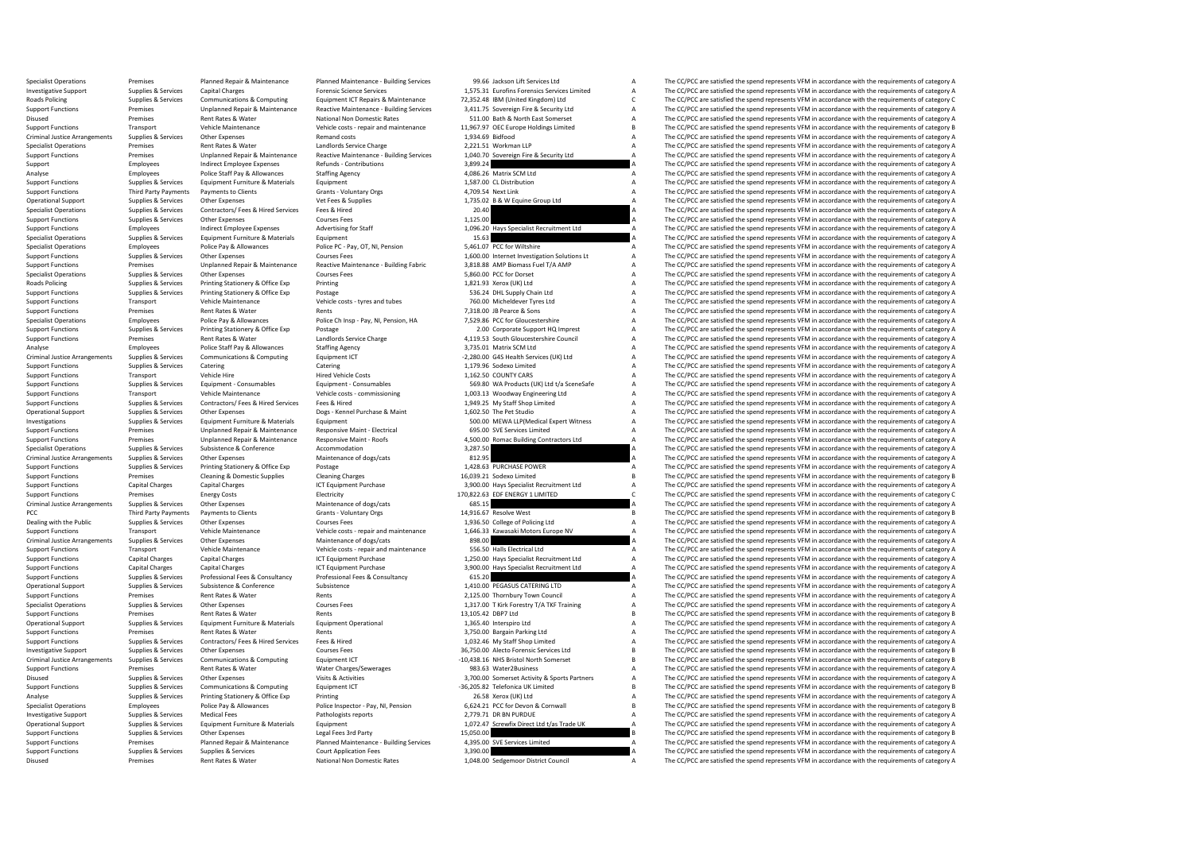| | | | | | | | |
|---|---|---|---|---|---|---|---|
| Specialist Operations | Premises | Planned Repair & Maintenance | Planned Maintenance - Building Services | 99.66 | Jackson Lift Services Ltd | A | The CC/PCC are satisfied the spend represents VFM in accordance with the requirements of category A |
| Investigative Support | Supplies & Services | Capital Charges | Forensic Science Services | 1,575.31 | Eurofins Forensics Services Limited | A | The CC/PCC are satisfied the spend represents VFM in accordance with the requirements of category A |
| Roads Policing | Supplies & Services | Communications & Computing | Equipment ICT Repairs & Maintenance | 72,352.48 | IBM (United Kingdom) Ltd | C | The CC/PCC are satisfied the spend represents VFM in accordance with the requirements of category C |
| Support Functions | Premises | Unplanned Repair & Maintenance | Reactive Maintenance - Building Services | 3,411.75 | Sovereign Fire & Security Ltd | A | The CC/PCC are satisfied the spend represents VFM in accordance with the requirements of category A |
| Disused | Premises | Rent Rates & Water | National Non Domestic Rates | 511.00 | Bath & North East Somerset | A | The CC/PCC are satisfied the spend represents VFM in accordance with the requirements of category A |
| Support Functions | Transport | Vehicle Maintenance | Vehicle costs - repair and maintenance | 11,967.97 | OEC Europe Holdings Limited | B | The CC/PCC are satisfied the spend represents VFM in accordance with the requirements of category B |
| Criminal Justice Arrangements | Supplies & Services | Other Expenses | Remand costs | 1,934.69 | Bidfood | A | The CC/PCC are satisfied the spend represents VFM in accordance with the requirements of category A |
| Specialist Operations | Premises | Rent Rates & Water | Landlords Service Charge | 2,221.51 | Workman LLP | A | The CC/PCC are satisfied the spend represents VFM in accordance with the requirements of category A |
| Support Functions | Premises | Unplanned Repair & Maintenance | Reactive Maintenance - Building Services | 1,040.70 | Sovereign Fire & Security Ltd | A | The CC/PCC are satisfied the spend represents VFM in accordance with the requirements of category A |
| Support | Employees | Indirect Employee Expenses | Refunds - Contributions | 3,899.24 | | A | The CC/PCC are satisfied the spend represents VFM in accordance with the requirements of category A |
| Analyse | Employees | Police Staff Pay & Allowances | Staffing Agency | 4,086.26 | Matrix SCM Ltd | A | The CC/PCC are satisfied the spend represents VFM in accordance with the requirements of category A |
| Support Functions | Supplies & Services | Equipment Furniture & Materials | Equipment | 1,587.00 | CL Distribution | A | The CC/PCC are satisfied the spend represents VFM in accordance with the requirements of category A |
| Support Functions | Third Party Payments | Payments to Clients | Grants - Voluntary Orgs | 4,709.54 | Next Link | A | The CC/PCC are satisfied the spend represents VFM in accordance with the requirements of category A |
| Operational Support | Supplies & Services | Other Expenses | Vet Fees & Supplies | 1,735.02 | B & W Equine Group Ltd | A | The CC/PCC are satisfied the spend represents VFM in accordance with the requirements of category A |
| Specialist Operations | Supplies & Services | Contractors/ Fees & Hired Services | Fees & Hired | 20.40 | | A | The CC/PCC are satisfied the spend represents VFM in accordance with the requirements of category A |
| Support Functions | Supplies & Services | Other Expenses | Courses Fees | 1,125.00 | | A | The CC/PCC are satisfied the spend represents VFM in accordance with the requirements of category A |
| Support Functions | Employees | Indirect Employee Expenses | Advertising for Staff | 1,096.20 | Hays Specialist Recruitment Ltd | A | The CC/PCC are satisfied the spend represents VFM in accordance with the requirements of category A |
| Specialist Operations | Supplies & Services | Equipment Furniture & Materials | Equipment | 15.63 | | A | The CC/PCC are satisfied the spend represents VFM in accordance with the requirements of category A |
| Specialist Operations | Employees | Police Pay & Allowances | Police PC - Pay, OT, NI, Pension | 5,461.07 | PCC for Wiltshire | A | The CC/PCC are satisfied the spend represents VFM in accordance with the requirements of category A |
| Support Functions | Supplies & Services | Other Expenses | Courses Fees | 1,600.00 | Internet Investigation Solutions Lt | A | The CC/PCC are satisfied the spend represents VFM in accordance with the requirements of category A |
| Support Functions | Premises | Unplanned Repair & Maintenance | Reactive Maintenance - Building Fabric | 3,818.88 | AMP Biomass Fuel T/A AMP | A | The CC/PCC are satisfied the spend represents VFM in accordance with the requirements of category A |
| Specialist Operations | Supplies & Services | Other Expenses | Courses Fees | 5,860.00 | PCC for Dorset | A | The CC/PCC are satisfied the spend represents VFM in accordance with the requirements of category A |
| Roads Policing | Supplies & Services | Printing Stationery & Office Exp | Printing | 1,821.93 | Xerox (UK) Ltd | A | The CC/PCC are satisfied the spend represents VFM in accordance with the requirements of category A |
| Support Functions | Supplies & Services | Printing Stationery & Office Exp | Postage | 536.24 | DHL Supply Chain Ltd | A | The CC/PCC are satisfied the spend represents VFM in accordance with the requirements of category A |
| Support Functions | Transport | Vehicle Maintenance | Vehicle costs - tyres and tubes | 760.00 | Micheldever Tyres Ltd | A | The CC/PCC are satisfied the spend represents VFM in accordance with the requirements of category A |
| Support Functions | Premises | Rent Rates & Water | Rents | 7,318.00 | JB Pearce & Sons | A | The CC/PCC are satisfied the spend represents VFM in accordance with the requirements of category A |
| Specialist Operations | Employees | Police Pay & Allowances | Police Ch Insp - Pay, NI, Pension, HA | 7,529.86 | PCC for Gloucestershire | A | The CC/PCC are satisfied the spend represents VFM in accordance with the requirements of category A |
| Support Functions | Supplies & Services | Printing Stationery & Office Exp | Postage | 2.00 | Corporate Support HQ Imprest | A | The CC/PCC are satisfied the spend represents VFM in accordance with the requirements of category A |
| Support Functions | Premises | Rent Rates & Water | Landlords Service Charge | 4,119.53 | South Gloucestershire Council | A | The CC/PCC are satisfied the spend represents VFM in accordance with the requirements of category A |
| Analyse | Employees | Police Staff Pay & Allowances | Staffing Agency | 3,735.01 | Matrix SCM Ltd | A | The CC/PCC are satisfied the spend represents VFM in accordance with the requirements of category A |
| Criminal Justice Arrangements | Supplies & Services | Communications & Computing | Equipment ICT | -2,280.00 | G4S Health Services (UK) Ltd | A | The CC/PCC are satisfied the spend represents VFM in accordance with the requirements of category A |
| Support Functions | Supplies & Services | Catering | Catering | 1,179.96 | Sodexo Limited | A | The CC/PCC are satisfied the spend represents VFM in accordance with the requirements of category A |
| Support Functions | Transport | Vehicle Hire | Hired Vehicle Costs | 1,162.50 | COUNTY CARS | A | The CC/PCC are satisfied the spend represents VFM in accordance with the requirements of category A |
| Support Functions | Supplies & Services | Equipment - Consumables | Equipment - Consumables | 569.80 | WA Products (UK) Ltd t/a SceneSafe | A | The CC/PCC are satisfied the spend represents VFM in accordance with the requirements of category A |
| Support Functions | Transport | Vehicle Maintenance | Vehicle costs - commissioning | 1,003.13 | Woodway Engineering Ltd | A | The CC/PCC are satisfied the spend represents VFM in accordance with the requirements of category A |
| Support Functions | Supplies & Services | Contractors/ Fees & Hired Services | Fees & Hired | 1,949.25 | My Staff Shop Limited | A | The CC/PCC are satisfied the spend represents VFM in accordance with the requirements of category A |
| Operational Support | Supplies & Services | Other Expenses | Dogs - Kennel Purchase & Maint | 1,602.50 | The Pet Studio | A | The CC/PCC are satisfied the spend represents VFM in accordance with the requirements of category A |
| Investigations | Supplies & Services | Equipment Furniture & Materials | Equipment | 500.00 | MEWA LLP(Medical Expert Witness | A | The CC/PCC are satisfied the spend represents VFM in accordance with the requirements of category A |
| Support Functions | Premises | Unplanned Repair & Maintenance | Responsive Maint - Electrical | 695.00 | SVE Services Limited | A | The CC/PCC are satisfied the spend represents VFM in accordance with the requirements of category A |
| Support Functions | Premises | Unplanned Repair & Maintenance | Responsive Maint - Roofs | 4,500.00 | Romac Building Contractors Ltd | A | The CC/PCC are satisfied the spend represents VFM in accordance with the requirements of category A |
| Specialist Operations | Supplies & Services | Subsistence & Conference | Accommodation | 3,287.50 | | A | The CC/PCC are satisfied the spend represents VFM in accordance with the requirements of category A |
| Criminal Justice Arrangements | Supplies & Services | Other Expenses | Maintenance of dogs/cats | 812.95 | | A | The CC/PCC are satisfied the spend represents VFM in accordance with the requirements of category A |
| Support Functions | Supplies & Services | Printing Stationery & Office Exp | Postage | 1,428.63 | PURCHASE POWER | A | The CC/PCC are satisfied the spend represents VFM in accordance with the requirements of category A |
| Support Functions | Premises | Cleaning & Domestic Supplies | Cleaning Charges | 16,039.21 | Sodexo Limited | B | The CC/PCC are satisfied the spend represents VFM in accordance with the requirements of category B |
| Support Functions | Capital Charges | Capital Charges | ICT Equipment Purchase | 3,900.00 | Hays Specialist Recruitment Ltd | A | The CC/PCC are satisfied the spend represents VFM in accordance with the requirements of category A |
| Support Functions | Premises | Energy Costs | Electricity | 170,822.63 | EDF ENERGY 1 LIMITED | C | The CC/PCC are satisfied the spend represents VFM in accordance with the requirements of category C |
| Criminal Justice Arrangements | Supplies & Services | Other Expenses | Maintenance of dogs/cats | 685.15 | | A | The CC/PCC are satisfied the spend represents VFM in accordance with the requirements of category A |
| PCC | Third Party Payments | Payments to Clients | Grants - Voluntary Orgs | 14,916.67 | Resolve West | B | The CC/PCC are satisfied the spend represents VFM in accordance with the requirements of category B |
| Dealing with the Public | Supplies & Services | Other Expenses | Courses Fees | 1,936.50 | College of Policing Ltd | A | The CC/PCC are satisfied the spend represents VFM in accordance with the requirements of category A |
| Support Functions | Transport | Vehicle Maintenance | Vehicle costs - repair and maintenance | 1,646.33 | Kawasaki Motors Europe NV | A | The CC/PCC are satisfied the spend represents VFM in accordance with the requirements of category A |
| Criminal Justice Arrangements | Supplies & Services | Other Expenses | Maintenance of dogs/cats | 898.00 | | A | The CC/PCC are satisfied the spend represents VFM in accordance with the requirements of category A |
| Support Functions | Transport | Vehicle Maintenance | Vehicle costs - repair and maintenance | 556.50 | Halls Electrical Ltd | A | The CC/PCC are satisfied the spend represents VFM in accordance with the requirements of category A |
| Support Functions | Capital Charges | Capital Charges | ICT Equipment Purchase | 1,250.00 | Hays Specialist Recruitment Ltd | A | The CC/PCC are satisfied the spend represents VFM in accordance with the requirements of category A |
| Support Functions | Capital Charges | Capital Charges | ICT Equipment Purchase | 3,900.00 | Hays Specialist Recruitment Ltd | A | The CC/PCC are satisfied the spend represents VFM in accordance with the requirements of category A |
| Support Functions | Supplies & Services | Professional Fees & Consultancy | Professional Fees & Consultancy | 615.20 | | A | The CC/PCC are satisfied the spend represents VFM in accordance with the requirements of category A |
| Operational Support | Supplies & Services | Subsistence & Conference | Subsistence | 1,410.00 | PEGASUS CATERING LTD | A | The CC/PCC are satisfied the spend represents VFM in accordance with the requirements of category A |
| Support Functions | Premises | Rent Rates & Water | Rents | 2,125.00 | Thornbury Town Council | A | The CC/PCC are satisfied the spend represents VFM in accordance with the requirements of category A |
| Specialist Operations | Supplies & Services | Other Expenses | Courses Fees | 1,317.00 | T Kirk Forestry T/A TKF Training | A | The CC/PCC are satisfied the spend represents VFM in accordance with the requirements of category A |
| Support Functions | Premises | Rent Rates & Water | Rents | 13,105.42 | DBP7 Ltd | B | The CC/PCC are satisfied the spend represents VFM in accordance with the requirements of category B |
| Operational Support | Supplies & Services | Equipment Furniture & Materials | Equipment Operational | 1,365.40 | Interspiro Ltd | A | The CC/PCC are satisfied the spend represents VFM in accordance with the requirements of category A |
| Support Functions | Premises | Rent Rates & Water | Rents | 3,750.00 | Bargain Parking Ltd | A | The CC/PCC are satisfied the spend represents VFM in accordance with the requirements of category A |
| Support Functions | Supplies & Services | Contractors/ Fees & Hired Services | Fees & Hired | 1,032.46 | My Staff Shop Limited | A | The CC/PCC are satisfied the spend represents VFM in accordance with the requirements of category A |
| Investigative Support | Supplies & Services | Other Expenses | Courses Fees | 36,750.00 | Alecto Forensic Services Ltd | B | The CC/PCC are satisfied the spend represents VFM in accordance with the requirements of category B |
| Criminal Justice Arrangements | Supplies & Services | Communications & Computing | Equipment ICT | -10,438.16 | NHS Bristol North Somerset | B | The CC/PCC are satisfied the spend represents VFM in accordance with the requirements of category B |
| Support Functions | Premises | Rent Rates & Water | Water Charges/Sewerages | 983.63 | Water2Business | A | The CC/PCC are satisfied the spend represents VFM in accordance with the requirements of category A |
| Disused | Supplies & Services | Other Expenses | Visits & Activities | 3,700.00 | Somerset Activity & Sports Partners | A | The CC/PCC are satisfied the spend represents VFM in accordance with the requirements of category A |
| Support Functions | Supplies & Services | Communications & Computing | Equipment ICT | -36,205.82 | Telefonica UK Limited | B | The CC/PCC are satisfied the spend represents VFM in accordance with the requirements of category B |
| Analyse | Supplies & Services | Printing Stationery & Office Exp | Printing | 26.58 | Xerox (UK) Ltd | A | The CC/PCC are satisfied the spend represents VFM in accordance with the requirements of category A |
| Specialist Operations | Employees | Police Pay & Allowances | Police Inspector - Pay, NI, Pension | 6,624.21 | PCC for Devon & Cornwall | B | The CC/PCC are satisfied the spend represents VFM in accordance with the requirements of category B |
| Investigative Support | Supplies & Services | Medical Fees | Pathologists reports | 2,779.71 | DR BN PURDUE | A | The CC/PCC are satisfied the spend represents VFM in accordance with the requirements of category A |
| Operational Support | Supplies & Services | Equipment Furniture & Materials | Equipment | 1,072.47 | Screwfix Direct Ltd t/as Trade UK | A | The CC/PCC are satisfied the spend represents VFM in accordance with the requirements of category A |
| Support Functions | Supplies & Services | Other Expenses | Legal Fees 3rd Party | 15,050.00 | | B | The CC/PCC are satisfied the spend represents VFM in accordance with the requirements of category B |
| Support Functions | Premises | Planned Repair & Maintenance | Planned Maintenance - Building Services | 4,395.00 | SVE Services Limited | A | The CC/PCC are satisfied the spend represents VFM in accordance with the requirements of category A |
| Support Functions | Supplies & Services | Supplies & Services | Court Application Fees | 3,390.00 | | A | The CC/PCC are satisfied the spend represents VFM in accordance with the requirements of category A |
| Disused | Premises | Rent Rates & Water | National Non Domestic Rates | 1,048.00 | Sedgemoor District Council | A | The CC/PCC are satisfied the spend represents VFM in accordance with the requirements of category A |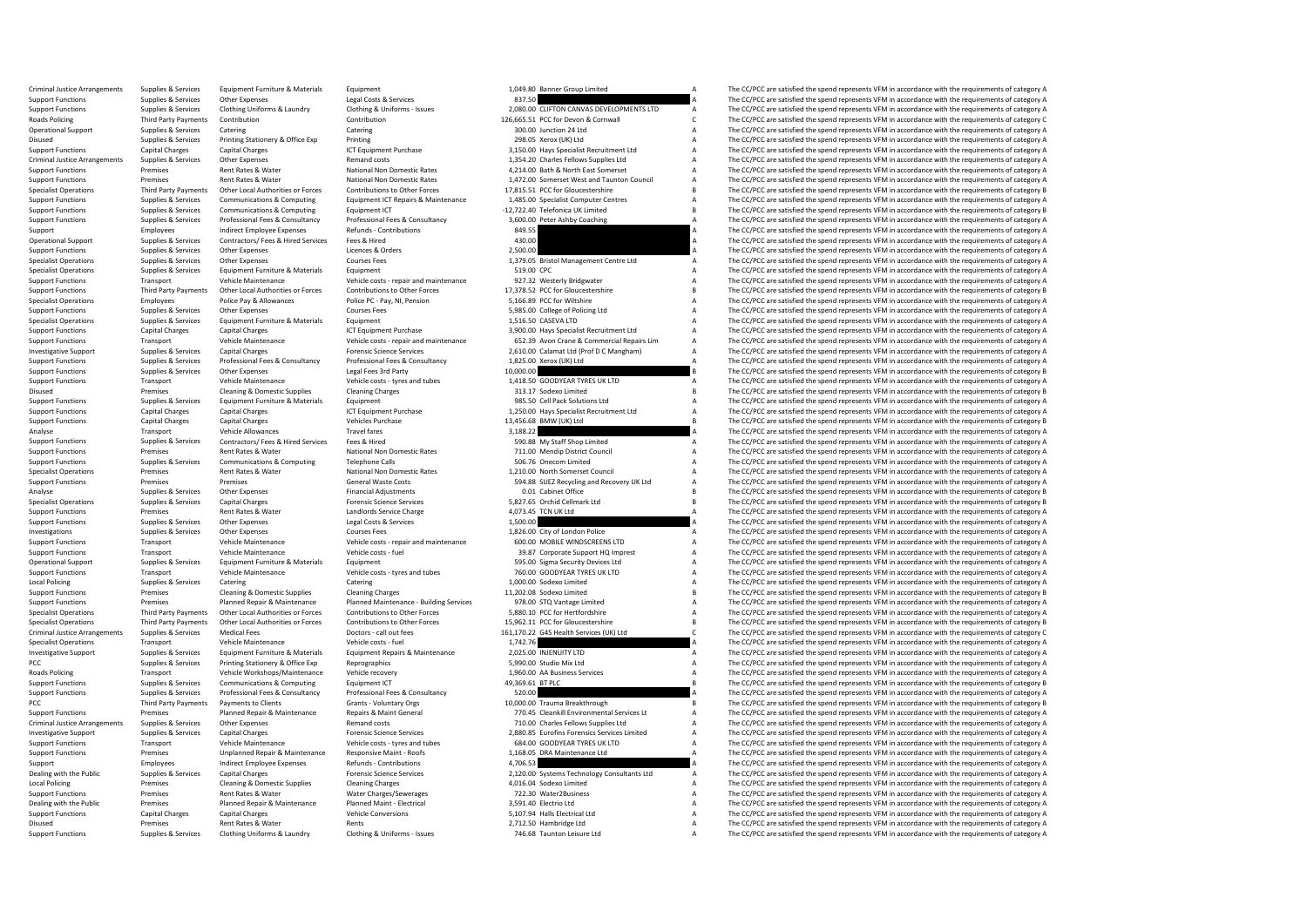| | | | | | | | |
|---|---|---|---|---|---|---|---|
| Criminal Justice Arrangements | Supplies & Services | Equipment Furniture & Materials | Equipment | 1,049.80 | Banner Group Limited | A | The CC/PCC are satisfied the spend represents VFM in accordance with the requirements of category A |
| Support Functions | Supplies & Services | Other Expenses | Legal Costs & Services | 837.50 | | A | The CC/PCC are satisfied the spend represents VFM in accordance with the requirements of category A |
| Support Functions | Supplies & Services | Clothing Uniforms & Laundry | Clothing & Uniforms - Issues | 2,080.00 | CLIFTON CANVAS DEVELOPMENTS LTD | A | The CC/PCC are satisfied the spend represents VFM in accordance with the requirements of category A |
| Roads Policing | Third Party Payments | Contribution | Contribution | 126,665.51 | PCC for Devon & Cornwall | C | The CC/PCC are satisfied the spend represents VFM in accordance with the requirements of category C |
| Operational Support | Supplies & Services | Catering | Catering | 300.00 | Junction 24 Ltd | A | The CC/PCC are satisfied the spend represents VFM in accordance with the requirements of category A |
| Disused | Supplies & Services | Printing Stationery & Office Exp | Printing | 298.05 | Xerox (UK) Ltd | A | The CC/PCC are satisfied the spend represents VFM in accordance with the requirements of category A |
| Support Functions | Capital Charges | Capital Charges | ICT Equipment Purchase | 3,150.00 | Hays Specialist Recruitment Ltd | A | The CC/PCC are satisfied the spend represents VFM in accordance with the requirements of category A |
| Criminal Justice Arrangements | Supplies & Services | Other Expenses | Remand costs | 1,354.20 | Charles Fellows Supplies Ltd | A | The CC/PCC are satisfied the spend represents VFM in accordance with the requirements of category A |
| Support Functions | Premises | Rent Rates & Water | National Non Domestic Rates | 4,214.00 | Bath & North East Somerset | A | The CC/PCC are satisfied the spend represents VFM in accordance with the requirements of category A |
| Support Functions | Premises | Rent Rates & Water | National Non Domestic Rates | 1,472.00 | Somerset West and Taunton Council | A | The CC/PCC are satisfied the spend represents VFM in accordance with the requirements of category A |
| Specialist Operations | Third Party Payments | Other Local Authorities or Forces | Contributions to Other Forces | 17,815.51 | PCC for Gloucestershire | B | The CC/PCC are satisfied the spend represents VFM in accordance with the requirements of category B |
| Support Functions | Supplies & Services | Communications & Computing | Equipment ICT Repairs & Maintenance | 1,485.00 | Specialist Computer Centres | A | The CC/PCC are satisfied the spend represents VFM in accordance with the requirements of category A |
| Support Functions | Supplies & Services | Communications & Computing | Equipment ICT | -12,722.40 | Telefonica UK Limited | B | The CC/PCC are satisfied the spend represents VFM in accordance with the requirements of category B |
| Support Functions | Supplies & Services | Professional Fees & Consultancy | Professional Fees & Consultancy | 3,600.00 | Peter Ashby Coaching | A | The CC/PCC are satisfied the spend represents VFM in accordance with the requirements of category A |
| Support | Employees | Indirect Employee Expenses | Refunds - Contributions | 849.55 | | A | The CC/PCC are satisfied the spend represents VFM in accordance with the requirements of category A |
| Operational Support | Supplies & Services | Contractors/ Fees & Hired Services | Fees & Hired | 430.00 | | A | The CC/PCC are satisfied the spend represents VFM in accordance with the requirements of category A |
| Support Functions | Supplies & Services | Other Expenses | Licences & Orders | 2,500.00 | | A | The CC/PCC are satisfied the spend represents VFM in accordance with the requirements of category A |
| Specialist Operations | Supplies & Services | Other Expenses | Courses Fees | 1,379.05 | Bristol Management Centre Ltd | A | The CC/PCC are satisfied the spend represents VFM in accordance with the requirements of category A |
| Specialist Operations | Supplies & Services | Equipment Furniture & Materials | Equipment | 519.00 | CPC | A | The CC/PCC are satisfied the spend represents VFM in accordance with the requirements of category A |
| Support Functions | Transport | Vehicle Maintenance | Vehicle costs - repair and maintenance | 927.32 | Westerly Bridgwater | A | The CC/PCC are satisfied the spend represents VFM in accordance with the requirements of category A |
| Support Functions | Third Party Payments | Other Local Authorities or Forces | Contributions to Other Forces | 17,378.52 | PCC for Gloucestershire | B | The CC/PCC are satisfied the spend represents VFM in accordance with the requirements of category B |
| Specialist Operations | Employees | Police Pay & Allowances | Police PC - Pay, NI, Pension | 5,166.89 | PCC for Wiltshire | A | The CC/PCC are satisfied the spend represents VFM in accordance with the requirements of category A |
| Support Functions | Supplies & Services | Other Expenses | Courses Fees | 5,985.00 | College of Policing Ltd | A | The CC/PCC are satisfied the spend represents VFM in accordance with the requirements of category A |
| Specialist Operations | Supplies & Services | Equipment Furniture & Materials | Equipment | 1,516.50 | CASEVA LTD | A | The CC/PCC are satisfied the spend represents VFM in accordance with the requirements of category A |
| Support Functions | Capital Charges | Capital Charges | ICT Equipment Purchase | 3,900.00 | Hays Specialist Recruitment Ltd | A | The CC/PCC are satisfied the spend represents VFM in accordance with the requirements of category A |
| Support Functions | Transport | Vehicle Maintenance | Vehicle costs - repair and maintenance | 652.39 | Avon Crane & Commercial Repairs Lim | A | The CC/PCC are satisfied the spend represents VFM in accordance with the requirements of category A |
| Investigative Support | Supplies & Services | Capital Charges | Forensic Science Services | 2,610.00 | Calamat Ltd (Prof D C Mangham) | A | The CC/PCC are satisfied the spend represents VFM in accordance with the requirements of category A |
| Support Functions | Supplies & Services | Professional Fees & Consultancy | Professional Fees & Consultancy | 1,825.00 | Xerox (UK) Ltd | A | The CC/PCC are satisfied the spend represents VFM in accordance with the requirements of category A |
| Support Functions | Supplies & Services | Other Expenses | Legal Fees 3rd Party | 10,000.00 | | B | The CC/PCC are satisfied the spend represents VFM in accordance with the requirements of category B |
| Support Functions | Transport | Vehicle Maintenance | Vehicle costs - tyres and tubes | 1,418.50 | GOODYEAR TYRES UK LTD | A | The CC/PCC are satisfied the spend represents VFM in accordance with the requirements of category A |
| Disused | Premises | Cleaning & Domestic Supplies | Cleaning Charges | 313.17 | Sodexo Limited | B | The CC/PCC are satisfied the spend represents VFM in accordance with the requirements of category B |
| Support Functions | Supplies & Services | Equipment Furniture & Materials | Equipment | 985.50 | Cell Pack Solutions Ltd | A | The CC/PCC are satisfied the spend represents VFM in accordance with the requirements of category A |
| Support Functions | Capital Charges | Capital Charges | ICT Equipment Purchase | 1,250.00 | Hays Specialist Recruitment Ltd | A | The CC/PCC are satisfied the spend represents VFM in accordance with the requirements of category A |
| Support Functions | Capital Charges | Capital Charges | Vehicles Purchase | 13,456.68 | BMW (UK) Ltd | B | The CC/PCC are satisfied the spend represents VFM in accordance with the requirements of category B |
| Analyse | Transport | Vehicle Allowances | Travel fares | 3,188.22 | | A | The CC/PCC are satisfied the spend represents VFM in accordance with the requirements of category A |
| Support Functions | Supplies & Services | Contractors/ Fees & Hired Services | Fees & Hired | 590.88 | My Staff Shop Limited | A | The CC/PCC are satisfied the spend represents VFM in accordance with the requirements of category A |
| Support Functions | Premises | Rent Rates & Water | National Non Domestic Rates | 711.00 | Mendip District Council | A | The CC/PCC are satisfied the spend represents VFM in accordance with the requirements of category A |
| Support Functions | Supplies & Services | Communications & Computing | Telephone Calls | 506.76 | Onecom Limited | A | The CC/PCC are satisfied the spend represents VFM in accordance with the requirements of category A |
| Specialist Operations | Premises | Rent Rates & Water | National Non Domestic Rates | 1,210.00 | North Somerset Council | A | The CC/PCC are satisfied the spend represents VFM in accordance with the requirements of category A |
| Support Functions | Premises | Premises | General Waste Costs | 594.88 | SUEZ Recycling and Recovery UK Ltd | A | The CC/PCC are satisfied the spend represents VFM in accordance with the requirements of category A |
| Analyse | Supplies & Services | Other Expenses | Financial Adjustments | 0.01 | Cabinet Office | B | The CC/PCC are satisfied the spend represents VFM in accordance with the requirements of category B |
| Specialist Operations | Supplies & Services | Capital Charges | Forensic Science Services | 5,827.65 | Orchid Cellmark Ltd | B | The CC/PCC are satisfied the spend represents VFM in accordance with the requirements of category B |
| Support Functions | Premises | Rent Rates & Water | Landlords Service Charge | 4,073.45 | TCN UK Ltd | A | The CC/PCC are satisfied the spend represents VFM in accordance with the requirements of category A |
| Support Functions | Supplies & Services | Other Expenses | Legal Costs & Services | 1,500.00 | | A | The CC/PCC are satisfied the spend represents VFM in accordance with the requirements of category A |
| Investigations | Supplies & Services | Other Expenses | Courses Fees | 1,826.00 | City of London Police | A | The CC/PCC are satisfied the spend represents VFM in accordance with the requirements of category A |
| Support Functions | Transport | Vehicle Maintenance | Vehicle costs - repair and maintenance | 600.00 | MOBILE WINDSCREENS LTD | A | The CC/PCC are satisfied the spend represents VFM in accordance with the requirements of category A |
| Support Functions | Transport | Vehicle Maintenance | Vehicle costs - fuel | 39.87 | Corporate Support HQ Imprest | A | The CC/PCC are satisfied the spend represents VFM in accordance with the requirements of category A |
| Operational Support | Supplies & Services | Equipment Furniture & Materials | Equipment | 595.00 | Sigma Security Devices Ltd | A | The CC/PCC are satisfied the spend represents VFM in accordance with the requirements of category A |
| Support Functions | Transport | Vehicle Maintenance | Vehicle costs - tyres and tubes | 760.00 | GOODYEAR TYRES UK LTD | A | The CC/PCC are satisfied the spend represents VFM in accordance with the requirements of category A |
| Local Policing | Supplies & Services | Catering | Catering | 1,000.00 | Sodexo Limited | A | The CC/PCC are satisfied the spend represents VFM in accordance with the requirements of category A |
| Support Functions | Premises | Cleaning & Domestic Supplies | Cleaning Charges | 11,202.08 | Sodexo Limited | B | The CC/PCC are satisfied the spend represents VFM in accordance with the requirements of category B |
| Support Functions | Premises | Planned Repair & Maintenance | Planned Maintenance - Building Services | 978.00 | STQ Vantage Limited | A | The CC/PCC are satisfied the spend represents VFM in accordance with the requirements of category A |
| Specialist Operations | Third Party Payments | Other Local Authorities or Forces | Contributions to Other Forces | 5,880.10 | PCC for Hertfordshire | A | The CC/PCC are satisfied the spend represents VFM in accordance with the requirements of category A |
| Specialist Operations | Third Party Payments | Other Local Authorities or Forces | Contributions to Other Forces | 15,962.11 | PCC for Gloucestershire | B | The CC/PCC are satisfied the spend represents VFM in accordance with the requirements of category B |
| Criminal Justice Arrangements | Supplies & Services | Medical Fees | Doctors - call out fees | 161,170.22 | G4S Health Services (UK) Ltd | C | The CC/PCC are satisfied the spend represents VFM in accordance with the requirements of category C |
| Specialist Operations | Transport | Vehicle Maintenance | Vehicle costs - fuel | 1,742.76 | | A | The CC/PCC are satisfied the spend represents VFM in accordance with the requirements of category A |
| Investigative Support | Supplies & Services | Equipment Furniture & Materials | Equipment Repairs & Maintenance | 2,025.00 | INJENUITY LTD | A | The CC/PCC are satisfied the spend represents VFM in accordance with the requirements of category A |
| PCC | Supplies & Services | Printing Stationery & Office Exp | Reprographics | 5,990.00 | Studio Mix Ltd | A | The CC/PCC are satisfied the spend represents VFM in accordance with the requirements of category A |
| Roads Policing | Transport | Vehicle Workshops/Maintenance | Vehicle recovery | 1,960.00 | AA Business Services | A | The CC/PCC are satisfied the spend represents VFM in accordance with the requirements of category A |
| Support Functions | Supplies & Services | Communications & Computing | Equipment ICT | 49,369.61 | BT PLC | B | The CC/PCC are satisfied the spend represents VFM in accordance with the requirements of category B |
| Support Functions | Supplies & Services | Professional Fees & Consultancy | Professional Fees & Consultancy | 520.00 | | A | The CC/PCC are satisfied the spend represents VFM in accordance with the requirements of category A |
| PCC | Third Party Payments | Payments to Clients | Grants - Voluntary Orgs | 10,000.00 | Trauma Breakthrough | B | The CC/PCC are satisfied the spend represents VFM in accordance with the requirements of category B |
| Support Functions | Premises | Planned Repair & Maintenance | Repairs & Maint General | 770.45 | Cleankill Environmental Services Lt | A | The CC/PCC are satisfied the spend represents VFM in accordance with the requirements of category A |
| Criminal Justice Arrangements | Supplies & Services | Other Expenses | Remand costs | 710.00 | Charles Fellows Supplies Ltd | A | The CC/PCC are satisfied the spend represents VFM in accordance with the requirements of category A |
| Investigative Support | Supplies & Services | Capital Charges | Forensic Science Services | 2,880.85 | Eurofins Forensics Services Limited | A | The CC/PCC are satisfied the spend represents VFM in accordance with the requirements of category A |
| Support Functions | Transport | Vehicle Maintenance | Vehicle costs - tyres and tubes | 684.00 | GOODYEAR TYRES UK LTD | A | The CC/PCC are satisfied the spend represents VFM in accordance with the requirements of category A |
| Support Functions | Premises | Unplanned Repair & Maintenance | Responsive Maint - Roofs | 1,168.05 | DRA Maintenance Ltd | A | The CC/PCC are satisfied the spend represents VFM in accordance with the requirements of category A |
| Support | Employees | Indirect Employee Expenses | Refunds - Contributions | 4,706.53 | | A | The CC/PCC are satisfied the spend represents VFM in accordance with the requirements of category A |
| Dealing with the Public | Supplies & Services | Capital Charges | Forensic Science Services | 2,120.00 | Systems Technology Consultants Ltd | A | The CC/PCC are satisfied the spend represents VFM in accordance with the requirements of category A |
| Local Policing | Premises | Cleaning & Domestic Supplies | Cleaning Charges | 4,016.04 | Sodexo Limited | A | The CC/PCC are satisfied the spend represents VFM in accordance with the requirements of category A |
| Support Functions | Premises | Rent Rates & Water | Water Charges/Sewerages | 722.30 | Water2Business | A | The CC/PCC are satisfied the spend represents VFM in accordance with the requirements of category A |
| Dealing with the Public | Premises | Planned Repair & Maintenance | Planned Maint - Electrical | 3,591.40 | Electrio Ltd | A | The CC/PCC are satisfied the spend represents VFM in accordance with the requirements of category A |
| Support Functions | Capital Charges | Capital Charges | Vehicle Conversions | 5,107.94 | Halls Electrical Ltd | A | The CC/PCC are satisfied the spend represents VFM in accordance with the requirements of category A |
| Disused | Premises | Rent Rates & Water | Rents | 2,712.50 | Hambridge Ltd | A | The CC/PCC are satisfied the spend represents VFM in accordance with the requirements of category A |
| Support Functions | Supplies & Services | Clothing Uniforms & Laundry | Clothing & Uniforms - Issues | 746.68 | Taunton Leisure Ltd | A | The CC/PCC are satisfied the spend represents VFM in accordance with the requirements of category A |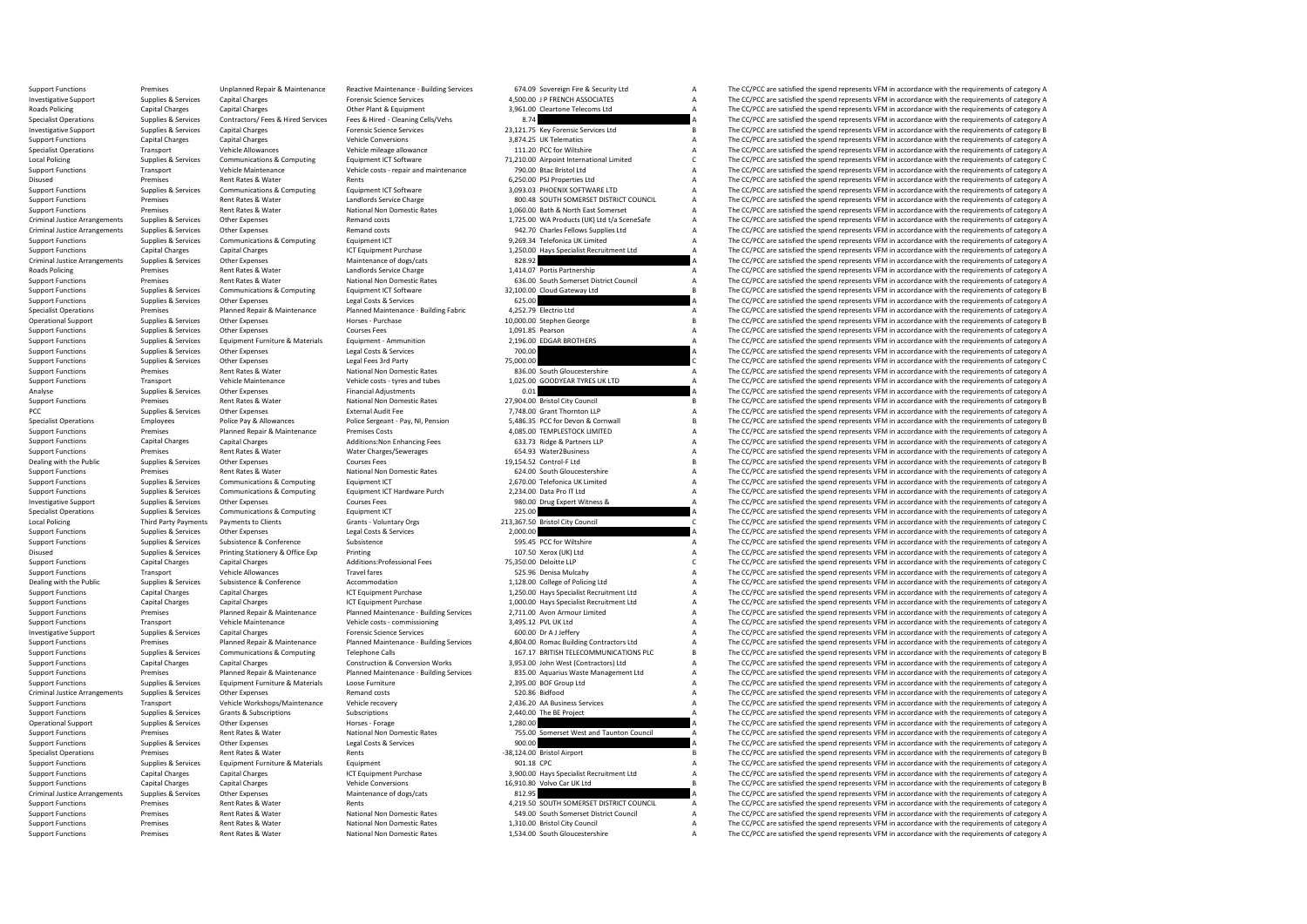| | | | | | | | |
|---|---|---|---|---|---|---|---|
| Support Functions | Premises | Unplanned Repair & Maintenance | Reactive Maintenance - Building Services | 674.09 | Sovereign Fire & Security Ltd | A | The CC/PCC are satisfied the spend represents VFM in accordance with the requirements of category A |
| Investigative Support | Supplies & Services | Capital Charges | Forensic Science Services | 4,500.00 | J P FRENCH ASSOCIATES | A | The CC/PCC are satisfied the spend represents VFM in accordance with the requirements of category A |
| Roads Policing | Capital Charges | Capital Charges | Other Plant & Equipment | 3,961.00 | Cleartone Telecoms Ltd | A | The CC/PCC are satisfied the spend represents VFM in accordance with the requirements of category A |
| Specialist Operations | Supplies & Services | Contractors/ Fees & Hired Services | Fees & Hired - Cleaning Cells/Vehs | 8.74 | | A | The CC/PCC are satisfied the spend represents VFM in accordance with the requirements of category A |
| Investigative Support | Supplies & Services | Capital Charges | Forensic Science Services | 23,121.75 | Key Forensic Services Ltd | B | The CC/PCC are satisfied the spend represents VFM in accordance with the requirements of category B |
| Support Functions | Capital Charges | Capital Charges | Vehicle Conversions | 3,874.25 | UK Telematics | A | The CC/PCC are satisfied the spend represents VFM in accordance with the requirements of category A |
| Specialist Operations | Transport | Vehicle Allowances | Vehicle mileage allowance | 111.20 | PCC for Wiltshire | A | The CC/PCC are satisfied the spend represents VFM in accordance with the requirements of category A |
| Local Policing | Supplies & Services | Communications & Computing | Equipment ICT Software | 71,210.00 | Airpoint International Limited | C | The CC/PCC are satisfied the spend represents VFM in accordance with the requirements of category C |
| Support Functions | Transport | Vehicle Maintenance | Vehicle costs - repair and maintenance | 790.00 | Btac Bristol Ltd | A | The CC/PCC are satisfied the spend represents VFM in accordance with the requirements of category A |
| Disused | Premises | Rent Rates & Water | Rents | 6,250.00 | PSJ Properties Ltd | A | The CC/PCC are satisfied the spend represents VFM in accordance with the requirements of category A |
| Support Functions | Supplies & Services | Communications & Computing | Equipment ICT Software | 3,093.03 | PHOENIX SOFTWARE LTD | A | The CC/PCC are satisfied the spend represents VFM in accordance with the requirements of category A |
| Support Functions | Premises | Rent Rates & Water | Landlords Service Charge | 800.48 | SOUTH SOMERSET DISTRICT COUNCIL | A | The CC/PCC are satisfied the spend represents VFM in accordance with the requirements of category A |
| Support Functions | Premises | Rent Rates & Water | National Non Domestic Rates | 1,060.00 | Bath & North East Somerset | A | The CC/PCC are satisfied the spend represents VFM in accordance with the requirements of category A |
| Criminal Justice Arrangements | Supplies & Services | Other Expenses | Remand costs | 1,725.00 | WA Products (UK) Ltd t/a SceneSafe | A | The CC/PCC are satisfied the spend represents VFM in accordance with the requirements of category A |
| Criminal Justice Arrangements | Supplies & Services | Other Expenses | Remand costs | 942.70 | Charles Fellows Supplies Ltd | A | The CC/PCC are satisfied the spend represents VFM in accordance with the requirements of category A |
| Support Functions | Supplies & Services | Communications & Computing | Equipment ICT | 9,269.34 | Telefonica UK Limited | A | The CC/PCC are satisfied the spend represents VFM in accordance with the requirements of category A |
| Support Functions | Capital Charges | Capital Charges | ICT Equipment Purchase | 1,250.00 | Hays Specialist Recruitment Ltd | A | The CC/PCC are satisfied the spend represents VFM in accordance with the requirements of category A |
| Criminal Justice Arrangements | Supplies & Services | Other Expenses | Maintenance of dogs/cats | 828.92 | | A | The CC/PCC are satisfied the spend represents VFM in accordance with the requirements of category A |
| Roads Policing | Premises | Rent Rates & Water | Landlords Service Charge | 1,414.07 | Portis Partnership | A | The CC/PCC are satisfied the spend represents VFM in accordance with the requirements of category A |
| Support Functions | Premises | Rent Rates & Water | National Non Domestic Rates | 636.00 | South Somerset District Council | A | The CC/PCC are satisfied the spend represents VFM in accordance with the requirements of category A |
| Support Functions | Supplies & Services | Communications & Computing | Equipment ICT Software | 32,100.00 | Cloud Gateway Ltd | B | The CC/PCC are satisfied the spend represents VFM in accordance with the requirements of category B |
| Support Functions | Supplies & Services | Other Expenses | Legal Costs & Services | 625.00 | | A | The CC/PCC are satisfied the spend represents VFM in accordance with the requirements of category A |
| Specialist Operations | Premises | Planned Repair & Maintenance | Planned Maintenance - Building Fabric | 4,252.79 | Electrio Ltd | A | The CC/PCC are satisfied the spend represents VFM in accordance with the requirements of category A |
| Operational Support | Supplies & Services | Other Expenses | Horses - Purchase | 10,000.00 | Stephen George | B | The CC/PCC are satisfied the spend represents VFM in accordance with the requirements of category B |
| Support Functions | Supplies & Services | Other Expenses | Courses Fees | 1,091.85 | Pearson | A | The CC/PCC are satisfied the spend represents VFM in accordance with the requirements of category A |
| Support Functions | Supplies & Services | Equipment Furniture & Materials | Equipment - Ammunition | 2,196.00 | EDGAR BROTHERS | A | The CC/PCC are satisfied the spend represents VFM in accordance with the requirements of category A |
| Support Functions | Supplies & Services | Other Expenses | Legal Costs & Services | 700.00 | | A | The CC/PCC are satisfied the spend represents VFM in accordance with the requirements of category A |
| Support Functions | Supplies & Services | Other Expenses | Legal Fees 3rd Party | 75,000.00 | | C | The CC/PCC are satisfied the spend represents VFM in accordance with the requirements of category C |
| Support Functions | Premises | Rent Rates & Water | National Non Domestic Rates | 836.00 | South Gloucestershire | A | The CC/PCC are satisfied the spend represents VFM in accordance with the requirements of category A |
| Support Functions | Transport | Vehicle Maintenance | Vehicle costs - tyres and tubes | 1,025.00 | GOODYEAR TYRES UK LTD | A | The CC/PCC are satisfied the spend represents VFM in accordance with the requirements of category A |
| Analyse | Supplies & Services | Other Expenses | Financial Adjustments | 0.01 | | A | The CC/PCC are satisfied the spend represents VFM in accordance with the requirements of category A |
| Support Functions | Premises | Rent Rates & Water | National Non Domestic Rates | 27,904.00 | Bristol City Council | B | The CC/PCC are satisfied the spend represents VFM in accordance with the requirements of category B |
| PCC | Supplies & Services | Other Expenses | External Audit Fee | 7,748.00 | Grant Thornton LLP | A | The CC/PCC are satisfied the spend represents VFM in accordance with the requirements of category A |
| Specialist Operations | Employees | Police Pay & Allowances | Police Sergeant - Pay, NI, Pension | 5,486.35 | PCC for Devon & Cornwall | B | The CC/PCC are satisfied the spend represents VFM in accordance with the requirements of category B |
| Support Functions | Premises | Planned Repair & Maintenance | Premises Costs | 4,085.00 | TEMPLESTOCK LIMITED | A | The CC/PCC are satisfied the spend represents VFM in accordance with the requirements of category A |
| Support Functions | Capital Charges | Capital Charges | Additions:Non Enhancing Fees | 633.73 | Ridge & Partners LLP | A | The CC/PCC are satisfied the spend represents VFM in accordance with the requirements of category A |
| Support Functions | Premises | Rent Rates & Water | Water Charges/Sewerages | 654.93 | Water2Business | A | The CC/PCC are satisfied the spend represents VFM in accordance with the requirements of category A |
| Dealing with the Public | Supplies & Services | Other Expenses | Courses Fees | 19,154.52 | Control-F Ltd | B | The CC/PCC are satisfied the spend represents VFM in accordance with the requirements of category B |
| Support Functions | Premises | Rent Rates & Water | National Non Domestic Rates | 624.00 | South Gloucestershire | A | The CC/PCC are satisfied the spend represents VFM in accordance with the requirements of category A |
| Support Functions | Supplies & Services | Communications & Computing | Equipment ICT | 2,670.00 | Telefonica UK Limited | A | The CC/PCC are satisfied the spend represents VFM in accordance with the requirements of category A |
| Support Functions | Supplies & Services | Communications & Computing | Equipment ICT Hardware Purch | 2,234.00 | Data Pro IT Ltd | A | The CC/PCC are satisfied the spend represents VFM in accordance with the requirements of category A |
| Investigative Support | Supplies & Services | Other Expenses | Courses Fees | 980.00 | Drug Expert Witness & | A | The CC/PCC are satisfied the spend represents VFM in accordance with the requirements of category A |
| Specialist Operations | Supplies & Services | Communications & Computing | Equipment ICT | 225.00 | | A | The CC/PCC are satisfied the spend represents VFM in accordance with the requirements of category A |
| Local Policing | Third Party Payments | Payments to Clients | Grants - Voluntary Orgs | 213,367.50 | Bristol City Council | C | The CC/PCC are satisfied the spend represents VFM in accordance with the requirements of category C |
| Support Functions | Supplies & Services | Other Expenses | Legal Costs & Services | 2,000.00 | | A | The CC/PCC are satisfied the spend represents VFM in accordance with the requirements of category A |
| Support Functions | Supplies & Services | Subsistence & Conference | Subsistence | 595.45 | PCC for Wiltshire | A | The CC/PCC are satisfied the spend represents VFM in accordance with the requirements of category A |
| Disused | Supplies & Services | Printing Stationery & Office Exp | Printing | 107.50 | Xerox (UK) Ltd | A | The CC/PCC are satisfied the spend represents VFM in accordance with the requirements of category A |
| Support Functions | Capital Charges | Capital Charges | Additions:Professional Fees | 75,350.00 | Deloitte LLP | C | The CC/PCC are satisfied the spend represents VFM in accordance with the requirements of category C |
| Support Functions | Transport | Vehicle Allowances | Travel fares | 525.96 | Denisa Mulcahy | A | The CC/PCC are satisfied the spend represents VFM in accordance with the requirements of category A |
| Dealing with the Public | Supplies & Services | Subsistence & Conference | Accommodation | 1,128.00 | College of Policing Ltd | A | The CC/PCC are satisfied the spend represents VFM in accordance with the requirements of category A |
| Support Functions | Capital Charges | Capital Charges | ICT Equipment Purchase | 1,250.00 | Hays Specialist Recruitment Ltd | A | The CC/PCC are satisfied the spend represents VFM in accordance with the requirements of category A |
| Support Functions | Capital Charges | Capital Charges | ICT Equipment Purchase | 1,000.00 | Hays Specialist Recruitment Ltd | A | The CC/PCC are satisfied the spend represents VFM in accordance with the requirements of category A |
| Support Functions | Premises | Planned Repair & Maintenance | Planned Maintenance - Building Services | 2,711.00 | Avon Armour Limited | A | The CC/PCC are satisfied the spend represents VFM in accordance with the requirements of category A |
| Support Functions | Transport | Vehicle Maintenance | Vehicle costs - commissioning | 3,495.12 | PVL UK Ltd | A | The CC/PCC are satisfied the spend represents VFM in accordance with the requirements of category A |
| Investigative Support | Supplies & Services | Capital Charges | Forensic Science Services | 600.00 | Dr A J Jeffery | A | The CC/PCC are satisfied the spend represents VFM in accordance with the requirements of category A |
| Support Functions | Premises | Planned Repair & Maintenance | Planned Maintenance - Building Services | 4,804.00 | Romac Building Contractors Ltd | A | The CC/PCC are satisfied the spend represents VFM in accordance with the requirements of category A |
| Support Functions | Supplies & Services | Communications & Computing | Telephone Calls | 167.17 | BRITISH TELECOMMUNICATIONS PLC | B | The CC/PCC are satisfied the spend represents VFM in accordance with the requirements of category B |
| Support Functions | Capital Charges | Capital Charges | Construction & Conversion Works | 3,953.00 | John West (Contractors) Ltd | A | The CC/PCC are satisfied the spend represents VFM in accordance with the requirements of category A |
| Support Functions | Premises | Planned Repair & Maintenance | Planned Maintenance - Building Services | 835.00 | Aquarius Waste Management Ltd | A | The CC/PCC are satisfied the spend represents VFM in accordance with the requirements of category A |
| Support Functions | Supplies & Services | Equipment Furniture & Materials | Loose Furniture | 2,395.00 | BOF Group Ltd | A | The CC/PCC are satisfied the spend represents VFM in accordance with the requirements of category A |
| Criminal Justice Arrangements | Supplies & Services | Other Expenses | Remand costs | 520.86 | Bidfood | A | The CC/PCC are satisfied the spend represents VFM in accordance with the requirements of category A |
| Support Functions | Transport | Vehicle Workshops/Maintenance | Vehicle recovery | 2,436.20 | AA Business Services | A | The CC/PCC are satisfied the spend represents VFM in accordance with the requirements of category A |
| Support Functions | Supplies & Services | Grants & Subscriptions | Subscriptions | 2,440.00 | The BE Project | A | The CC/PCC are satisfied the spend represents VFM in accordance with the requirements of category A |
| Operational Support | Supplies & Services | Other Expenses | Horses - Forage | 1,280.00 | | A | The CC/PCC are satisfied the spend represents VFM in accordance with the requirements of category A |
| Support Functions | Premises | Rent Rates & Water | National Non Domestic Rates | 755.00 | Somerset West and Taunton Council | A | The CC/PCC are satisfied the spend represents VFM in accordance with the requirements of category A |
| Support Functions | Supplies & Services | Other Expenses | Legal Costs & Services | 900.00 | | A | The CC/PCC are satisfied the spend represents VFM in accordance with the requirements of category A |
| Specialist Operations | Premises | Rent Rates & Water | Rents | -38,124.00 | Bristol Airport | B | The CC/PCC are satisfied the spend represents VFM in accordance with the requirements of category B |
| Support Functions | Supplies & Services | Equipment Furniture & Materials | Equipment | 901.18 | CPC | A | The CC/PCC are satisfied the spend represents VFM in accordance with the requirements of category A |
| Support Functions | Capital Charges | Capital Charges | ICT Equipment Purchase | 3,900.00 | Hays Specialist Recruitment Ltd | A | The CC/PCC are satisfied the spend represents VFM in accordance with the requirements of category A |
| Support Functions | Capital Charges | Capital Charges | Vehicle Conversions | 16,910.80 | Volvo Car UK Ltd | B | The CC/PCC are satisfied the spend represents VFM in accordance with the requirements of category B |
| Criminal Justice Arrangements | Supplies & Services | Other Expenses | Maintenance of dogs/cats | 812.95 | | A | The CC/PCC are satisfied the spend represents VFM in accordance with the requirements of category A |
| Support Functions | Premises | Rent Rates & Water | Rents | 4,219.50 | SOUTH SOMERSET DISTRICT COUNCIL | A | The CC/PCC are satisfied the spend represents VFM in accordance with the requirements of category A |
| Support Functions | Premises | Rent Rates & Water | National Non Domestic Rates | 549.00 | South Somerset District Council | A | The CC/PCC are satisfied the spend represents VFM in accordance with the requirements of category A |
| Support Functions | Premises | Rent Rates & Water | National Non Domestic Rates | 1,310.00 | Bristol City Council | A | The CC/PCC are satisfied the spend represents VFM in accordance with the requirements of category A |
| Support Functions | Premises | Rent Rates & Water | National Non Domestic Rates | 1,534.00 | South Gloucestershire | A | The CC/PCC are satisfied the spend represents VFM in accordance with the requirements of category A |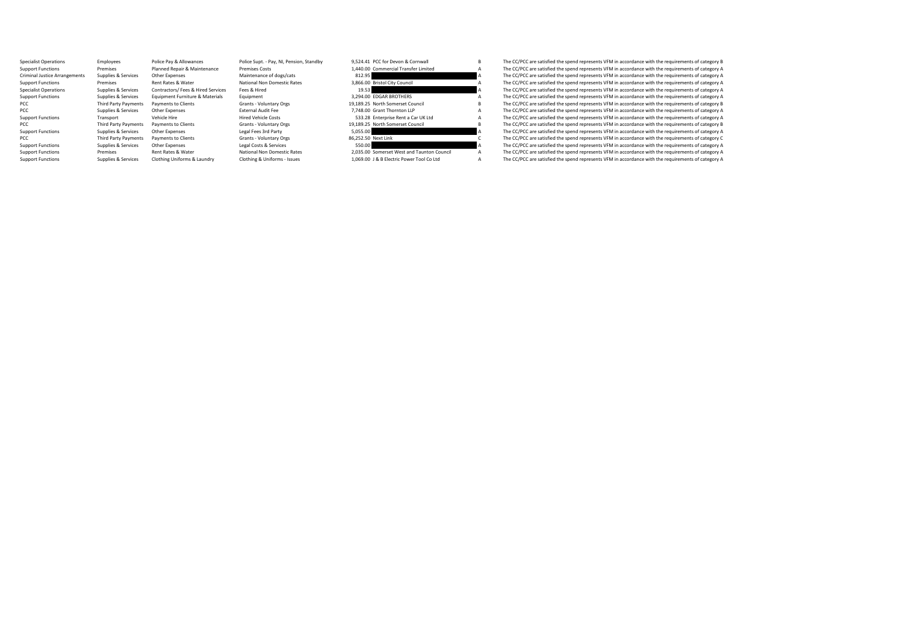| | | | | | | | |
|---|---|---|---|---|---|---|---|
| Specialist Operations | Employees | Police Pay & Allowances | Police Supt. - Pay, NI, Pension, Standby | 9,524.41 | PCC for Devon & Cornwall | B | The CC/PCC are satisfied the spend represents VFM in accordance with the requirements of category B |
| Support Functions | Premises | Planned Repair & Maintenance | Premises Costs | 1,440.00 | Commercial Transfer Limited | A | The CC/PCC are satisfied the spend represents VFM in accordance with the requirements of category A |
| Criminal Justice Arrangements | Supplies & Services | Other Expenses | Maintenance of dogs/cats | 812.95 | | A | The CC/PCC are satisfied the spend represents VFM in accordance with the requirements of category A |
| Support Functions | Premises | Rent Rates & Water | National Non Domestic Rates | 3,866.00 | Bristol City Council | A | The CC/PCC are satisfied the spend represents VFM in accordance with the requirements of category A |
| Specialist Operations | Supplies & Services | Contractors/ Fees & Hired Services | Fees & Hired | 19.53 | | A | The CC/PCC are satisfied the spend represents VFM in accordance with the requirements of category A |
| Support Functions | Supplies & Services | Equipment Furniture & Materials | Equipment | 3,294.00 | EDGAR BROTHERS | A | The CC/PCC are satisfied the spend represents VFM in accordance with the requirements of category A |
| PCC | Third Party Payments | Payments to Clients | Grants - Voluntary Orgs | 19,189.25 | North Somerset Council | B | The CC/PCC are satisfied the spend represents VFM in accordance with the requirements of category B |
| PCC | Supplies & Services | Other Expenses | External Audit Fee | 7,748.00 | Grant Thornton LLP | A | The CC/PCC are satisfied the spend represents VFM in accordance with the requirements of category A |
| Support Functions | Transport | Vehicle Hire | Hired Vehicle Costs | 533.28 | Enterprise Rent a Car UK Ltd | A | The CC/PCC are satisfied the spend represents VFM in accordance with the requirements of category A |
| PCC | Third Party Payments | Payments to Clients | Grants - Voluntary Orgs | 19,189.25 | North Somerset Council | B | The CC/PCC are satisfied the spend represents VFM in accordance with the requirements of category B |
| Support Functions | Supplies & Services | Other Expenses | Legal Fees 3rd Party | 5,055.00 | | A | The CC/PCC are satisfied the spend represents VFM in accordance with the requirements of category A |
| PCC | Third Party Payments | Payments to Clients | Grants - Voluntary Orgs | 86,252.50 | Next Link | C | The CC/PCC are satisfied the spend represents VFM in accordance with the requirements of category C |
| Support Functions | Supplies & Services | Other Expenses | Legal Costs & Services | 550.00 | | A | The CC/PCC are satisfied the spend represents VFM in accordance with the requirements of category A |
| Support Functions | Premises | Rent Rates & Water | National Non Domestic Rates | 2,035.00 | Somerset West and Taunton Council | A | The CC/PCC are satisfied the spend represents VFM in accordance with the requirements of category A |
| Support Functions | Supplies & Services | Clothing Uniforms & Laundry | Clothing & Uniforms - Issues | 1,069.00 | J & B Electric Power Tool Co Ltd | A | The CC/PCC are satisfied the spend represents VFM in accordance with the requirements of category A |